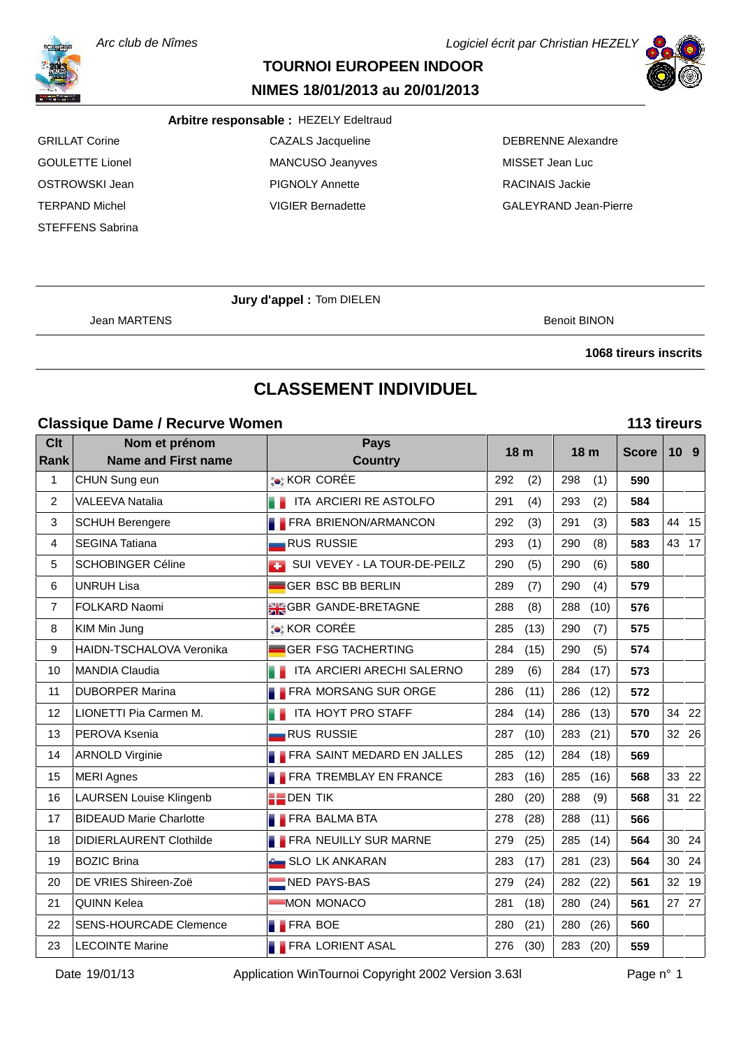*Arc club de Nîmes*

*Logiciel écrit par Christian HEZELY*

# TOURNOI EUROPEEN INDOOR
## NIMES 18/01/2013 au 20/01/2013

**Arbitre responsable :** HEZELY Edeltraud

GRILLAT Corine
CAZALS Jacqueline
DEBRENNE Alexandre
GOULETTE Lionel
MANCUSO Jeanyves
MISSET Jean Luc
OSTROWSKI Jean
PIGNOLY Annette
RACINAIS Jackie
TERPAND Michel
VIGIER Bernadette
GALEYRAND Jean-Pierre
STEFFENS Sabrina

**Jury d'appel :** Tom DIELEN

Jean MARTENS
Benoit BINON

**1068 tireurs inscrits**

# CLASSEMENT INDIVIDUEL

## Classique Dame / Recurve Women — 113 tireurs

| Clt Rank | Nom et prénom Name and First name | Pays Country | 18 m | | 18 m | | Score | 10 | 9 |
|---|---|---|---|---|---|---|---|---|---|
| 1 | CHUN Sung eun | KOR CORÉE | 292 | (2) | 298 | (1) | **590** | | |
| 2 | VALEEVA Natalia | ITA ARCIERI RE ASTOLFO | 291 | (4) | 293 | (2) | **584** | | |
| 3 | SCHUH Berengere | FRA BRIENON/ARMANCON | 292 | (3) | 291 | (3) | **583** | 44 | 15 |
| 4 | SEGINA Tatiana | RUS RUSSIE | 293 | (1) | 290 | (8) | **583** | 43 | 17 |
| 5 | SCHOBINGER Céline | SUI VEVEY - LA TOUR-DE-PEILZ | 290 | (5) | 290 | (6) | **580** | | |
| 6 | UNRUH Lisa | GER BSC BB BERLIN | 289 | (7) | 290 | (4) | **579** | | |
| 7 | FOLKARD Naomi | GBR GANDE-BRETAGNE | 288 | (8) | 288 | (10) | **576** | | |
| 8 | KIM Min Jung | KOR CORÉE | 285 | (13) | 290 | (7) | **575** | | |
| 9 | HAIDN-TSCHALOVA Veronika | GER FSG TACHERTING | 284 | (15) | 290 | (5) | **574** | | |
| 10 | MANDIA Claudia | ITA ARCIERI ARECHI SALERNO | 289 | (6) | 284 | (17) | **573** | | |
| 11 | DUBORPER Marina | FRA MORSANG SUR ORGE | 286 | (11) | 286 | (12) | **572** | | |
| 12 | LIONETTI Pia Carmen M. | ITA HOYT PRO STAFF | 284 | (14) | 286 | (13) | **570** | 34 | 22 |
| 13 | PEROVA Ksenia | RUS RUSSIE | 287 | (10) | 283 | (21) | **570** | 32 | 26 |
| 14 | ARNOLD Virginie | FRA SAINT MEDARD EN JALLES | 285 | (12) | 284 | (18) | **569** | | |
| 15 | MERI Agnes | FRA TREMBLAY EN FRANCE | 283 | (16) | 285 | (16) | **568** | 33 | 22 |
| 16 | LAURSEN Louise Klingenb | DEN TIK | 280 | (20) | 288 | (9) | **568** | 31 | 22 |
| 17 | BIDEAUD Marie Charlotte | FRA BALMA BTA | 278 | (28) | 288 | (11) | **566** | | |
| 18 | DIDIERLAURENT Clothilde | FRA NEUILLY SUR MARNE | 279 | (25) | 285 | (14) | **564** | 30 | 24 |
| 19 | BOZIC Brina | SLO LK ANKARAN | 283 | (17) | 281 | (23) | **564** | 30 | 24 |
| 20 | DE VRIES Shireen-Zoë | NED PAYS-BAS | 279 | (24) | 282 | (22) | **561** | 32 | 19 |
| 21 | QUINN Kelea | MON MONACO | 281 | (18) | 280 | (24) | **561** | 27 | 27 |
| 22 | SENS-HOURCADE Clemence | FRA BOE | 280 | (21) | 280 | (26) | **560** | | |
| 23 | LECOINTE Marine | FRA LORIENT ASAL | 276 | (30) | 283 | (20) | **559** | | |

Date 19/01/13 — Application WinTournoi Copyright 2002 Version 3.63l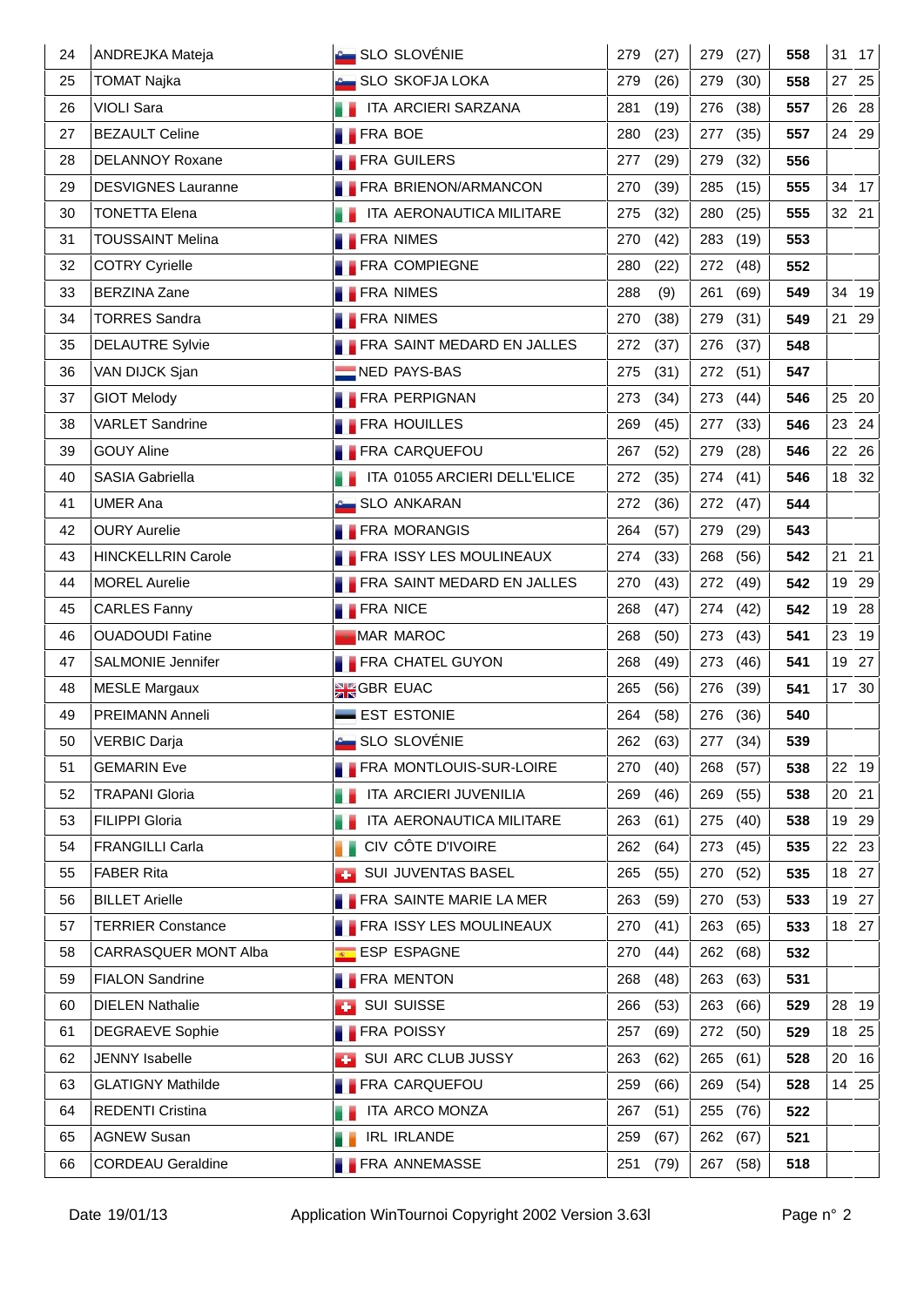| | | | | | | | | | |
|---|---|---|---|---|---|---|---|---|---|
| 24 | ANDREJKA Mateja | SLO SLOVÉNIE | 279 | (27) | 279 | (27) | **558** | 31 | 17 |
| 25 | TOMAT Najka | SLO SKOFJA LOKA | 279 | (26) | 279 | (30) | **558** | 27 | 25 |
| 26 | VIOLI Sara | ITA ARCIERI SARZANA | 281 | (19) | 276 | (38) | **557** | 26 | 28 |
| 27 | BEZAULT Celine | FRA BOE | 280 | (23) | 277 | (35) | **557** | 24 | 29 |
| 28 | DELANNOY Roxane | FRA GUILERS | 277 | (29) | 279 | (32) | **556** | | |
| 29 | DESVIGNES Lauranne | FRA BRIENON/ARMANCON | 270 | (39) | 285 | (15) | **555** | 34 | 17 |
| 30 | TONETTA Elena | ITA AERONAUTICA MILITARE | 275 | (32) | 280 | (25) | **555** | 32 | 21 |
| 31 | TOUSSAINT Melina | FRA NIMES | 270 | (42) | 283 | (19) | **553** | | |
| 32 | COTRY Cyrielle | FRA COMPIEGNE | 280 | (22) | 272 | (48) | **552** | | |
| 33 | BERZINA Zane | FRA NIMES | 288 | (9) | 261 | (69) | **549** | 34 | 19 |
| 34 | TORRES Sandra | FRA NIMES | 270 | (38) | 279 | (31) | **549** | 21 | 29 |
| 35 | DELAUTRE Sylvie | FRA SAINT MEDARD EN JALLES | 272 | (37) | 276 | (37) | **548** | | |
| 36 | VAN DIJCK Sjan | NED PAYS-BAS | 275 | (31) | 272 | (51) | **547** | | |
| 37 | GIOT Melody | FRA PERPIGNAN | 273 | (34) | 273 | (44) | **546** | 25 | 20 |
| 38 | VARLET Sandrine | FRA HOUILLES | 269 | (45) | 277 | (33) | **546** | 23 | 24 |
| 39 | GOUY Aline | FRA CARQUEFOU | 267 | (52) | 279 | (28) | **546** | 22 | 26 |
| 40 | SASIA Gabriella | ITA 01055 ARCIERI DELL'ELICE | 272 | (35) | 274 | (41) | **546** | 18 | 32 |
| 41 | UMER Ana | SLO ANKARAN | 272 | (36) | 272 | (47) | **544** | | |
| 42 | OURY Aurelie | FRA MORANGIS | 264 | (57) | 279 | (29) | **543** | | |
| 43 | HINCKELLRIN Carole | FRA ISSY LES MOULINEAUX | 274 | (33) | 268 | (56) | **542** | 21 | 21 |
| 44 | MOREL Aurelie | FRA SAINT MEDARD EN JALLES | 270 | (43) | 272 | (49) | **542** | 19 | 29 |
| 45 | CARLES Fanny | FRA NICE | 268 | (47) | 274 | (42) | **542** | 19 | 28 |
| 46 | OUADOUDI Fatine | MAR MAROC | 268 | (50) | 273 | (43) | **541** | 23 | 19 |
| 47 | SALMONIE Jennifer | FRA CHATEL GUYON | 268 | (49) | 273 | (46) | **541** | 19 | 27 |
| 48 | MESLE Margaux | GBR EUAC | 265 | (56) | 276 | (39) | **541** | 17 | 30 |
| 49 | PREIMANN Anneli | EST ESTONIE | 264 | (58) | 276 | (36) | **540** | | |
| 50 | VERBIC Darja | SLO SLOVÉNIE | 262 | (63) | 277 | (34) | **539** | | |
| 51 | GEMARIN Eve | FRA MONTLOUIS-SUR-LOIRE | 270 | (40) | 268 | (57) | **538** | 22 | 19 |
| 52 | TRAPANI Gloria | ITA ARCIERI JUVENILIA | 269 | (46) | 269 | (55) | **538** | 20 | 21 |
| 53 | FILIPPI Gloria | ITA AERONAUTICA MILITARE | 263 | (61) | 275 | (40) | **538** | 19 | 29 |
| 54 | FRANGILLI Carla | CIV CÔTE D'IVOIRE | 262 | (64) | 273 | (45) | **535** | 22 | 23 |
| 55 | FABER Rita | SUI JUVENTAS BASEL | 265 | (55) | 270 | (52) | **535** | 18 | 27 |
| 56 | BILLET Arielle | FRA SAINTE MARIE LA MER | 263 | (59) | 270 | (53) | **533** | 19 | 27 |
| 57 | TERRIER Constance | FRA ISSY LES MOULINEAUX | 270 | (41) | 263 | (65) | **533** | 18 | 27 |
| 58 | CARRASQUER MONT Alba | ESP ESPAGNE | 270 | (44) | 262 | (68) | **532** | | |
| 59 | FIALON Sandrine | FRA MENTON | 268 | (48) | 263 | (63) | **531** | | |
| 60 | DIELEN Nathalie | SUI SUISSE | 266 | (53) | 263 | (66) | **529** | 28 | 19 |
| 61 | DEGRAEVE Sophie | FRA POISSY | 257 | (69) | 272 | (50) | **529** | 18 | 25 |
| 62 | JENNY Isabelle | SUI ARC CLUB JUSSY | 263 | (62) | 265 | (61) | **528** | 20 | 16 |
| 63 | GLATIGNY Mathilde | FRA CARQUEFOU | 259 | (66) | 269 | (54) | **528** | 14 | 25 |
| 64 | REDENTI Cristina | ITA ARCO MONZA | 267 | (51) | 255 | (76) | **522** | | |
| 65 | AGNEW Susan | IRL IRLANDE | 259 | (67) | 262 | (67) | **521** | | |
| 66 | CORDEAU Geraldine | FRA ANNEMASSE | 251 | (79) | 267 | (58) | **518** | | |

Date 19/01/13 Application WinTournoi Copyright 2002 Version 3.63l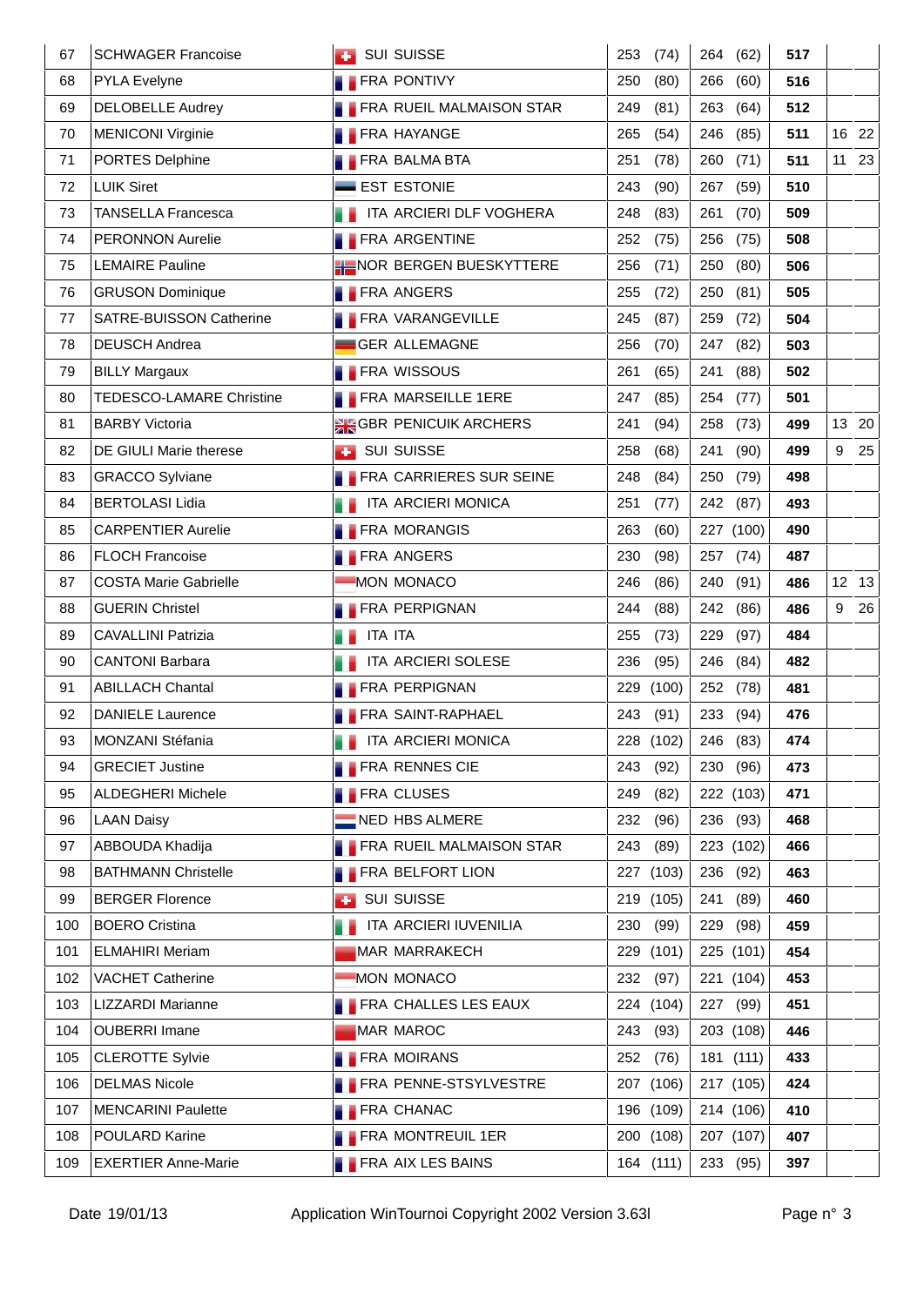| | | | | | | | |
|---|---|---|---|---|---|---|---|
| 67 | SCHWAGER Francoise | SUI SUISSE | 253 (74) | 264 (62) | **517** | | |
| 68 | PYLA Evelyne | FRA PONTIVY | 250 (80) | 266 (60) | **516** | | |
| 69 | DELOBELLE Audrey | FRA RUEIL MALMAISON STAR | 249 (81) | 263 (64) | **512** | | |
| 70 | MENICONI Virginie | FRA HAYANGE | 265 (54) | 246 (85) | **511** | 16 | 22 |
| 71 | PORTES Delphine | FRA BALMA BTA | 251 (78) | 260 (71) | **511** | 11 | 23 |
| 72 | LUIK Siret | EST ESTONIE | 243 (90) | 267 (59) | **510** | | |
| 73 | TANSELLA Francesca | ITA ARCIERI DLF VOGHERA | 248 (83) | 261 (70) | **509** | | |
| 74 | PERONNON Aurelie | FRA ARGENTINE | 252 (75) | 256 (75) | **508** | | |
| 75 | LEMAIRE Pauline | NOR BERGEN BUESKYTTERE | 256 (71) | 250 (80) | **506** | | |
| 76 | GRUSON Dominique | FRA ANGERS | 255 (72) | 250 (81) | **505** | | |
| 77 | SATRE-BUISSON Catherine | FRA VARANGEVILLE | 245 (87) | 259 (72) | **504** | | |
| 78 | DEUSCH Andrea | GER ALLEMAGNE | 256 (70) | 247 (82) | **503** | | |
| 79 | BILLY Margaux | FRA WISSOUS | 261 (65) | 241 (88) | **502** | | |
| 80 | TEDESCO-LAMARE Christine | FRA MARSEILLE 1ERE | 247 (85) | 254 (77) | **501** | | |
| 81 | BARBY Victoria | GBR PENICUIK ARCHERS | 241 (94) | 258 (73) | **499** | 13 | 20 |
| 82 | DE GIULI Marie therese | SUI SUISSE | 258 (68) | 241 (90) | **499** | 9 | 25 |
| 83 | GRACCO Sylviane | FRA CARRIERES SUR SEINE | 248 (84) | 250 (79) | **498** | | |
| 84 | BERTOLASI Lidia | ITA ARCIERI MONICA | 251 (77) | 242 (87) | **493** | | |
| 85 | CARPENTIER Aurelie | FRA MORANGIS | 263 (60) | 227 (100) | **490** | | |
| 86 | FLOCH Francoise | FRA ANGERS | 230 (98) | 257 (74) | **487** | | |
| 87 | COSTA Marie Gabrielle | MON MONACO | 246 (86) | 240 (91) | **486** | 12 | 13 |
| 88 | GUERIN Christel | FRA PERPIGNAN | 244 (88) | 242 (86) | **486** | 9 | 26 |
| 89 | CAVALLINI Patrizia | ITA ITA | 255 (73) | 229 (97) | **484** | | |
| 90 | CANTONI Barbara | ITA ARCIERI SOLESE | 236 (95) | 246 (84) | **482** | | |
| 91 | ABILLACH Chantal | FRA PERPIGNAN | 229 (100) | 252 (78) | **481** | | |
| 92 | DANIELE Laurence | FRA SAINT-RAPHAEL | 243 (91) | 233 (94) | **476** | | |
| 93 | MONZANI Stéfania | ITA ARCIERI MONICA | 228 (102) | 246 (83) | **474** | | |
| 94 | GRECIET Justine | FRA RENNES CIE | 243 (92) | 230 (96) | **473** | | |
| 95 | ALDEGHERI Michele | FRA CLUSES | 249 (82) | 222 (103) | **471** | | |
| 96 | LAAN Daisy | NED HBS ALMERE | 232 (96) | 236 (93) | **468** | | |
| 97 | ABBOUDA Khadija | FRA RUEIL MALMAISON STAR | 243 (89) | 223 (102) | **466** | | |
| 98 | BATHMANN Christelle | FRA BELFORT LION | 227 (103) | 236 (92) | **463** | | |
| 99 | BERGER Florence | SUI SUISSE | 219 (105) | 241 (89) | **460** | | |
| 100 | BOERO Cristina | ITA ARCIERI IUVENILIA | 230 (99) | 229 (98) | **459** | | |
| 101 | ELMAHIRI Meriam | MAR MARRAKECH | 229 (101) | 225 (101) | **454** | | |
| 102 | VACHET Catherine | MON MONACO | 232 (97) | 221 (104) | **453** | | |
| 103 | LIZZARDI Marianne | FRA CHALLES LES EAUX | 224 (104) | 227 (99) | **451** | | |
| 104 | OUBERRI Imane | MAR MAROC | 243 (93) | 203 (108) | **446** | | |
| 105 | CLEROTTE Sylvie | FRA MOIRANS | 252 (76) | 181 (111) | **433** | | |
| 106 | DELMAS Nicole | FRA PENNE-STSYLVESTRE | 207 (106) | 217 (105) | **424** | | |
| 107 | MENCARINI Paulette | FRA CHANAC | 196 (109) | 214 (106) | **410** | | |
| 108 | POULARD Karine | FRA MONTREUIL 1ER | 200 (108) | 207 (107) | **407** | | |
| 109 | EXERTIER Anne-Marie | FRA AIX LES BAINS | 164 (111) | 233 (95) | **397** | | |

Date 19/01/13 Application WinTournoi Copyright 2002 Version 3.63l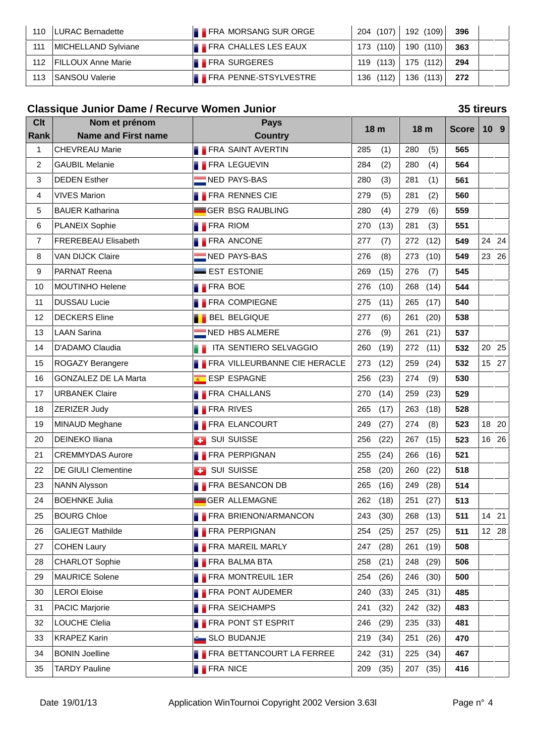| 110 | LURAC Bernadette | FRA MORSANG SUR ORGE | 204 (107) | 192 (109) | **396** | | |
|---|---|---|---|---|---|---|---|
| 111 | MICHELLAND Sylviane | FRA CHALLES LES EAUX | 173 (110) | 190 (110) | **363** | | |
| 112 | FILLOUX Anne Marie | FRA SURGERES | 119 (113) | 175 (112) | **294** | | |
| 113 | SANSOU Valerie | FRA PENNE-STSYLVESTRE | 136 (112) | 136 (113) | **272** | | |

## Classique Junior Dame / Recurve Women Junior

**35 tireurs**

| Clt Rank | Nom et prénom Name and First name | Pays Country | 18 m | 18 m | Score | 10 | 9 |
|---|---|---|---|---|---|---|---|
| 1 | CHEVREAU Marie | FRA SAINT AVERTIN | 285 (1) | 280 (5) | **565** | | |
| 2 | GAUBIL Melanie | FRA LEGUEVIN | 284 (2) | 280 (4) | **564** | | |
| 3 | DEDEN Esther | NED PAYS-BAS | 280 (3) | 281 (1) | **561** | | |
| 4 | VIVES Marion | FRA RENNES CIE | 279 (5) | 281 (2) | **560** | | |
| 5 | BAUER Katharina | GER BSG RAUBLING | 280 (4) | 279 (6) | **559** | | |
| 6 | PLANEIX Sophie | FRA RIOM | 270 (13) | 281 (3) | **551** | | |
| 7 | FREREBEAU Elisabeth | FRA ANCONE | 277 (7) | 272 (12) | **549** | 24 | 24 |
| 8 | VAN DIJCK Claire | NED PAYS-BAS | 276 (8) | 273 (10) | **549** | 23 | 26 |
| 9 | PARNAT Reena | EST ESTONIE | 269 (15) | 276 (7) | **545** | | |
| 10 | MOUTINHO Helene | FRA BOE | 276 (10) | 268 (14) | **544** | | |
| 11 | DUSSAU Lucie | FRA COMPIEGNE | 275 (11) | 265 (17) | **540** | | |
| 12 | DECKERS Eline | BEL BELGIQUE | 277 (6) | 261 (20) | **538** | | |
| 13 | LAAN Sarina | NED HBS ALMERE | 276 (9) | 261 (21) | **537** | | |
| 14 | D'ADAMO Claudia | ITA SENTIERO SELVAGGIO | 260 (19) | 272 (11) | **532** | 20 | 25 |
| 15 | ROGAZY Berangere | FRA VILLEURBANNE CIE HERACLE | 273 (12) | 259 (24) | **532** | 15 | 27 |
| 16 | GONZALEZ DE LA Marta | ESP ESPAGNE | 256 (23) | 274 (9) | **530** | | |
| 17 | URBANEK Claire | FRA CHALLANS | 270 (14) | 259 (23) | **529** | | |
| 18 | ZERIZER Judy | FRA RIVES | 265 (17) | 263 (18) | **528** | | |
| 19 | MINAUD Meghane | FRA ELANCOURT | 249 (27) | 274 (8) | **523** | 18 | 20 |
| 20 | DEINEKO Iliana | SUI SUISSE | 256 (22) | 267 (15) | **523** | 16 | 26 |
| 21 | CREMMYDAS Aurore | FRA PERPIGNAN | 255 (24) | 266 (16) | **521** | | |
| 22 | DE GIULI Clementine | SUI SUISSE | 258 (20) | 260 (22) | **518** | | |
| 23 | NANN Alysson | FRA BESANCON DB | 265 (16) | 249 (28) | **514** | | |
| 24 | BOEHNKE Julia | GER ALLEMAGNE | 262 (18) | 251 (27) | **513** | | |
| 25 | BOURG Chloe | FRA BRIENON/ARMANCON | 243 (30) | 268 (13) | **511** | 14 | 21 |
| 26 | GALIEGT Mathilde | FRA PERPIGNAN | 254 (25) | 257 (25) | **511** | 12 | 28 |
| 27 | COHEN Laury | FRA MAREIL MARLY | 247 (28) | 261 (19) | **508** | | |
| 28 | CHARLOT Sophie | FRA BALMA BTA | 258 (21) | 248 (29) | **506** | | |
| 29 | MAURICE Solene | FRA MONTREUIL 1ER | 254 (26) | 246 (30) | **500** | | |
| 30 | LEROI Eloise | FRA PONT AUDEMER | 240 (33) | 245 (31) | **485** | | |
| 31 | PACIC Marjorie | FRA SEICHAMPS | 241 (32) | 242 (32) | **483** | | |
| 32 | LOUCHE Clelia | FRA PONT ST ESPRIT | 246 (29) | 235 (33) | **481** | | |
| 33 | KRAPEZ Karin | SLO BUDANJE | 219 (34) | 251 (26) | **470** | | |
| 34 | BONIN Joelline | FRA BETTANCOURT LA FERREE | 242 (31) | 225 (34) | **467** | | |
| 35 | TARDY Pauline | FRA NICE | 209 (35) | 207 (35) | **416** | | |

Date 19/01/13 Application WinTournoi Copyright 2002 Version 3.63l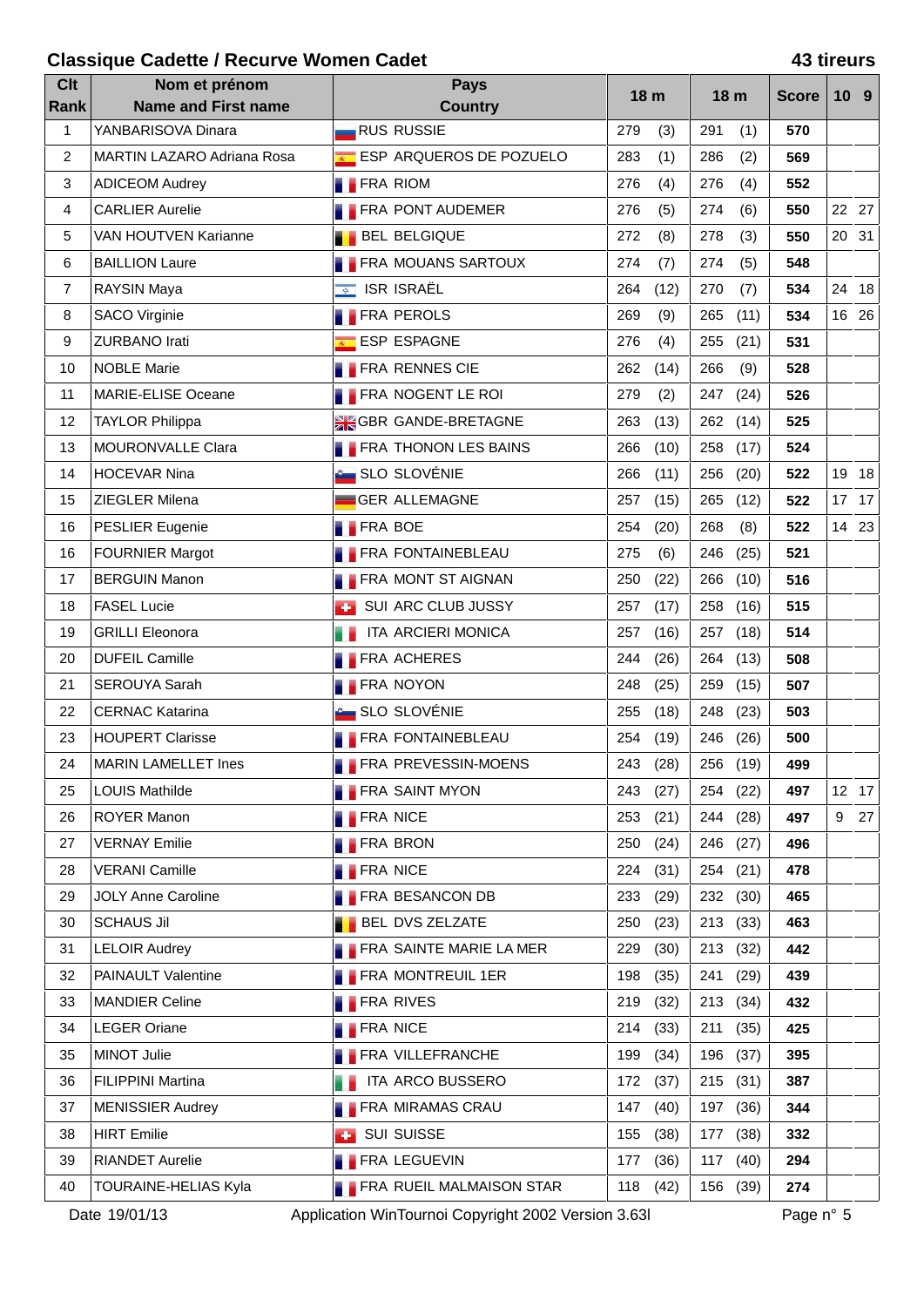## Classique Cadette / Recurve Women Cadet

43 tireurs

| Clt Rank | Nom et prénom Name and First name | Pays Country | 18 m | | 18 m | | Score | 10 | 9 |
|---|---|---|---|---|---|---|---|---|---|
| 1 | YANBARISOVA Dinara | RUS RUSSIE | 279 | (3) | 291 | (1) | **570** | | |
| 2 | MARTIN LAZARO Adriana Rosa | ESP ARQUEROS DE POZUELO | 283 | (1) | 286 | (2) | **569** | | |
| 3 | ADICEOM Audrey | FRA RIOM | 276 | (4) | 276 | (4) | **552** | | |
| 4 | CARLIER Aurelie | FRA PONT AUDEMER | 276 | (5) | 274 | (6) | **550** | 22 | 27 |
| 5 | VAN HOUTVEN Karianne | BEL BELGIQUE | 272 | (8) | 278 | (3) | **550** | 20 | 31 |
| 6 | BAILLION Laure | FRA MOUANS SARTOUX | 274 | (7) | 274 | (5) | **548** | | |
| 7 | RAYSIN Maya | ISR ISRAËL | 264 | (12) | 270 | (7) | **534** | 24 | 18 |
| 8 | SACO Virginie | FRA PEROLS | 269 | (9) | 265 | (11) | **534** | 16 | 26 |
| 9 | ZURBANO Irati | ESP ESPAGNE | 276 | (4) | 255 | (21) | **531** | | |
| 10 | NOBLE Marie | FRA RENNES CIE | 262 | (14) | 266 | (9) | **528** | | |
| 11 | MARIE-ELISE Oceane | FRA NOGENT LE ROI | 279 | (2) | 247 | (24) | **526** | | |
| 12 | TAYLOR Philippa | GBR GANDE-BRETAGNE | 263 | (13) | 262 | (14) | **525** | | |
| 13 | MOURONVALLE Clara | FRA THONON LES BAINS | 266 | (10) | 258 | (17) | **524** | | |
| 14 | HOCEVAR Nina | SLO SLOVÉNIE | 266 | (11) | 256 | (20) | **522** | 19 | 18 |
| 15 | ZIEGLER Milena | GER ALLEMAGNE | 257 | (15) | 265 | (12) | **522** | 17 | 17 |
| 16 | PESLIER Eugenie | FRA BOE | 254 | (20) | 268 | (8) | **522** | 14 | 23 |
| 16 | FOURNIER Margot | FRA FONTAINEBLEAU | 275 | (6) | 246 | (25) | **521** | | |
| 17 | BERGUIN Manon | FRA MONT ST AIGNAN | 250 | (22) | 266 | (10) | **516** | | |
| 18 | FASEL Lucie | SUI ARC CLUB JUSSY | 257 | (17) | 258 | (16) | **515** | | |
| 19 | GRILLI Eleonora | ITA ARCIERI MONICA | 257 | (16) | 257 | (18) | **514** | | |
| 20 | DUFEIL Camille | FRA ACHERES | 244 | (26) | 264 | (13) | **508** | | |
| 21 | SEROUYA Sarah | FRA NOYON | 248 | (25) | 259 | (15) | **507** | | |
| 22 | CERNAC Katarina | SLO SLOVÉNIE | 255 | (18) | 248 | (23) | **503** | | |
| 23 | HOUPERT Clarisse | FRA FONTAINEBLEAU | 254 | (19) | 246 | (26) | **500** | | |
| 24 | MARIN LAMELLET Ines | FRA PREVESSIN-MOENS | 243 | (28) | 256 | (19) | **499** | | |
| 25 | LOUIS Mathilde | FRA SAINT MYON | 243 | (27) | 254 | (22) | **497** | 12 | 17 |
| 26 | ROYER Manon | FRA NICE | 253 | (21) | 244 | (28) | **497** | 9 | 27 |
| 27 | VERNAY Emilie | FRA BRON | 250 | (24) | 246 | (27) | **496** | | |
| 28 | VERANI Camille | FRA NICE | 224 | (31) | 254 | (21) | **478** | | |
| 29 | JOLY Anne Caroline | FRA BESANCON DB | 233 | (29) | 232 | (30) | **465** | | |
| 30 | SCHAUS Jil | BEL DVS ZELZATE | 250 | (23) | 213 | (33) | **463** | | |
| 31 | LELOIR Audrey | FRA SAINTE MARIE LA MER | 229 | (30) | 213 | (32) | **442** | | |
| 32 | PAINAULT Valentine | FRA MONTREUIL 1ER | 198 | (35) | 241 | (29) | **439** | | |
| 33 | MANDIER Celine | FRA RIVES | 219 | (32) | 213 | (34) | **432** | | |
| 34 | LEGER Oriane | FRA NICE | 214 | (33) | 211 | (35) | **425** | | |
| 35 | MINOT Julie | FRA VILLEFRANCHE | 199 | (34) | 196 | (37) | **395** | | |
| 36 | FILIPPINI Martina | ITA ARCO BUSSERO | 172 | (37) | 215 | (31) | **387** | | |
| 37 | MENISSIER Audrey | FRA MIRAMAS CRAU | 147 | (40) | 197 | (36) | **344** | | |
| 38 | HIRT Emilie | SUI SUISSE | 155 | (38) | 177 | (38) | **332** | | |
| 39 | RIANDET Aurelie | FRA LEGUEVIN | 177 | (36) | 117 | (40) | **294** | | |
| 40 | TOURAINE-HELIAS Kyla | FRA RUEIL MALMAISON STAR | 118 | (42) | 156 | (39) | **274** | | |

Date 19/01/13 — Application WinTournoi Copyright 2002 Version 3.63l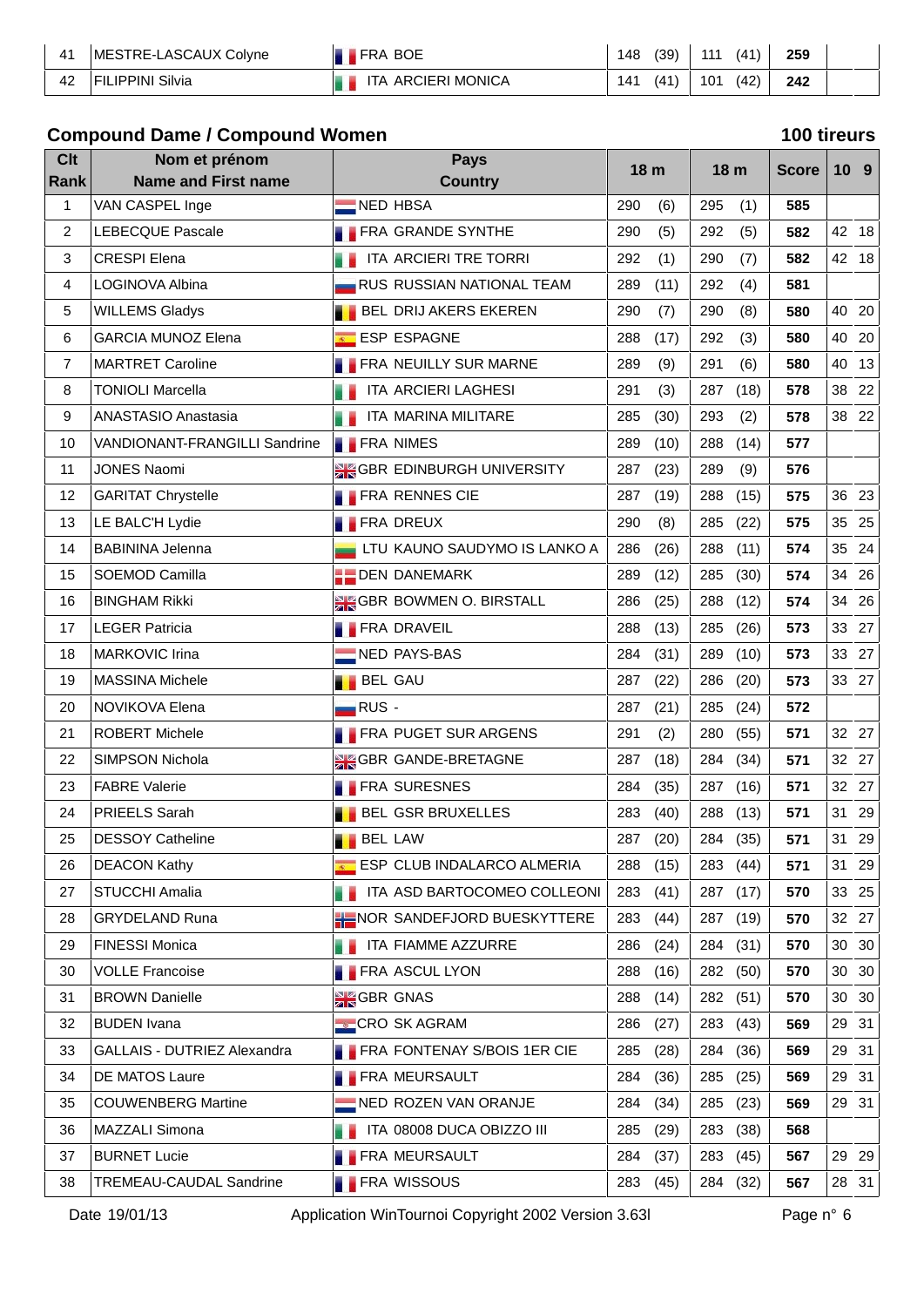| 41 | MESTRE-LASCAUX Colyne | FRA BOE | 148 | (39) | 111 | (41) | 259 | | |
|---|---|---|---|---|---|---|---|---|---|
| 42 | FILIPPINI Silvia | ITA ARCIERI MONICA | 141 | (41) | 101 | (42) | 242 | | |

## Compound Dame / Compound Women

**100 tireurs**

| Clt Rank | Nom et prénom Name and First name | Pays Country | 18 m | | 18 m | | Score | 10 | 9 |
|---|---|---|---|---|---|---|---|---|---|
| 1 | VAN CASPEL Inge | NED HBSA | 290 | (6) | 295 | (1) | 585 | | |
| 2 | LEBECQUE Pascale | FRA GRANDE SYNTHE | 290 | (5) | 292 | (5) | 582 | 42 | 18 |
| 3 | CRESPI Elena | ITA ARCIERI TRE TORRI | 292 | (1) | 290 | (7) | 582 | 42 | 18 |
| 4 | LOGINOVA Albina | RUS RUSSIAN NATIONAL TEAM | 289 | (11) | 292 | (4) | 581 | | |
| 5 | WILLEMS Gladys | BEL DRIJ AKERS EKEREN | 290 | (7) | 290 | (8) | 580 | 40 | 20 |
| 6 | GARCIA MUNOZ Elena | ESP ESPAGNE | 288 | (17) | 292 | (3) | 580 | 40 | 20 |
| 7 | MARTRET Caroline | FRA NEUILLY SUR MARNE | 289 | (9) | 291 | (6) | 580 | 40 | 13 |
| 8 | TONIOLI Marcella | ITA ARCIERI LAGHESI | 291 | (3) | 287 | (18) | 578 | 38 | 22 |
| 9 | ANASTASIO Anastasia | ITA MARINA MILITARE | 285 | (30) | 293 | (2) | 578 | 38 | 22 |
| 10 | VANDIONANT-FRANGILLI Sandrine | FRA NIMES | 289 | (10) | 288 | (14) | 577 | | |
| 11 | JONES Naomi | GBR EDINBURGH UNIVERSITY | 287 | (23) | 289 | (9) | 576 | | |
| 12 | GARITAT Chrystelle | FRA RENNES CIE | 287 | (19) | 288 | (15) | 575 | 36 | 23 |
| 13 | LE BALC'H Lydie | FRA DREUX | 290 | (8) | 285 | (22) | 575 | 35 | 25 |
| 14 | BABININA Jelenna | LTU KAUNO SAUDYMO IS LANKO A | 286 | (26) | 288 | (11) | 574 | 35 | 24 |
| 15 | SOEMOD Camilla | DEN DANEMARK | 289 | (12) | 285 | (30) | 574 | 34 | 26 |
| 16 | BINGHAM Rikki | GBR BOWMEN O. BIRSTALL | 286 | (25) | 288 | (12) | 574 | 34 | 26 |
| 17 | LEGER Patricia | FRA DRAVEIL | 288 | (13) | 285 | (26) | 573 | 33 | 27 |
| 18 | MARKOVIC Irina | NED PAYS-BAS | 284 | (31) | 289 | (10) | 573 | 33 | 27 |
| 19 | MASSINA Michele | BEL GAU | 287 | (22) | 286 | (20) | 573 | 33 | 27 |
| 20 | NOVIKOVA Elena | RUS - | 287 | (21) | 285 | (24) | 572 | | |
| 21 | ROBERT Michele | FRA PUGET SUR ARGENS | 291 | (2) | 280 | (55) | 571 | 32 | 27 |
| 22 | SIMPSON Nichola | GBR GANDE-BRETAGNE | 287 | (18) | 284 | (34) | 571 | 32 | 27 |
| 23 | FABRE Valerie | FRA SURESNES | 284 | (35) | 287 | (16) | 571 | 32 | 27 |
| 24 | PRIEELS Sarah | BEL GSR BRUXELLES | 283 | (40) | 288 | (13) | 571 | 31 | 29 |
| 25 | DESSOY Catheline | BEL LAW | 287 | (20) | 284 | (35) | 571 | 31 | 29 |
| 26 | DEACON Kathy | ESP CLUB INDALARCO ALMERIA | 288 | (15) | 283 | (44) | 571 | 31 | 29 |
| 27 | STUCCHI Amalia | ITA ASD BARTOCOMEO COLLEONI | 283 | (41) | 287 | (17) | 570 | 33 | 25 |
| 28 | GRYDELAND Runa | NOR SANDEFJORD BUESKYTTERE | 283 | (44) | 287 | (19) | 570 | 32 | 27 |
| 29 | FINESSI Monica | ITA FIAMME AZZURRE | 286 | (24) | 284 | (31) | 570 | 30 | 30 |
| 30 | VOLLE Francoise | FRA ASCUL LYON | 288 | (16) | 282 | (50) | 570 | 30 | 30 |
| 31 | BROWN Danielle | GBR GNAS | 288 | (14) | 282 | (51) | 570 | 30 | 30 |
| 32 | BUDEN Ivana | CRO SK AGRAM | 286 | (27) | 283 | (43) | 569 | 29 | 31 |
| 33 | GALLAIS - DUTRIEZ Alexandra | FRA FONTENAY S/BOIS 1ER CIE | 285 | (28) | 284 | (36) | 569 | 29 | 31 |
| 34 | DE MATOS Laure | FRA MEURSAULT | 284 | (36) | 285 | (25) | 569 | 29 | 31 |
| 35 | COUWENBERG Martine | NED ROZEN VAN ORANJE | 284 | (34) | 285 | (23) | 569 | 29 | 31 |
| 36 | MAZZALI Simona | ITA 08008 DUCA OBIZZO III | 285 | (29) | 283 | (38) | 568 | | |
| 37 | BURNET Lucie | FRA MEURSAULT | 284 | (37) | 283 | (45) | 567 | 29 | 29 |
| 38 | TREMEAU-CAUDAL Sandrine | FRA WISSOUS | 283 | (45) | 284 | (32) | 567 | 28 | 31 |

Date 19/01/13 Application WinTournoi Copyright 2002 Version 3.63l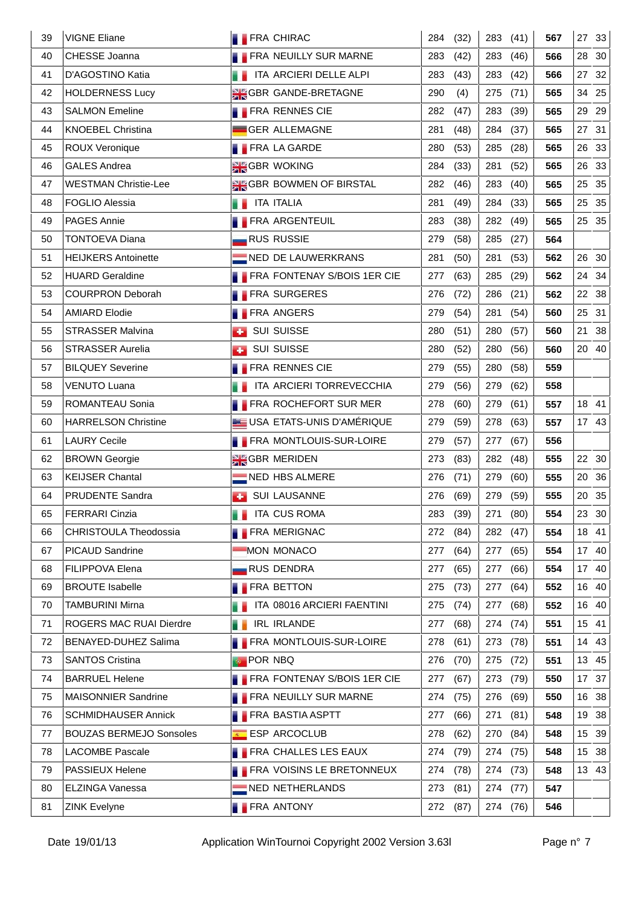| | | | | | | | | | |
|---|---|---|---|---|---|---|---|---|---|
| 39 | VIGNE Eliane | FRA CHIRAC | 284 | (32) | 283 | (41) | **567** | 27 | 33 |
| 40 | CHESSE Joanna | FRA NEUILLY SUR MARNE | 283 | (42) | 283 | (46) | **566** | 28 | 30 |
| 41 | D'AGOSTINO Katia | ITA ARCIERI DELLE ALPI | 283 | (43) | 283 | (42) | **566** | 27 | 32 |
| 42 | HOLDERNESS Lucy | GBR GANDE-BRETAGNE | 290 | (4) | 275 | (71) | **565** | 34 | 25 |
| 43 | SALMON Emeline | FRA RENNES CIE | 282 | (47) | 283 | (39) | **565** | 29 | 29 |
| 44 | KNOEBEL Christina | GER ALLEMAGNE | 281 | (48) | 284 | (37) | **565** | 27 | 31 |
| 45 | ROUX Veronique | FRA LA GARDE | 280 | (53) | 285 | (28) | **565** | 26 | 33 |
| 46 | GALES Andrea | GBR WOKING | 284 | (33) | 281 | (52) | **565** | 26 | 33 |
| 47 | WESTMAN Christie-Lee | GBR BOWMEN OF BIRSTAL | 282 | (46) | 283 | (40) | **565** | 25 | 35 |
| 48 | FOGLIO Alessia | ITA ITALIA | 281 | (49) | 284 | (33) | **565** | 25 | 35 |
| 49 | PAGES Annie | FRA ARGENTEUIL | 283 | (38) | 282 | (49) | **565** | 25 | 35 |
| 50 | TONTOEVA Diana | RUS RUSSIE | 279 | (58) | 285 | (27) | **564** | | |
| 51 | HEIJKERS Antoinette | NED DE LAUWERKRANS | 281 | (50) | 281 | (53) | **562** | 26 | 30 |
| 52 | HUARD Geraldine | FRA FONTENAY S/BOIS 1ER CIE | 277 | (63) | 285 | (29) | **562** | 24 | 34 |
| 53 | COURPRON Deborah | FRA SURGERES | 276 | (72) | 286 | (21) | **562** | 22 | 38 |
| 54 | AMIARD Elodie | FRA ANGERS | 279 | (54) | 281 | (54) | **560** | 25 | 31 |
| 55 | STRASSER Malvina | SUI SUISSE | 280 | (51) | 280 | (57) | **560** | 21 | 38 |
| 56 | STRASSER Aurelia | SUI SUISSE | 280 | (52) | 280 | (56) | **560** | 20 | 40 |
| 57 | BILQUEY Severine | FRA RENNES CIE | 279 | (55) | 280 | (58) | **559** | | |
| 58 | VENUTO Luana | ITA ARCIERI TORREVECCHIA | 279 | (56) | 279 | (62) | **558** | | |
| 59 | ROMANTEAU Sonia | FRA ROCHEFORT SUR MER | 278 | (60) | 279 | (61) | **557** | 18 | 41 |
| 60 | HARRELSON Christine | USA ETATS-UNIS D'AMÉRIQUE | 279 | (59) | 278 | (63) | **557** | 17 | 43 |
| 61 | LAURY Cecile | FRA MONTLOUIS-SUR-LOIRE | 279 | (57) | 277 | (67) | **556** | | |
| 62 | BROWN Georgie | GBR MERIDEN | 273 | (83) | 282 | (48) | **555** | 22 | 30 |
| 63 | KEIJSER Chantal | NED HBS ALMERE | 276 | (71) | 279 | (60) | **555** | 20 | 36 |
| 64 | PRUDENTE Sandra | SUI LAUSANNE | 276 | (69) | 279 | (59) | **555** | 20 | 35 |
| 65 | FERRARI Cinzia | ITA CUS ROMA | 283 | (39) | 271 | (80) | **554** | 23 | 30 |
| 66 | CHRISTOULA Theodossia | FRA MERIGNAC | 272 | (84) | 282 | (47) | **554** | 18 | 41 |
| 67 | PICAUD Sandrine | MON MONACO | 277 | (64) | 277 | (65) | **554** | 17 | 40 |
| 68 | FILIPPOVA Elena | RUS DENDRA | 277 | (65) | 277 | (66) | **554** | 17 | 40 |
| 69 | BROUTE Isabelle | FRA BETTON | 275 | (73) | 277 | (64) | **552** | 16 | 40 |
| 70 | TAMBURINI Mirna | ITA 08016 ARCIERI FAENTINI | 275 | (74) | 277 | (68) | **552** | 16 | 40 |
| 71 | ROGERS MAC RUAI Dierdre | IRL IRLANDE | 277 | (68) | 274 | (74) | **551** | 15 | 41 |
| 72 | BENAYED-DUHEZ Salima | FRA MONTLOUIS-SUR-LOIRE | 278 | (61) | 273 | (78) | **551** | 14 | 43 |
| 73 | SANTOS Cristina | POR NBQ | 276 | (70) | 275 | (72) | **551** | 13 | 45 |
| 74 | BARRUEL Helene | FRA FONTENAY S/BOIS 1ER CIE | 277 | (67) | 273 | (79) | **550** | 17 | 37 |
| 75 | MAISONNIER Sandrine | FRA NEUILLY SUR MARNE | 274 | (75) | 276 | (69) | **550** | 16 | 38 |
| 76 | SCHMIDHAUSER Annick | FRA BASTIA ASPTT | 277 | (66) | 271 | (81) | **548** | 19 | 38 |
| 77 | BOUZAS BERMEJO Sonsoles | ESP ARCOCLUB | 278 | (62) | 270 | (84) | **548** | 15 | 39 |
| 78 | LACOMBE Pascale | FRA CHALLES LES EAUX | 274 | (79) | 274 | (75) | **548** | 15 | 38 |
| 79 | PASSIEUX Helene | FRA VOISINS LE BRETONNEUX | 274 | (78) | 274 | (73) | **548** | 13 | 43 |
| 80 | ELZINGA Vanessa | NED NETHERLANDS | 273 | (81) | 274 | (77) | **547** | | |
| 81 | ZINK Evelyne | FRA ANTONY | 272 | (87) | 274 | (76) | **546** | | |

Date 19/01/13 Application WinTournoi Copyright 2002 Version 3.63l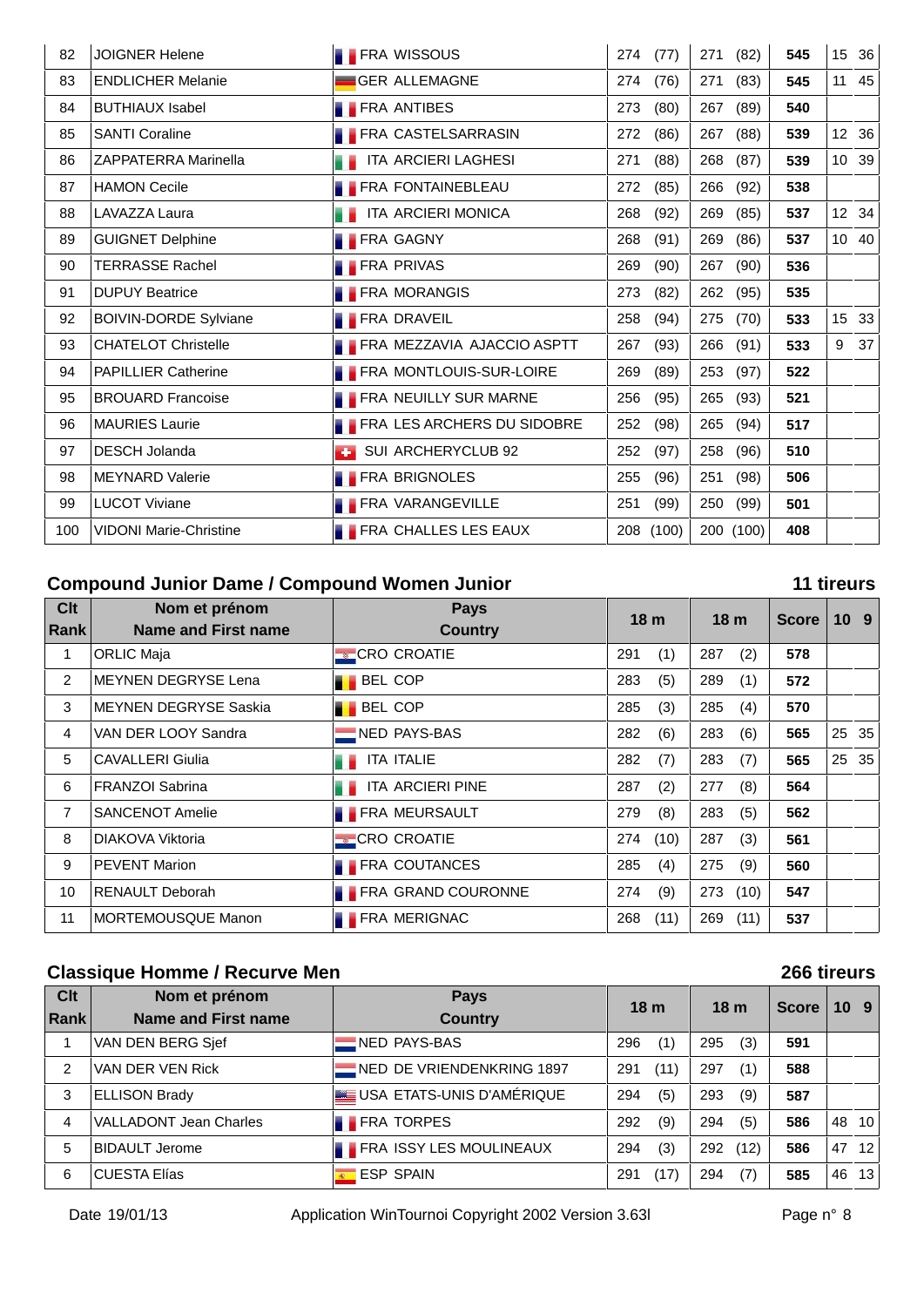| Clt Rank | Nom et prénom Name and First name | Pays Country | 18 m | | 18 m | | Score | 10 | 9 |
|---|---|---|---|---|---|---|---|---|---|
| 82 | JOIGNER Helene | FRA WISSOUS | 274 | (77) | 271 | (82) | **545** | 15 | 36 |
| 83 | ENDLICHER Melanie | GER ALLEMAGNE | 274 | (76) | 271 | (83) | **545** | 11 | 45 |
| 84 | BUTHIAUX Isabel | FRA ANTIBES | 273 | (80) | 267 | (89) | **540** | | |
| 85 | SANTI Coraline | FRA CASTELSARRASIN | 272 | (86) | 267 | (88) | **539** | 12 | 36 |
| 86 | ZAPPATERRA Marinella | ITA ARCIERI LAGHESI | 271 | (88) | 268 | (87) | **539** | 10 | 39 |
| 87 | HAMON Cecile | FRA FONTAINEBLEAU | 272 | (85) | 266 | (92) | **538** | | |
| 88 | LAVAZZA Laura | ITA ARCIERI MONICA | 268 | (92) | 269 | (85) | **537** | 12 | 34 |
| 89 | GUIGNET Delphine | FRA GAGNY | 268 | (91) | 269 | (86) | **537** | 10 | 40 |
| 90 | TERRASSE Rachel | FRA PRIVAS | 269 | (90) | 267 | (90) | **536** | | |
| 91 | DUPUY Beatrice | FRA MORANGIS | 273 | (82) | 262 | (95) | **535** | | |
| 92 | BOIVIN-DORDE Sylviane | FRA DRAVEIL | 258 | (94) | 275 | (70) | **533** | 15 | 33 |
| 93 | CHATELOT Christelle | FRA MEZZAVIA AJACCIO ASPTT | 267 | (93) | 266 | (91) | **533** | 9 | 37 |
| 94 | PAPILLIER Catherine | FRA MONTLOUIS-SUR-LOIRE | 269 | (89) | 253 | (97) | **522** | | |
| 95 | BROUARD Francoise | FRA NEUILLY SUR MARNE | 256 | (95) | 265 | (93) | **521** | | |
| 96 | MAURIES Laurie | FRA LES ARCHERS DU SIDOBRE | 252 | (98) | 265 | (94) | **517** | | |
| 97 | DESCH Jolanda | SUI ARCHERYCLUB 92 | 252 | (97) | 258 | (96) | **510** | | |
| 98 | MEYNARD Valerie | FRA BRIGNOLES | 255 | (96) | 251 | (98) | **506** | | |
| 99 | LUCOT Viviane | FRA VARANGEVILLE | 251 | (99) | 250 | (99) | **501** | | |
| 100 | VIDONI Marie-Christine | FRA CHALLES LES EAUX | 208 | (100) | 200 | (100) | **408** | | |

## Compound Junior Dame / Compound Women Junior

**11 tireurs**

| Clt Rank | Nom et prénom Name and First name | Pays Country | 18 m | | 18 m | | Score | 10 | 9 |
|---|---|---|---|---|---|---|---|---|---|
| 1 | ORLIC Maja | CRO CROATIE | 291 | (1) | 287 | (2) | **578** | | |
| 2 | MEYNEN DEGRYSE Lena | BEL COP | 283 | (5) | 289 | (1) | **572** | | |
| 3 | MEYNEN DEGRYSE Saskia | BEL COP | 285 | (3) | 285 | (4) | **570** | | |
| 4 | VAN DER LOOY Sandra | NED PAYS-BAS | 282 | (6) | 283 | (6) | **565** | 25 | 35 |
| 5 | CAVALLERI Giulia | ITA ITALIE | 282 | (7) | 283 | (7) | **565** | 25 | 35 |
| 6 | FRANZOI Sabrina | ITA ARCIERI PINE | 287 | (2) | 277 | (8) | **564** | | |
| 7 | SANCENOT Amelie | FRA MEURSAULT | 279 | (8) | 283 | (5) | **562** | | |
| 8 | DIAKOVA Viktoria | CRO CROATIE | 274 | (10) | 287 | (3) | **561** | | |
| 9 | PEVENT Marion | FRA COUTANCES | 285 | (4) | 275 | (9) | **560** | | |
| 10 | RENAULT Deborah | FRA GRAND COURONNE | 274 | (9) | 273 | (10) | **547** | | |
| 11 | MORTEMOUSQUE Manon | FRA MERIGNAC | 268 | (11) | 269 | (11) | **537** | | |

## Classique Homme / Recurve Men

**266 tireurs**

| Clt Rank | Nom et prénom Name and First name | Pays Country | 18 m | | 18 m | | Score | 10 | 9 |
|---|---|---|---|---|---|---|---|---|---|
| 1 | VAN DEN BERG Sjef | NED PAYS-BAS | 296 | (1) | 295 | (3) | **591** | | |
| 2 | VAN DER VEN Rick | NED DE VRIENDENKRING 1897 | 291 | (11) | 297 | (1) | **588** | | |
| 3 | ELLISON Brady | USA ETATS-UNIS D'AMÉRIQUE | 294 | (5) | 293 | (9) | **587** | | |
| 4 | VALLADONT Jean Charles | FRA TORPES | 292 | (9) | 294 | (5) | **586** | 48 | 10 |
| 5 | BIDAULT Jerome | FRA ISSY LES MOULINEAUX | 294 | (3) | 292 | (12) | **586** | 47 | 12 |
| 6 | CUESTA Elías | ESP SPAIN | 291 | (17) | 294 | (7) | **585** | 46 | 13 |

Date 19/01/13 Application WinTournoi Copyright 2002 Version 3.63l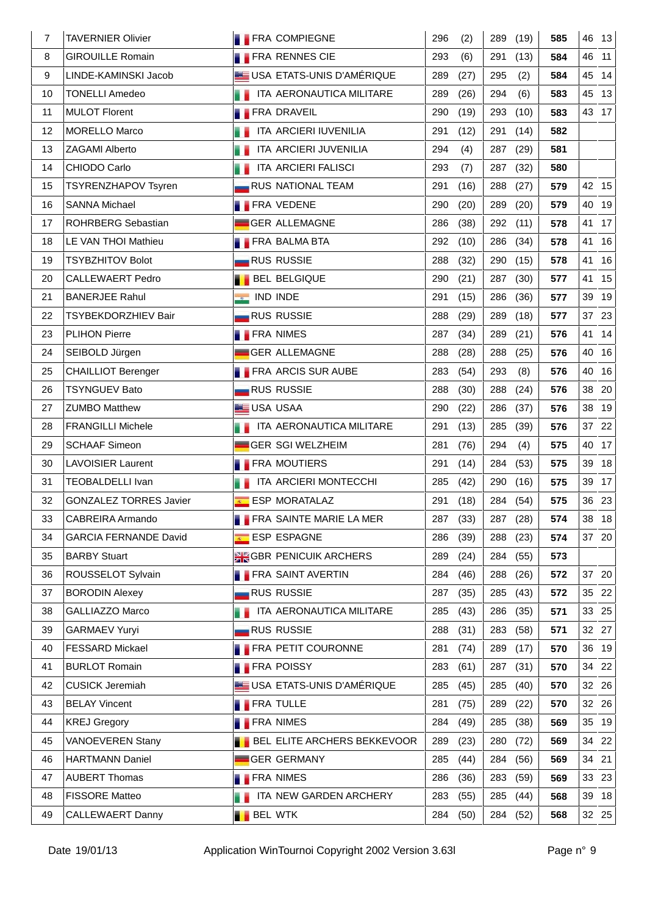| | | | | | | | | | |
|---|---|---|---|---|---|---|---|---|---|
| 7 | TAVERNIER Olivier | FRA COMPIEGNE | 296 | (2) | 289 | (19) | **585** | 46 | 13 |
| 8 | GIROUILLE Romain | FRA RENNES CIE | 293 | (6) | 291 | (13) | **584** | 46 | 11 |
| 9 | LINDE-KAMINSKI Jacob | USA ETATS-UNIS D'AMÉRIQUE | 289 | (27) | 295 | (2) | **584** | 45 | 14 |
| 10 | TONELLI Amedeo | ITA AERONAUTICA MILITARE | 289 | (26) | 294 | (6) | **583** | 45 | 13 |
| 11 | MULOT Florent | FRA DRAVEIL | 290 | (19) | 293 | (10) | **583** | 43 | 17 |
| 12 | MORELLO Marco | ITA ARCIERI IUVENILIA | 291 | (12) | 291 | (14) | **582** | | |
| 13 | ZAGAMI Alberto | ITA ARCIERI JUVENILIA | 294 | (4) | 287 | (29) | **581** | | |
| 14 | CHIODO Carlo | ITA ARCIERI FALISCI | 293 | (7) | 287 | (32) | **580** | | |
| 15 | TSYRENZHAPOV Tsyren | RUS NATIONAL TEAM | 291 | (16) | 288 | (27) | **579** | 42 | 15 |
| 16 | SANNA Michael | FRA VEDENE | 290 | (20) | 289 | (20) | **579** | 40 | 19 |
| 17 | ROHRBERG Sebastian | GER ALLEMAGNE | 286 | (38) | 292 | (11) | **578** | 41 | 17 |
| 18 | LE VAN THOI Mathieu | FRA BALMA BTA | 292 | (10) | 286 | (34) | **578** | 41 | 16 |
| 19 | TSYBZHITOV Bolot | RUS RUSSIE | 288 | (32) | 290 | (15) | **578** | 41 | 16 |
| 20 | CALLEWAERT Pedro | BEL BELGIQUE | 290 | (21) | 287 | (30) | **577** | 41 | 15 |
| 21 | BANERJEE Rahul | IND INDE | 291 | (15) | 286 | (36) | **577** | 39 | 19 |
| 22 | TSYBEKDORZHIEV Bair | RUS RUSSIE | 288 | (29) | 289 | (18) | **577** | 37 | 23 |
| 23 | PLIHON Pierre | FRA NIMES | 287 | (34) | 289 | (21) | **576** | 41 | 14 |
| 24 | SEIBOLD Jürgen | GER ALLEMAGNE | 288 | (28) | 288 | (25) | **576** | 40 | 16 |
| 25 | CHAILLIOT Berenger | FRA ARCIS SUR AUBE | 283 | (54) | 293 | (8) | **576** | 40 | 16 |
| 26 | TSYNGUEV Bato | RUS RUSSIE | 288 | (30) | 288 | (24) | **576** | 38 | 20 |
| 27 | ZUMBO Matthew | USA USAA | 290 | (22) | 286 | (37) | **576** | 38 | 19 |
| 28 | FRANGILLI Michele | ITA AERONAUTICA MILITARE | 291 | (13) | 285 | (39) | **576** | 37 | 22 |
| 29 | SCHAAF Simeon | GER SGI WELZHEIM | 281 | (76) | 294 | (4) | **575** | 40 | 17 |
| 30 | LAVOISIER Laurent | FRA MOUTIERS | 291 | (14) | 284 | (53) | **575** | 39 | 18 |
| 31 | TEOBALDELLI Ivan | ITA ARCIERI MONTECCHI | 285 | (42) | 290 | (16) | **575** | 39 | 17 |
| 32 | GONZALEZ TORRES Javier | ESP MORATALAZ | 291 | (18) | 284 | (54) | **575** | 36 | 23 |
| 33 | CABREIRA Armando | FRA SAINTE MARIE LA MER | 287 | (33) | 287 | (28) | **574** | 38 | 18 |
| 34 | GARCIA FERNANDE David | ESP ESPAGNE | 286 | (39) | 288 | (23) | **574** | 37 | 20 |
| 35 | BARBY Stuart | GBR PENICUIK ARCHERS | 289 | (24) | 284 | (55) | **573** | | |
| 36 | ROUSSELOT Sylvain | FRA SAINT AVERTIN | 284 | (46) | 288 | (26) | **572** | 37 | 20 |
| 37 | BORODIN Alexey | RUS RUSSIE | 287 | (35) | 285 | (43) | **572** | 35 | 22 |
| 38 | GALLIAZZO Marco | ITA AERONAUTICA MILITARE | 285 | (43) | 286 | (35) | **571** | 33 | 25 |
| 39 | GARMAEV Yuryi | RUS RUSSIE | 288 | (31) | 283 | (58) | **571** | 32 | 27 |
| 40 | FESSARD Mickael | FRA PETIT COURONNE | 281 | (74) | 289 | (17) | **570** | 36 | 19 |
| 41 | BURLOT Romain | FRA POISSY | 283 | (61) | 287 | (31) | **570** | 34 | 22 |
| 42 | CUSICK Jeremiah | USA ETATS-UNIS D'AMÉRIQUE | 285 | (45) | 285 | (40) | **570** | 32 | 26 |
| 43 | BELAY Vincent | FRA TULLE | 281 | (75) | 289 | (22) | **570** | 32 | 26 |
| 44 | KREJ Gregory | FRA NIMES | 284 | (49) | 285 | (38) | **569** | 35 | 19 |
| 45 | VANOEVEREN Stany | BEL ELITE ARCHERS BEKKEVOOR | 289 | (23) | 280 | (72) | **569** | 34 | 22 |
| 46 | HARTMANN Daniel | GER GERMANY | 285 | (44) | 284 | (56) | **569** | 34 | 21 |
| 47 | AUBERT Thomas | FRA NIMES | 286 | (36) | 283 | (59) | **569** | 33 | 23 |
| 48 | FISSORE Matteo | ITA NEW GARDEN ARCHERY | 283 | (55) | 285 | (44) | **568** | 39 | 18 |
| 49 | CALLEWAERT Danny | BEL WTK | 284 | (50) | 284 | (52) | **568** | 32 | 25 |

Date 19/01/13    Application WinTournoi Copyright 2002 Version 3.63l    Page n° 9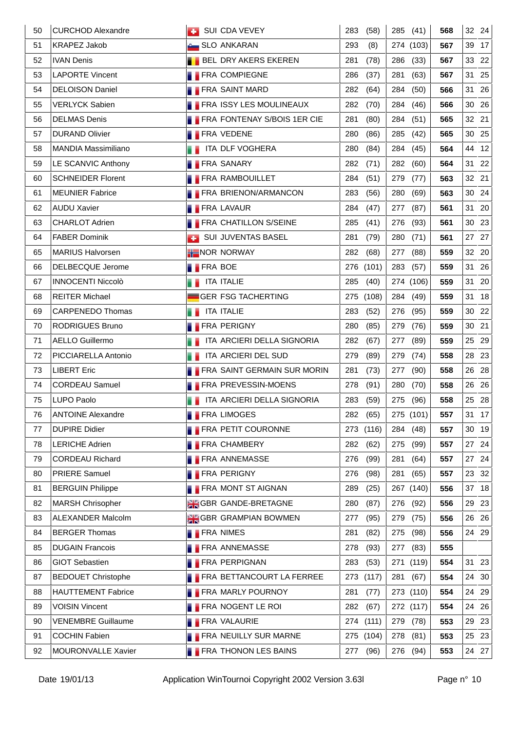| Rank | Name | Country | Club | Score 1 | (Rank 1) | Score 2 | (Rank 2) | Total | | |
|---|---|---|---|---|---|---|---|---|---|---|
| 50 | CURCHOD Alexandre | SUI | CDA VEVEY | 283 | (58) | 285 | (41) | 568 | 32 | 24 |
| 51 | KRAPEZ Jakob | SLO | ANKARAN | 293 | (8) | 274 | (103) | 567 | 39 | 17 |
| 52 | IVAN Denis | BEL | DRY AKERS EKEREN | 281 | (78) | 286 | (33) | 567 | 33 | 22 |
| 53 | LAPORTE Vincent | FRA | COMPIEGNE | 286 | (37) | 281 | (63) | 567 | 31 | 25 |
| 54 | DELOISON Daniel | FRA | SAINT MARD | 282 | (64) | 284 | (50) | 566 | 31 | 26 |
| 55 | VERLYCK Sabien | FRA | ISSY LES MOULINEAUX | 282 | (70) | 284 | (46) | 566 | 30 | 26 |
| 56 | DELMAS Denis | FRA | FONTENAY S/BOIS 1ER CIE | 281 | (80) | 284 | (51) | 565 | 32 | 21 |
| 57 | DURAND Olivier | FRA | VEDENE | 280 | (86) | 285 | (42) | 565 | 30 | 25 |
| 58 | MANDIA Massimiliano | ITA | DLF VOGHERA | 280 | (84) | 284 | (45) | 564 | 44 | 12 |
| 59 | LE SCANVIC Anthony | FRA | SANARY | 282 | (71) | 282 | (60) | 564 | 31 | 22 |
| 60 | SCHNEIDER Florent | FRA | RAMBOUILLET | 284 | (51) | 279 | (77) | 563 | 32 | 21 |
| 61 | MEUNIER Fabrice | FRA | BRIENON/ARMANCON | 283 | (56) | 280 | (69) | 563 | 30 | 24 |
| 62 | AUDU Xavier | FRA | LAVAUR | 284 | (47) | 277 | (87) | 561 | 31 | 20 |
| 63 | CHARLOT Adrien | FRA | CHATILLON S/SEINE | 285 | (41) | 276 | (93) | 561 | 30 | 23 |
| 64 | FABER Dominik | SUI | JUVENTAS BASEL | 281 | (79) | 280 | (71) | 561 | 27 | 27 |
| 65 | MARIUS Halvorsen | NOR | NORWAY | 282 | (68) | 277 | (88) | 559 | 32 | 20 |
| 66 | DELBECQUE Jerome | FRA | BOE | 276 | (101) | 283 | (57) | 559 | 31 | 26 |
| 67 | INNOCENTI Niccolò | ITA | ITALIE | 285 | (40) | 274 | (106) | 559 | 31 | 20 |
| 68 | REITER Michael | GER | FSG TACHERTING | 275 | (108) | 284 | (49) | 559 | 31 | 18 |
| 69 | CARPENEDO Thomas | ITA | ITALIE | 283 | (52) | 276 | (95) | 559 | 30 | 22 |
| 70 | RODRIGUES Bruno | FRA | PERIGNY | 280 | (85) | 279 | (76) | 559 | 30 | 21 |
| 71 | AELLO Guillermo | ITA | ARCIERI DELLA SIGNORIA | 282 | (67) | 277 | (89) | 559 | 25 | 29 |
| 72 | PICCIARELLA Antonio | ITA | ARCIERI DEL SUD | 279 | (89) | 279 | (74) | 558 | 28 | 23 |
| 73 | LIBERT Eric | FRA | SAINT GERMAIN SUR MORIN | 281 | (73) | 277 | (90) | 558 | 26 | 28 |
| 74 | CORDEAU Samuel | FRA | PREVESSIN-MOENS | 278 | (91) | 280 | (70) | 558 | 26 | 26 |
| 75 | LUPO Paolo | ITA | ARCIERI DELLA SIGNORIA | 283 | (59) | 275 | (96) | 558 | 25 | 28 |
| 76 | ANTOINE Alexandre | FRA | LIMOGES | 282 | (65) | 275 | (101) | 557 | 31 | 17 |
| 77 | DUPIRE Didier | FRA | PETIT COURONNE | 273 | (116) | 284 | (48) | 557 | 30 | 19 |
| 78 | LERICHE Adrien | FRA | CHAMBERY | 282 | (62) | 275 | (99) | 557 | 27 | 24 |
| 79 | CORDEAU Richard | FRA | ANNEMASSE | 276 | (99) | 281 | (64) | 557 | 27 | 24 |
| 80 | PRIERE Samuel | FRA | PERIGNY | 276 | (98) | 281 | (65) | 557 | 23 | 32 |
| 81 | BERGUIN Philippe | FRA | MONT ST AIGNAN | 289 | (25) | 267 | (140) | 556 | 37 | 18 |
| 82 | MARSH Chrisopher | GBR | GANDE-BRETAGNE | 280 | (87) | 276 | (92) | 556 | 29 | 23 |
| 83 | ALEXANDER Malcolm | GBR | GRAMPIAN BOWMEN | 277 | (95) | 279 | (75) | 556 | 26 | 26 |
| 84 | BERGER Thomas | FRA | NIMES | 281 | (82) | 275 | (98) | 556 | 24 | 29 |
| 85 | DUGAIN Francois | FRA | ANNEMASSE | 278 | (93) | 277 | (83) | 555 | | |
| 86 | GIOT Sebastien | FRA | PERPIGNAN | 283 | (53) | 271 | (119) | 554 | 31 | 23 |
| 87 | BEDOUET Christophe | FRA | BETTANCOURT LA FERREE | 273 | (117) | 281 | (67) | 554 | 24 | 30 |
| 88 | HAUTTEMENT Fabrice | FRA | MARLY POURNOY | 281 | (77) | 273 | (110) | 554 | 24 | 29 |
| 89 | VOISIN Vincent | FRA | NOGENT LE ROI | 282 | (67) | 272 | (117) | 554 | 24 | 26 |
| 90 | VENEMBRE Guillaume | FRA | VALAURIE | 274 | (111) | 279 | (78) | 553 | 29 | 23 |
| 91 | COCHIN Fabien | FRA | NEUILLY SUR MARNE | 275 | (104) | 278 | (81) | 553 | 25 | 23 |
| 92 | MOURONVALLE Xavier | FRA | THONON LES BAINS | 277 | (96) | 276 | (94) | 553 | 24 | 27 |

Date 19/01/13 Application WinTournoi Copyright 2002 Version 3.63l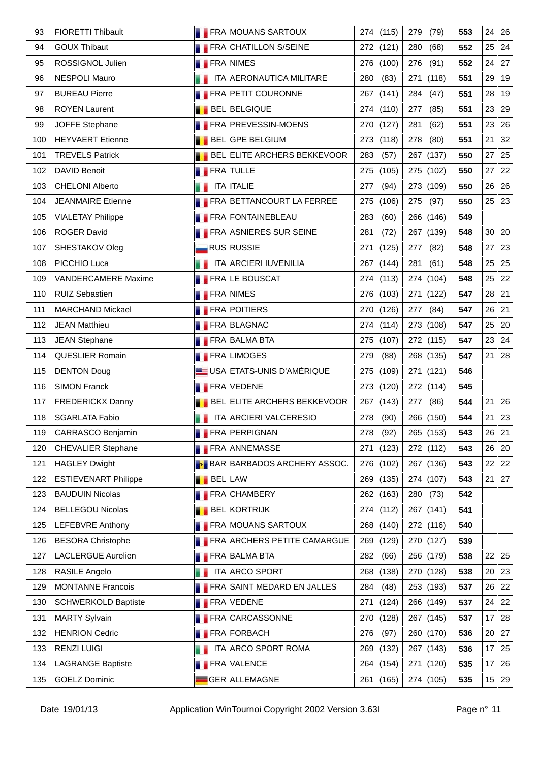| | | | | | | | |
|---|---|---|---|---|---|---|---|
| 93 | FIORETTI Thibault | FRA MOUANS SARTOUX | 274 (115) | 279 (79) | **553** | 24 | 26 |
| 94 | GOUX Thibaut | FRA CHATILLON S/SEINE | 272 (121) | 280 (68) | **552** | 25 | 24 |
| 95 | ROSSIGNOL Julien | FRA NIMES | 276 (100) | 276 (91) | **552** | 24 | 27 |
| 96 | NESPOLI Mauro | ITA AERONAUTICA MILITARE | 280 (83) | 271 (118) | **551** | 29 | 19 |
| 97 | BUREAU Pierre | FRA PETIT COURONNE | 267 (141) | 284 (47) | **551** | 28 | 19 |
| 98 | ROYEN Laurent | BEL BELGIQUE | 274 (110) | 277 (85) | **551** | 23 | 29 |
| 99 | JOFFE Stephane | FRA PREVESSIN-MOENS | 270 (127) | 281 (62) | **551** | 23 | 26 |
| 100 | HEYVAERT Etienne | BEL GPE BELGIUM | 273 (118) | 278 (80) | **551** | 21 | 32 |
| 101 | TREVELS Patrick | BEL ELITE ARCHERS BEKKEVOOR | 283 (57) | 267 (137) | **550** | 27 | 25 |
| 102 | DAVID Benoit | FRA TULLE | 275 (105) | 275 (102) | **550** | 27 | 22 |
| 103 | CHELONI Alberto | ITA ITALIE | 277 (94) | 273 (109) | **550** | 26 | 26 |
| 104 | JEANMAIRE Etienne | FRA BETTANCOURT LA FERREE | 275 (106) | 275 (97) | **550** | 25 | 23 |
| 105 | VIALETAY Philippe | FRA FONTAINEBLEAU | 283 (60) | 266 (146) | **549** | | |
| 106 | ROGER David | FRA ASNIERES SUR SEINE | 281 (72) | 267 (139) | **548** | 30 | 20 |
| 107 | SHESTAKOV Oleg | RUS RUSSIE | 271 (125) | 277 (82) | **548** | 27 | 23 |
| 108 | PICCHIO Luca | ITA ARCIERI IUVENILIA | 267 (144) | 281 (61) | **548** | 25 | 25 |
| 109 | VANDERCAMERE Maxime | FRA LE BOUSCAT | 274 (113) | 274 (104) | **548** | 25 | 22 |
| 110 | RUIZ Sebastien | FRA NIMES | 276 (103) | 271 (122) | **547** | 28 | 21 |
| 111 | MARCHAND Mickael | FRA POITIERS | 270 (126) | 277 (84) | **547** | 26 | 21 |
| 112 | JEAN Matthieu | FRA BLAGNAC | 274 (114) | 273 (108) | **547** | 25 | 20 |
| 113 | JEAN Stephane | FRA BALMA BTA | 275 (107) | 272 (115) | **547** | 23 | 24 |
| 114 | QUESLIER Romain | FRA LIMOGES | 279 (88) | 268 (135) | **547** | 21 | 28 |
| 115 | DENTON Doug | USA ETATS-UNIS D'AMÉRIQUE | 275 (109) | 271 (121) | **546** | | |
| 116 | SIMON Franck | FRA VEDENE | 273 (120) | 272 (114) | **545** | | |
| 117 | FREDERICKX Danny | BEL ELITE ARCHERS BEKKEVOOR | 267 (143) | 277 (86) | **544** | 21 | 26 |
| 118 | SGARLATA Fabio | ITA ARCIERI VALCERESIO | 278 (90) | 266 (150) | **544** | 21 | 23 |
| 119 | CARRASCO Benjamin | FRA PERPIGNAN | 278 (92) | 265 (153) | **543** | 26 | 21 |
| 120 | CHEVALIER Stephane | FRA ANNEMASSE | 271 (123) | 272 (112) | **543** | 26 | 20 |
| 121 | HAGLEY Dwight | BAR BARBADOS ARCHERY ASSOC. | 276 (102) | 267 (136) | **543** | 22 | 22 |
| 122 | ESTIEVENART Philippe | BEL LAW | 269 (135) | 274 (107) | **543** | 21 | 27 |
| 123 | BAUDUIN Nicolas | FRA CHAMBERY | 262 (163) | 280 (73) | **542** | | |
| 124 | BELLEGOU Nicolas | BEL KORTRIJK | 274 (112) | 267 (141) | **541** | | |
| 125 | LEFEBVRE Anthony | FRA MOUANS SARTOUX | 268 (140) | 272 (116) | **540** | | |
| 126 | BESORA Christophe | FRA ARCHERS PETITE CAMARGUE | 269 (129) | 270 (127) | **539** | | |
| 127 | LACLERGUE Aurelien | FRA BALMA BTA | 282 (66) | 256 (179) | **538** | 22 | 25 |
| 128 | RASILE Angelo | ITA ARCO SPORT | 268 (138) | 270 (128) | **538** | 20 | 23 |
| 129 | MONTANNE Francois | FRA SAINT MEDARD EN JALLES | 284 (48) | 253 (193) | **537** | 26 | 22 |
| 130 | SCHWERKOLD Baptiste | FRA VEDENE | 271 (124) | 266 (149) | **537** | 24 | 22 |
| 131 | MARTY Sylvain | FRA CARCASSONNE | 270 (128) | 267 (145) | **537** | 17 | 28 |
| 132 | HENRION Cedric | FRA FORBACH | 276 (97) | 260 (170) | **536** | 20 | 27 |
| 133 | RENZI LUIGI | ITA ARCO SPORT ROMA | 269 (132) | 267 (143) | **536** | 17 | 25 |
| 134 | LAGRANGE Baptiste | FRA VALENCE | 264 (154) | 271 (120) | **535** | 17 | 26 |
| 135 | GOELZ Dominic | GER ALLEMAGNE | 261 (165) | 274 (105) | **535** | 15 | 29 |

Date 19/01/13 Application WinTournoi Copyright 2002 Version 3.63l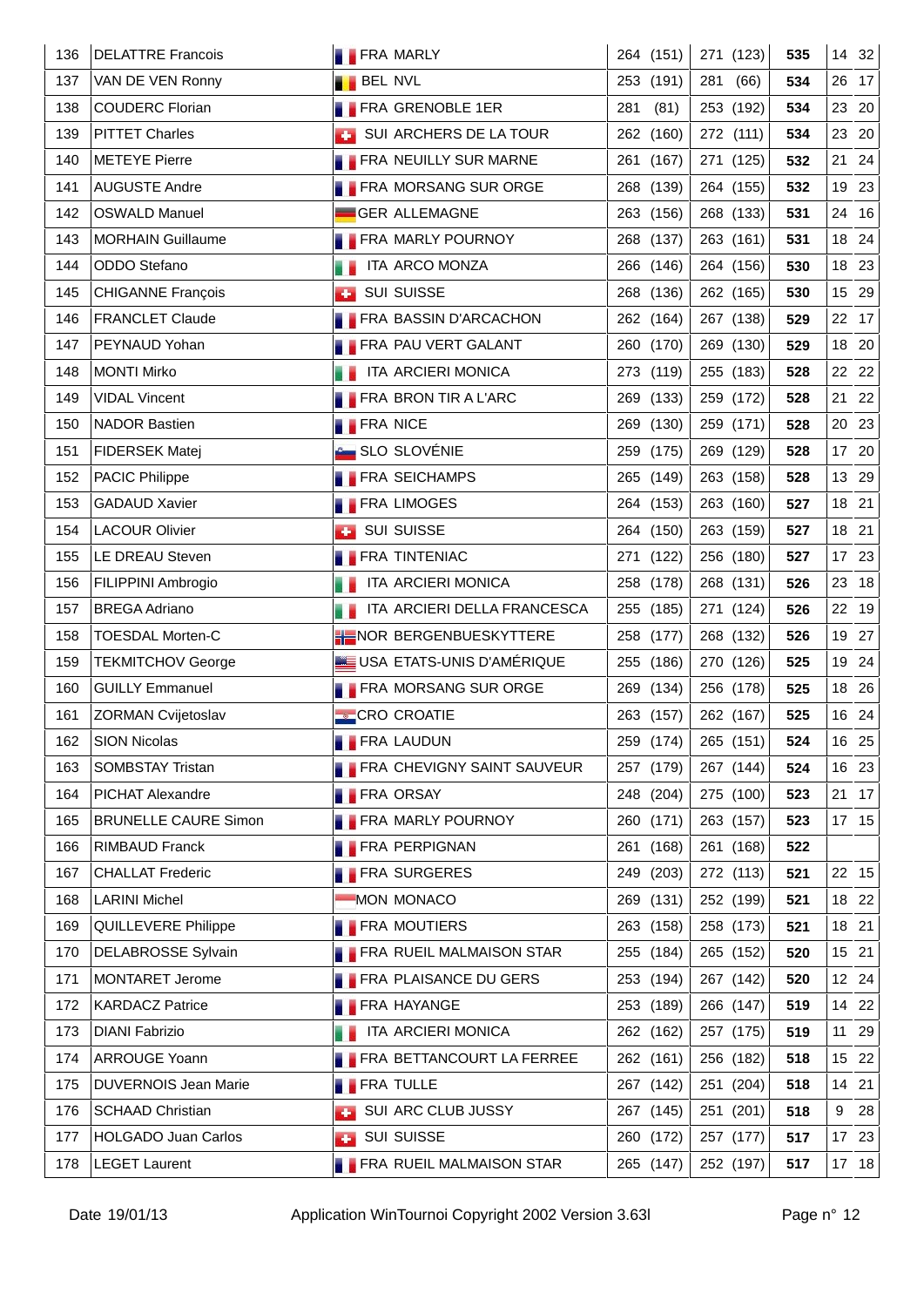| | | | | | | | |
|---|---|---|---|---|---|---|---|
| 136 | DELATTRE Francois | FRA MARLY | 264 (151) | 271 (123) | **535** | 14 | 32 |
| 137 | VAN DE VEN Ronny | BEL NVL | 253 (191) | 281 (66) | **534** | 26 | 17 |
| 138 | COUDERC Florian | FRA GRENOBLE 1ER | 281 (81) | 253 (192) | **534** | 23 | 20 |
| 139 | PITTET Charles | SUI ARCHERS DE LA TOUR | 262 (160) | 272 (111) | **534** | 23 | 20 |
| 140 | METEYE Pierre | FRA NEUILLY SUR MARNE | 261 (167) | 271 (125) | **532** | 21 | 24 |
| 141 | AUGUSTE Andre | FRA MORSANG SUR ORGE | 268 (139) | 264 (155) | **532** | 19 | 23 |
| 142 | OSWALD Manuel | GER ALLEMAGNE | 263 (156) | 268 (133) | **531** | 24 | 16 |
| 143 | MORHAIN Guillaume | FRA MARLY POURNOY | 268 (137) | 263 (161) | **531** | 18 | 24 |
| 144 | ODDO Stefano | ITA ARCO MONZA | 266 (146) | 264 (156) | **530** | 18 | 23 |
| 145 | CHIGANNE François | SUI SUISSE | 268 (136) | 262 (165) | **530** | 15 | 29 |
| 146 | FRANCLET Claude | FRA BASSIN D'ARCACHON | 262 (164) | 267 (138) | **529** | 22 | 17 |
| 147 | PEYNAUD Yohan | FRA PAU VERT GALANT | 260 (170) | 269 (130) | **529** | 18 | 20 |
| 148 | MONTI Mirko | ITA ARCIERI MONICA | 273 (119) | 255 (183) | **528** | 22 | 22 |
| 149 | VIDAL Vincent | FRA BRON TIR A L'ARC | 269 (133) | 259 (172) | **528** | 21 | 22 |
| 150 | NADOR Bastien | FRA NICE | 269 (130) | 259 (171) | **528** | 20 | 23 |
| 151 | FIDERSEK Matej | SLO SLOVÉNIE | 259 (175) | 269 (129) | **528** | 17 | 20 |
| 152 | PACIC Philippe | FRA SEICHAMPS | 265 (149) | 263 (158) | **528** | 13 | 29 |
| 153 | GADAUD Xavier | FRA LIMOGES | 264 (153) | 263 (160) | **527** | 18 | 21 |
| 154 | LACOUR Olivier | SUI SUISSE | 264 (150) | 263 (159) | **527** | 18 | 21 |
| 155 | LE DREAU Steven | FRA TINTENIAC | 271 (122) | 256 (180) | **527** | 17 | 23 |
| 156 | FILIPPINI Ambrogio | ITA ARCIERI MONICA | 258 (178) | 268 (131) | **526** | 23 | 18 |
| 157 | BREGA Adriano | ITA ARCIERI DELLA FRANCESCA | 255 (185) | 271 (124) | **526** | 22 | 19 |
| 158 | TOESDAL Morten-C | NOR BERGENBUESKYTTERE | 258 (177) | 268 (132) | **526** | 19 | 27 |
| 159 | TEKMITCHOV George | USA ETATS-UNIS D'AMÉRIQUE | 255 (186) | 270 (126) | **525** | 19 | 24 |
| 160 | GUILLY Emmanuel | FRA MORSANG SUR ORGE | 269 (134) | 256 (178) | **525** | 18 | 26 |
| 161 | ZORMAN Cvijetoslav | CRO CROATIE | 263 (157) | 262 (167) | **525** | 16 | 24 |
| 162 | SION Nicolas | FRA LAUDUN | 259 (174) | 265 (151) | **524** | 16 | 25 |
| 163 | SOMBSTAY Tristan | FRA CHEVIGNY SAINT SAUVEUR | 257 (179) | 267 (144) | **524** | 16 | 23 |
| 164 | PICHAT Alexandre | FRA ORSAY | 248 (204) | 275 (100) | **523** | 21 | 17 |
| 165 | BRUNELLE CAURE Simon | FRA MARLY POURNOY | 260 (171) | 263 (157) | **523** | 17 | 15 |
| 166 | RIMBAUD Franck | FRA PERPIGNAN | 261 (168) | 261 (168) | **522** | | |
| 167 | CHALLAT Frederic | FRA SURGERES | 249 (203) | 272 (113) | **521** | 22 | 15 |
| 168 | LARINI Michel | MON MONACO | 269 (131) | 252 (199) | **521** | 18 | 22 |
| 169 | QUILLEVERE Philippe | FRA MOUTIERS | 263 (158) | 258 (173) | **521** | 18 | 21 |
| 170 | DELABROSSE Sylvain | FRA RUEIL MALMAISON STAR | 255 (184) | 265 (152) | **520** | 15 | 21 |
| 171 | MONTARET Jerome | FRA PLAISANCE DU GERS | 253 (194) | 267 (142) | **520** | 12 | 24 |
| 172 | KARDACZ Patrice | FRA HAYANGE | 253 (189) | 266 (147) | **519** | 14 | 22 |
| 173 | DIANI Fabrizio | ITA ARCIERI MONICA | 262 (162) | 257 (175) | **519** | 11 | 29 |
| 174 | ARROUGE Yoann | FRA BETTANCOURT LA FERREE | 262 (161) | 256 (182) | **518** | 15 | 22 |
| 175 | DUVERNOIS Jean Marie | FRA TULLE | 267 (142) | 251 (204) | **518** | 14 | 21 |
| 176 | SCHAAD Christian | SUI ARC CLUB JUSSY | 267 (145) | 251 (201) | **518** | 9 | 28 |
| 177 | HOLGADO Juan Carlos | SUI SUISSE | 260 (172) | 257 (177) | **517** | 17 | 23 |
| 178 | LEGET Laurent | FRA RUEIL MALMAISON STAR | 265 (147) | 252 (197) | **517** | 17 | 18 |

Date 19/01/13 Application WinTournoi Copyright 2002 Version 3.63l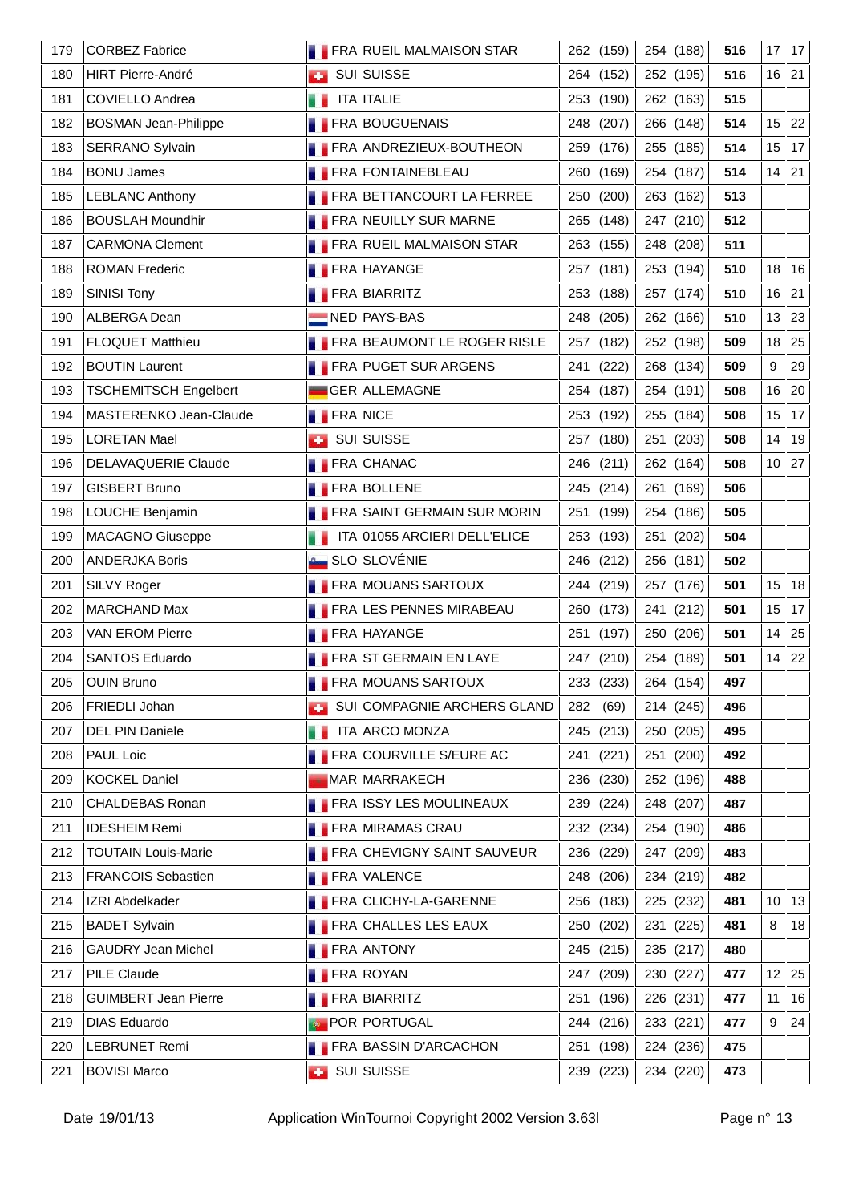| | | | | | | | |
|---|---|---|---|---|---|---|---|
| 179 | CORBEZ Fabrice | FRA RUEIL MALMAISON STAR | 262 (159) | 254 (188) | **516** | 17 | 17 |
| 180 | HIRT Pierre-André | SUI SUISSE | 264 (152) | 252 (195) | **516** | 16 | 21 |
| 181 | COVIELLO Andrea | ITA ITALIE | 253 (190) | 262 (163) | **515** | | |
| 182 | BOSMAN Jean-Philippe | FRA BOUGUENAIS | 248 (207) | 266 (148) | **514** | 15 | 22 |
| 183 | SERRANO Sylvain | FRA ANDREZIEUX-BOUTHEON | 259 (176) | 255 (185) | **514** | 15 | 17 |
| 184 | BONU James | FRA FONTAINEBLEAU | 260 (169) | 254 (187) | **514** | 14 | 21 |
| 185 | LEBLANC Anthony | FRA BETTANCOURT LA FERREE | 250 (200) | 263 (162) | **513** | | |
| 186 | BOUSLAH Moundhir | FRA NEUILLY SUR MARNE | 265 (148) | 247 (210) | **512** | | |
| 187 | CARMONA Clement | FRA RUEIL MALMAISON STAR | 263 (155) | 248 (208) | **511** | | |
| 188 | ROMAN Frederic | FRA HAYANGE | 257 (181) | 253 (194) | **510** | 18 | 16 |
| 189 | SINISI Tony | FRA BIARRITZ | 253 (188) | 257 (174) | **510** | 16 | 21 |
| 190 | ALBERGA Dean | NED PAYS-BAS | 248 (205) | 262 (166) | **510** | 13 | 23 |
| 191 | FLOQUET Matthieu | FRA BEAUMONT LE ROGER RISLE | 257 (182) | 252 (198) | **509** | 18 | 25 |
| 192 | BOUTIN Laurent | FRA PUGET SUR ARGENS | 241 (222) | 268 (134) | **509** | 9 | 29 |
| 193 | TSCHEMITSCH Engelbert | GER ALLEMAGNE | 254 (187) | 254 (191) | **508** | 16 | 20 |
| 194 | MASTERENKO Jean-Claude | FRA NICE | 253 (192) | 255 (184) | **508** | 15 | 17 |
| 195 | LORETAN Mael | SUI SUISSE | 257 (180) | 251 (203) | **508** | 14 | 19 |
| 196 | DELAVAQUERIE Claude | FRA CHANAC | 246 (211) | 262 (164) | **508** | 10 | 27 |
| 197 | GISBERT Bruno | FRA BOLLENE | 245 (214) | 261 (169) | **506** | | |
| 198 | LOUCHE Benjamin | FRA SAINT GERMAIN SUR MORIN | 251 (199) | 254 (186) | **505** | | |
| 199 | MACAGNO Giuseppe | ITA 01055 ARCIERI DELL'ELICE | 253 (193) | 251 (202) | **504** | | |
| 200 | ANDERJKA Boris | SLO SLOVÉNIE | 246 (212) | 256 (181) | **502** | | |
| 201 | SILVY Roger | FRA MOUANS SARTOUX | 244 (219) | 257 (176) | **501** | 15 | 18 |
| 202 | MARCHAND Max | FRA LES PENNES MIRABEAU | 260 (173) | 241 (212) | **501** | 15 | 17 |
| 203 | VAN EROM Pierre | FRA HAYANGE | 251 (197) | 250 (206) | **501** | 14 | 25 |
| 204 | SANTOS Eduardo | FRA ST GERMAIN EN LAYE | 247 (210) | 254 (189) | **501** | 14 | 22 |
| 205 | OUIN Bruno | FRA MOUANS SARTOUX | 233 (233) | 264 (154) | **497** | | |
| 206 | FRIEDLI Johan | SUI COMPAGNIE ARCHERS GLAND | 282 (69) | 214 (245) | **496** | | |
| 207 | DEL PIN Daniele | ITA ARCO MONZA | 245 (213) | 250 (205) | **495** | | |
| 208 | PAUL Loic | FRA COURVILLE S/EURE AC | 241 (221) | 251 (200) | **492** | | |
| 209 | KOCKEL Daniel | MAR MARRAKECH | 236 (230) | 252 (196) | **488** | | |
| 210 | CHALDEBAS Ronan | FRA ISSY LES MOULINEAUX | 239 (224) | 248 (207) | **487** | | |
| 211 | IDESHEIM Remi | FRA MIRAMAS CRAU | 232 (234) | 254 (190) | **486** | | |
| 212 | TOUTAIN Louis-Marie | FRA CHEVIGNY SAINT SAUVEUR | 236 (229) | 247 (209) | **483** | | |
| 213 | FRANCOIS Sebastien | FRA VALENCE | 248 (206) | 234 (219) | **482** | | |
| 214 | IZRI Abdelkader | FRA CLICHY-LA-GARENNE | 256 (183) | 225 (232) | **481** | 10 | 13 |
| 215 | BADET Sylvain | FRA CHALLES LES EAUX | 250 (202) | 231 (225) | **481** | 8 | 18 |
| 216 | GAUDRY Jean Michel | FRA ANTONY | 245 (215) | 235 (217) | **480** | | |
| 217 | PILE Claude | FRA ROYAN | 247 (209) | 230 (227) | **477** | 12 | 25 |
| 218 | GUIMBERT Jean Pierre | FRA BIARRITZ | 251 (196) | 226 (231) | **477** | 11 | 16 |
| 219 | DIAS Eduardo | POR PORTUGAL | 244 (216) | 233 (221) | **477** | 9 | 24 |
| 220 | LEBRUNET Remi | FRA BASSIN D'ARCACHON | 251 (198) | 224 (236) | **475** | | |
| 221 | BOVISI Marco | SUI SUISSE | 239 (223) | 234 (220) | **473** | | |

Date 19/01/13 Application WinTournoi Copyright 2002 Version 3.63l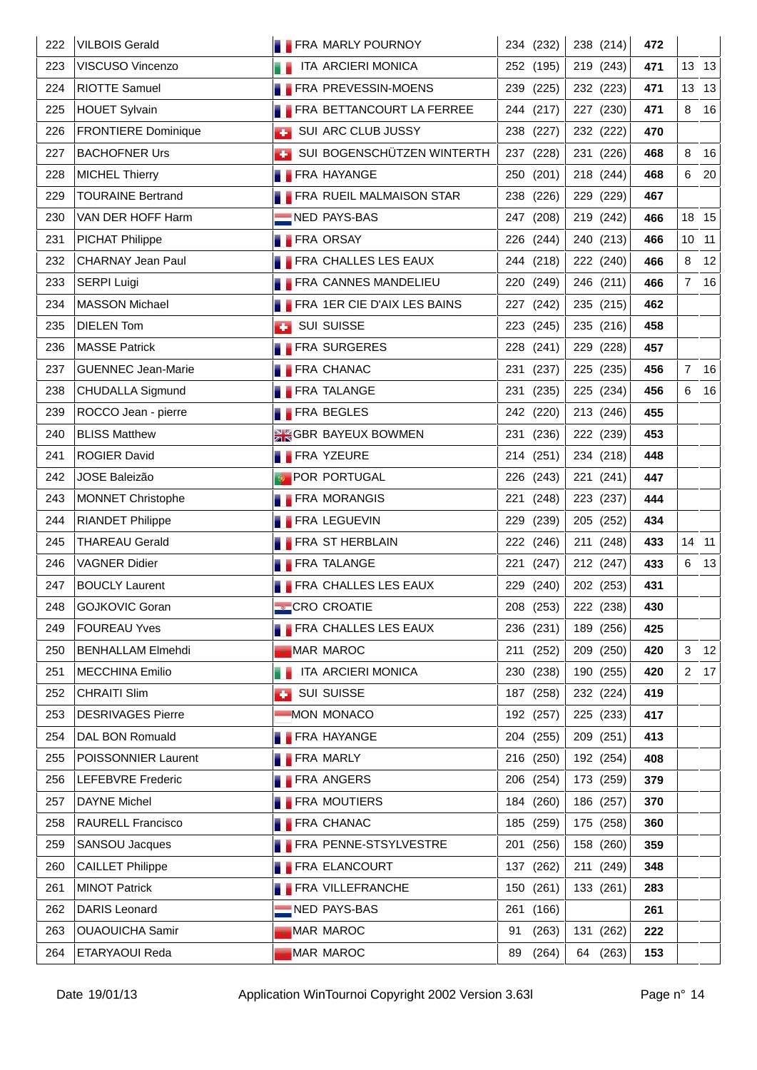| 222 | VILBOIS Gerald | FRA MARLY POURNOY | 234 (232) | 238 (214) | 472 | | |
|---|---|---|---|---|---|---|---|
| 223 | VISCUSO Vincenzo | ITA ARCIERI MONICA | 252 (195) | 219 (243) | 471 | 13 | 13 |
| 224 | RIOTTE Samuel | FRA PREVESSIN-MOENS | 239 (225) | 232 (223) | 471 | 13 | 13 |
| 225 | HOUET Sylvain | FRA BETTANCOURT LA FERREE | 244 (217) | 227 (230) | 471 | 8 | 16 |
| 226 | FRONTIERE Dominique | SUI ARC CLUB JUSSY | 238 (227) | 232 (222) | 470 | | |
| 227 | BACHOFNER Urs | SUI BOGENSCHÜTZEN WINTERTH | 237 (228) | 231 (226) | 468 | 8 | 16 |
| 228 | MICHEL Thierry | FRA HAYANGE | 250 (201) | 218 (244) | 468 | 6 | 20 |
| 229 | TOURAINE Bertrand | FRA RUEIL MALMAISON STAR | 238 (226) | 229 (229) | 467 | | |
| 230 | VAN DER HOFF Harm | NED PAYS-BAS | 247 (208) | 219 (242) | 466 | 18 | 15 |
| 231 | PICHAT Philippe | FRA ORSAY | 226 (244) | 240 (213) | 466 | 10 | 11 |
| 232 | CHARNAY Jean Paul | FRA CHALLES LES EAUX | 244 (218) | 222 (240) | 466 | 8 | 12 |
| 233 | SERPI Luigi | FRA CANNES MANDELIEU | 220 (249) | 246 (211) | 466 | 7 | 16 |
| 234 | MASSON Michael | FRA 1ER CIE D'AIX LES BAINS | 227 (242) | 235 (215) | 462 | | |
| 235 | DIELEN Tom | SUI SUISSE | 223 (245) | 235 (216) | 458 | | |
| 236 | MASSE Patrick | FRA SURGERES | 228 (241) | 229 (228) | 457 | | |
| 237 | GUENNEC Jean-Marie | FRA CHANAC | 231 (237) | 225 (235) | 456 | 7 | 16 |
| 238 | CHUDALLA Sigmund | FRA TALANGE | 231 (235) | 225 (234) | 456 | 6 | 16 |
| 239 | ROCCO Jean - pierre | FRA BEGLES | 242 (220) | 213 (246) | 455 | | |
| 240 | BLISS Matthew | GBR BAYEUX BOWMEN | 231 (236) | 222 (239) | 453 | | |
| 241 | ROGIER David | FRA YZEURE | 214 (251) | 234 (218) | 448 | | |
| 242 | JOSE Baleizão | POR PORTUGAL | 226 (243) | 221 (241) | 447 | | |
| 243 | MONNET Christophe | FRA MORANGIS | 221 (248) | 223 (237) | 444 | | |
| 244 | RIANDET Philippe | FRA LEGUEVIN | 229 (239) | 205 (252) | 434 | | |
| 245 | THAREAU Gerald | FRA ST HERBLAIN | 222 (246) | 211 (248) | 433 | 14 | 11 |
| 246 | VAGNER Didier | FRA TALANGE | 221 (247) | 212 (247) | 433 | 6 | 13 |
| 247 | BOUCLY Laurent | FRA CHALLES LES EAUX | 229 (240) | 202 (253) | 431 | | |
| 248 | GOJKOVIC Goran | CRO CROATIE | 208 (253) | 222 (238) | 430 | | |
| 249 | FOUREAU Yves | FRA CHALLES LES EAUX | 236 (231) | 189 (256) | 425 | | |
| 250 | BENHALLAM Elmehdi | MAR MAROC | 211 (252) | 209 (250) | 420 | 3 | 12 |
| 251 | MECCHINA Emilio | ITA ARCIERI MONICA | 230 (238) | 190 (255) | 420 | 2 | 17 |
| 252 | CHRAITI Slim | SUI SUISSE | 187 (258) | 232 (224) | 419 | | |
| 253 | DESRIVAGES Pierre | MON MONACO | 192 (257) | 225 (233) | 417 | | |
| 254 | DAL BON Romuald | FRA HAYANGE | 204 (255) | 209 (251) | 413 | | |
| 255 | POISSONNIER Laurent | FRA MARLY | 216 (250) | 192 (254) | 408 | | |
| 256 | LEFEBVRE Frederic | FRA ANGERS | 206 (254) | 173 (259) | 379 | | |
| 257 | DAYNE Michel | FRA MOUTIERS | 184 (260) | 186 (257) | 370 | | |
| 258 | RAURELL Francisco | FRA CHANAC | 185 (259) | 175 (258) | 360 | | |
| 259 | SANSOU Jacques | FRA PENNE-STSYLVESTRE | 201 (256) | 158 (260) | 359 | | |
| 260 | CAILLET Philippe | FRA ELANCOURT | 137 (262) | 211 (249) | 348 | | |
| 261 | MINOT Patrick | FRA VILLEFRANCHE | 150 (261) | 133 (261) | 283 | | |
| 262 | DARIS Leonard | NED PAYS-BAS | 261 (166) | | 261 | | |
| 263 | OUAOUICHA Samir | MAR MAROC | 91 (263) | 131 (262) | 222 | | |
| 264 | ETARYAOUI Reda | MAR MAROC | 89 (264) | 64 (263) | 153 | | |

Date 19/01/13 Application WinTournoi Copyright 2002 Version 3.63l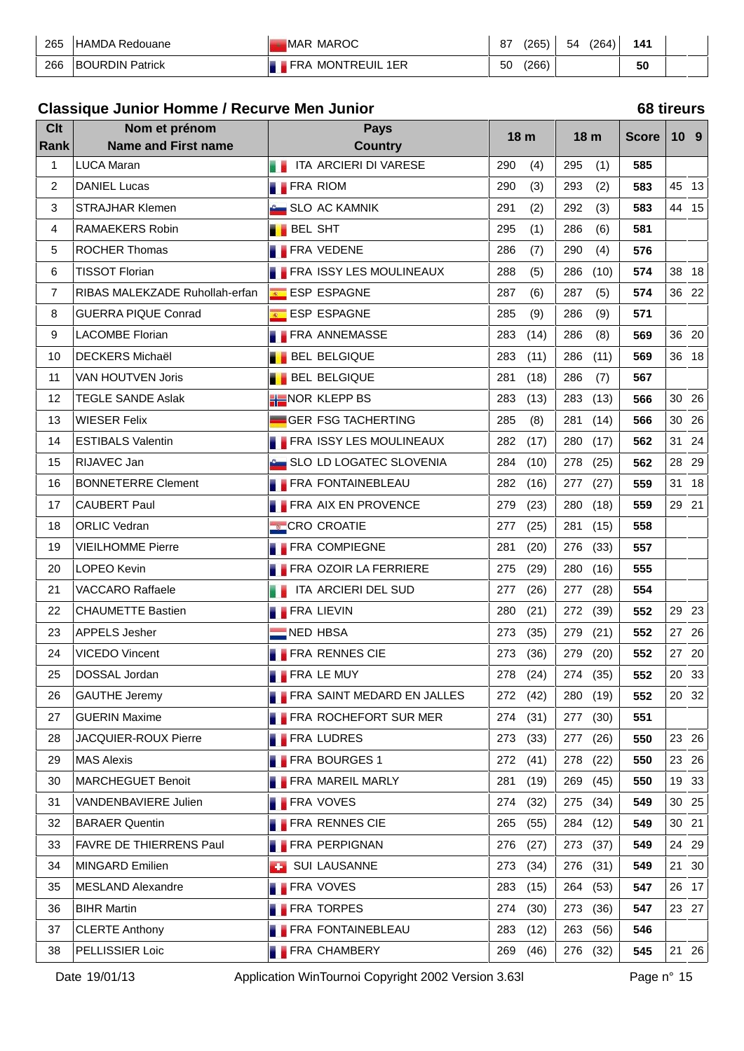| 265 | HAMDA Redouane | MAR MAROC | 87 | (265) | 54 | (264) | 141 | | |
|---|---|---|---|---|---|---|---|---|---|
| 266 | BOURDIN Patrick | FRA MONTREUIL 1ER | 50 | (266) | | | 50 | | |

## Classique Junior Homme / Recurve Men Junior

**68 tireurs**

| Clt Rank | Nom et prénom Name and First name | Pays Country | 18 m | | 18 m | | Score | 10 | 9 |
|---|---|---|---|---|---|---|---|---|---|
| 1 | LUCA Maran | ITA ARCIERI DI VARESE | 290 | (4) | 295 | (1) | 585 | | |
| 2 | DANIEL Lucas | FRA RIOM | 290 | (3) | 293 | (2) | 583 | 45 | 13 |
| 3 | STRAJHAR Klemen | SLO AC KAMNIK | 291 | (2) | 292 | (3) | 583 | 44 | 15 |
| 4 | RAMAEKERS Robin | BEL SHT | 295 | (1) | 286 | (6) | 581 | | |
| 5 | ROCHER Thomas | FRA VEDENE | 286 | (7) | 290 | (4) | 576 | | |
| 6 | TISSOT Florian | FRA ISSY LES MOULINEAUX | 288 | (5) | 286 | (10) | 574 | 38 | 18 |
| 7 | RIBAS MALEKZADE Ruhollah-erfan | ESP ESPAGNE | 287 | (6) | 287 | (5) | 574 | 36 | 22 |
| 8 | GUERRA PIQUE Conrad | ESP ESPAGNE | 285 | (9) | 286 | (9) | 571 | | |
| 9 | LACOMBE Florian | FRA ANNEMASSE | 283 | (14) | 286 | (8) | 569 | 36 | 20 |
| 10 | DECKERS Michaël | BEL BELGIQUE | 283 | (11) | 286 | (11) | 569 | 36 | 18 |
| 11 | VAN HOUTVEN Joris | BEL BELGIQUE | 281 | (18) | 286 | (7) | 567 | | |
| 12 | TEGLE SANDE Aslak | NOR KLEPP BS | 283 | (13) | 283 | (13) | 566 | 30 | 26 |
| 13 | WIESER Felix | GER FSG TACHERTING | 285 | (8) | 281 | (14) | 566 | 30 | 26 |
| 14 | ESTIBALS Valentin | FRA ISSY LES MOULINEAUX | 282 | (17) | 280 | (17) | 562 | 31 | 24 |
| 15 | RIJAVEC Jan | SLO LD LOGATEC SLOVENIA | 284 | (10) | 278 | (25) | 562 | 28 | 29 |
| 16 | BONNETERRE Clement | FRA FONTAINEBLEAU | 282 | (16) | 277 | (27) | 559 | 31 | 18 |
| 17 | CAUBERT Paul | FRA AIX EN PROVENCE | 279 | (23) | 280 | (18) | 559 | 29 | 21 |
| 18 | ORLIC Vedran | CRO CROATIE | 277 | (25) | 281 | (15) | 558 | | |
| 19 | VIEILHOMME Pierre | FRA COMPIEGNE | 281 | (20) | 276 | (33) | 557 | | |
| 20 | LOPEO Kevin | FRA OZOIR LA FERRIERE | 275 | (29) | 280 | (16) | 555 | | |
| 21 | VACCARO Raffaele | ITA ARCIERI DEL SUD | 277 | (26) | 277 | (28) | 554 | | |
| 22 | CHAUMETTE Bastien | FRA LIEVIN | 280 | (21) | 272 | (39) | 552 | 29 | 23 |
| 23 | APPELS Jesher | NED HBSA | 273 | (35) | 279 | (21) | 552 | 27 | 26 |
| 24 | VICEDO Vincent | FRA RENNES CIE | 273 | (36) | 279 | (20) | 552 | 27 | 20 |
| 25 | DOSSAL Jordan | FRA LE MUY | 278 | (24) | 274 | (35) | 552 | 20 | 33 |
| 26 | GAUTHE Jeremy | FRA SAINT MEDARD EN JALLES | 272 | (42) | 280 | (19) | 552 | 20 | 32 |
| 27 | GUERIN Maxime | FRA ROCHEFORT SUR MER | 274 | (31) | 277 | (30) | 551 | | |
| 28 | JACQUIER-ROUX Pierre | FRA LUDRES | 273 | (33) | 277 | (26) | 550 | 23 | 26 |
| 29 | MAS Alexis | FRA BOURGES 1 | 272 | (41) | 278 | (22) | 550 | 23 | 26 |
| 30 | MARCHEGUET Benoit | FRA MAREIL MARLY | 281 | (19) | 269 | (45) | 550 | 19 | 33 |
| 31 | VANDENBAVIERE Julien | FRA VOVES | 274 | (32) | 275 | (34) | 549 | 30 | 25 |
| 32 | BARAER Quentin | FRA RENNES CIE | 265 | (55) | 284 | (12) | 549 | 30 | 21 |
| 33 | FAVRE DE THIERRENS Paul | FRA PERPIGNAN | 276 | (27) | 273 | (37) | 549 | 24 | 29 |
| 34 | MINGARD Emilien | SUI LAUSANNE | 273 | (34) | 276 | (31) | 549 | 21 | 30 |
| 35 | MESLAND Alexandre | FRA VOVES | 283 | (15) | 264 | (53) | 547 | 26 | 17 |
| 36 | BIHR Martin | FRA TORPES | 274 | (30) | 273 | (36) | 547 | 23 | 27 |
| 37 | CLERTE Anthony | FRA FONTAINEBLEAU | 283 | (12) | 263 | (56) | 546 | | |
| 38 | PELLISSIER Loic | FRA CHAMBERY | 269 | (46) | 276 | (32) | 545 | 21 | 26 |

Date 19/01/13 Application WinTournoi Copyright 2002 Version 3.63l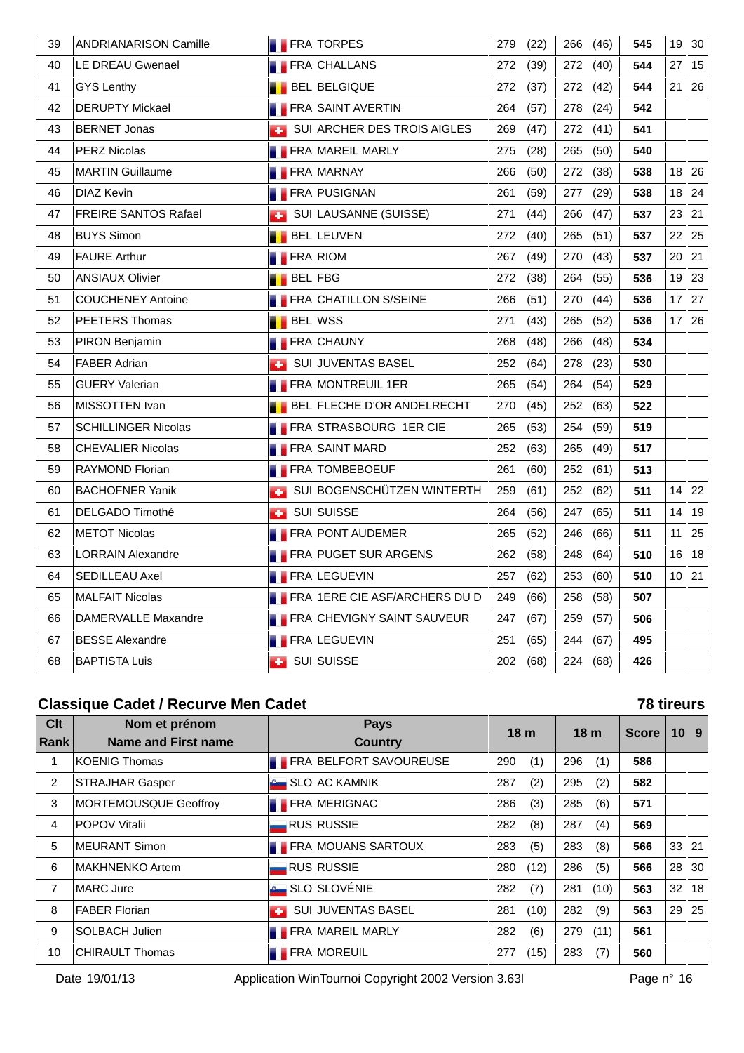| Clt Rank | Nom et prénom / Name and First name | Pays / Country | 18 m | | 18 m | | Score | 10 | 9 |
|---|---|---|---|---|---|---|---|---|---|
| 39 | ANDRIANARISON Camille | FRA TORPES | 279 | (22) | 266 | (46) | 545 | 19 | 30 |
| 40 | LE DREAU Gwenael | FRA CHALLANS | 272 | (39) | 272 | (40) | 544 | 27 | 15 |
| 41 | GYS Lenthy | BEL BELGIQUE | 272 | (37) | 272 | (42) | 544 | 21 | 26 |
| 42 | DERUPTY Mickael | FRA SAINT AVERTIN | 264 | (57) | 278 | (24) | 542 | | |
| 43 | BERNET Jonas | SUI ARCHER DES TROIS AIGLES | 269 | (47) | 272 | (41) | 541 | | |
| 44 | PERZ Nicolas | FRA MAREIL MARLY | 275 | (28) | 265 | (50) | 540 | | |
| 45 | MARTIN Guillaume | FRA MARNAY | 266 | (50) | 272 | (38) | 538 | 18 | 26 |
| 46 | DIAZ Kevin | FRA PUSIGNAN | 261 | (59) | 277 | (29) | 538 | 18 | 24 |
| 47 | FREIRE SANTOS Rafael | SUI LAUSANNE (SUISSE) | 271 | (44) | 266 | (47) | 537 | 23 | 21 |
| 48 | BUYS Simon | BEL LEUVEN | 272 | (40) | 265 | (51) | 537 | 22 | 25 |
| 49 | FAURE Arthur | FRA RIOM | 267 | (49) | 270 | (43) | 537 | 20 | 21 |
| 50 | ANSIAUX Olivier | BEL FBG | 272 | (38) | 264 | (55) | 536 | 19 | 23 |
| 51 | COUCHENEY Antoine | FRA CHATILLON S/SEINE | 266 | (51) | 270 | (44) | 536 | 17 | 27 |
| 52 | PEETERS Thomas | BEL WSS | 271 | (43) | 265 | (52) | 536 | 17 | 26 |
| 53 | PIRON Benjamin | FRA CHAUNY | 268 | (48) | 266 | (48) | 534 | | |
| 54 | FABER Adrian | SUI JUVENTAS BASEL | 252 | (64) | 278 | (23) | 530 | | |
| 55 | GUERY Valerian | FRA MONTREUIL 1ER | 265 | (54) | 264 | (54) | 529 | | |
| 56 | MISSOTTEN Ivan | BEL FLECHE D'OR ANDELRECHT | 270 | (45) | 252 | (63) | 522 | | |
| 57 | SCHILLINGER Nicolas | FRA STRASBOURG 1ER CIE | 265 | (53) | 254 | (59) | 519 | | |
| 58 | CHEVALIER Nicolas | FRA SAINT MARD | 252 | (63) | 265 | (49) | 517 | | |
| 59 | RAYMOND Florian | FRA TOMBEBOEUF | 261 | (60) | 252 | (61) | 513 | | |
| 60 | BACHOFNER Yanik | SUI BOGENSCHÜTZEN WINTERTH | 259 | (61) | 252 | (62) | 511 | 14 | 22 |
| 61 | DELGADO Timothé | SUI SUISSE | 264 | (56) | 247 | (65) | 511 | 14 | 19 |
| 62 | METOT Nicolas | FRA PONT AUDEMER | 265 | (52) | 246 | (66) | 511 | 11 | 25 |
| 63 | LORRAIN Alexandre | FRA PUGET SUR ARGENS | 262 | (58) | 248 | (64) | 510 | 16 | 18 |
| 64 | SEDILLEAU Axel | FRA LEGUEVIN | 257 | (62) | 253 | (60) | 510 | 10 | 21 |
| 65 | MALFAIT Nicolas | FRA 1ERE CIE ASF/ARCHERS DU D | 249 | (66) | 258 | (58) | 507 | | |
| 66 | DAMERVALLE Maxandre | FRA CHEVIGNY SAINT SAUVEUR | 247 | (67) | 259 | (57) | 506 | | |
| 67 | BESSE Alexandre | FRA LEGUEVIN | 251 | (65) | 244 | (67) | 495 | | |
| 68 | BAPTISTA Luis | SUI SUISSE | 202 | (68) | 224 | (68) | 426 | | |

## Classique Cadet / Recurve Men Cadet

**78 tireurs**

| Clt Rank | Nom et prénom / Name and First name | Pays / Country | 18 m | | 18 m | | Score | 10 | 9 |
|---|---|---|---|---|---|---|---|---|---|
| 1 | KOENIG Thomas | FRA BELFORT SAVOUREUSE | 290 | (1) | 296 | (1) | 586 | | |
| 2 | STRAJHAR Gasper | SLO AC KAMNIK | 287 | (2) | 295 | (2) | 582 | | |
| 3 | MORTEMOUSQUE Geoffroy | FRA MERIGNAC | 286 | (3) | 285 | (6) | 571 | | |
| 4 | POPOV Vitalii | RUS RUSSIE | 282 | (8) | 287 | (4) | 569 | | |
| 5 | MEURANT Simon | FRA MOUANS SARTOUX | 283 | (5) | 283 | (8) | 566 | 33 | 21 |
| 6 | MAKHNENKO Artem | RUS RUSSIE | 280 | (12) | 286 | (5) | 566 | 28 | 30 |
| 7 | MARC Jure | SLO SLOVÉNIE | 282 | (7) | 281 | (10) | 563 | 32 | 18 |
| 8 | FABER Florian | SUI JUVENTAS BASEL | 281 | (10) | 282 | (9) | 563 | 29 | 25 |
| 9 | SOLBACH Julien | FRA MAREIL MARLY | 282 | (6) | 279 | (11) | 561 | | |
| 10 | CHIRAULT Thomas | FRA MOREUIL | 277 | (15) | 283 | (7) | 560 | | |

Date 19/01/13 Application WinTournoi Copyright 2002 Version 3.63l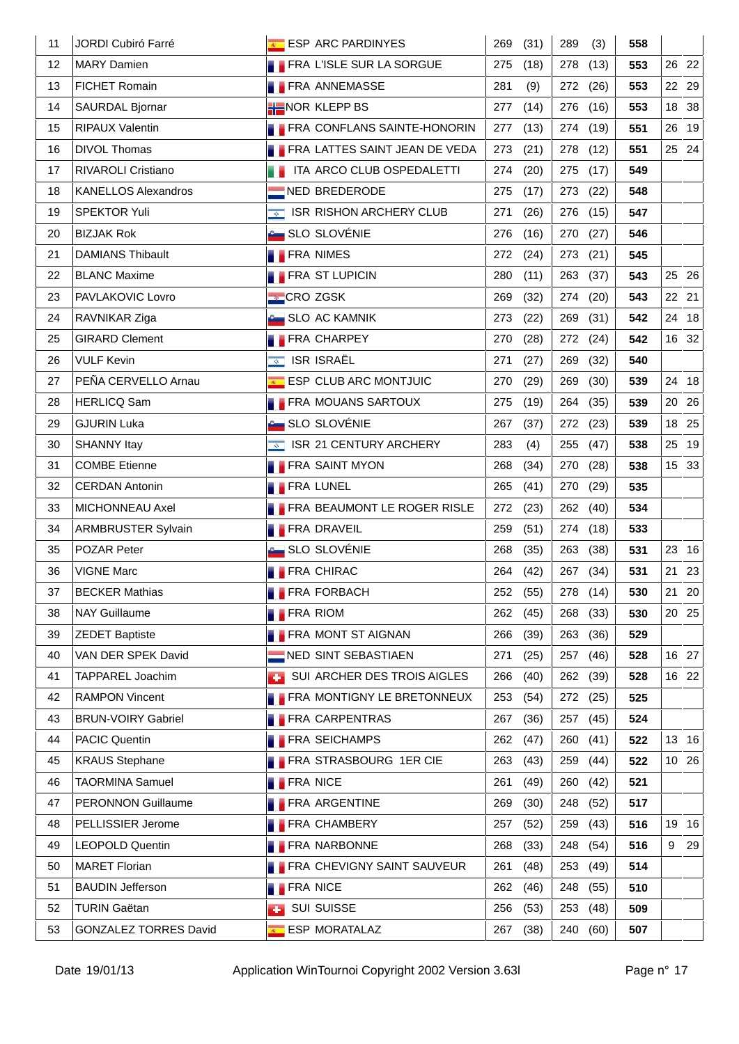| | | | | | | | | | |
|---|---|---|---|---|---|---|---|---|---|
| 11 | JORDI Cubiró Farré | ESP ARC PARDINYES | 269 (31) | 289 (3) | 558 | | |
| 12 | MARY Damien | FRA L'ISLE SUR LA SORGUE | 275 (18) | 278 (13) | 553 | 26 | 22 |
| 13 | FICHET Romain | FRA ANNEMASSE | 281 (9) | 272 (26) | 553 | 22 | 29 |
| 14 | SAURDAL Bjornar | NOR KLEPP BS | 277 (14) | 276 (16) | 553 | 18 | 38 |
| 15 | RIPAUX Valentin | FRA CONFLANS SAINTE-HONORIN | 277 (13) | 274 (19) | 551 | 26 | 19 |
| 16 | DIVOL Thomas | FRA LATTES SAINT JEAN DE VEDA | 273 (21) | 278 (12) | 551 | 25 | 24 |
| 17 | RIVAROLI Cristiano | ITA ARCO CLUB OSPEDALETTI | 274 (20) | 275 (17) | 549 | | |
| 18 | KANELLOS Alexandros | NED BREDERODE | 275 (17) | 273 (22) | 548 | | |
| 19 | SPEKTOR Yuli | ISR RISHON ARCHERY CLUB | 271 (26) | 276 (15) | 547 | | |
| 20 | BIZJAK Rok | SLO SLOVÉNIE | 276 (16) | 270 (27) | 546 | | |
| 21 | DAMIANS Thibault | FRA NIMES | 272 (24) | 273 (21) | 545 | | |
| 22 | BLANC Maxime | FRA ST LUPICIN | 280 (11) | 263 (37) | 543 | 25 | 26 |
| 23 | PAVLAKOVIC Lovro | CRO ZGSK | 269 (32) | 274 (20) | 543 | 22 | 21 |
| 24 | RAVNIKAR Ziga | SLO AC KAMNIK | 273 (22) | 269 (31) | 542 | 24 | 18 |
| 25 | GIRARD Clement | FRA CHARPEY | 270 (28) | 272 (24) | 542 | 16 | 32 |
| 26 | VULF Kevin | ISR ISRAËL | 271 (27) | 269 (32) | 540 | | |
| 27 | PEÑA CERVELLO Arnau | ESP CLUB ARC MONTJUIC | 270 (29) | 269 (30) | 539 | 24 | 18 |
| 28 | HERLICQ Sam | FRA MOUANS SARTOUX | 275 (19) | 264 (35) | 539 | 20 | 26 |
| 29 | GJURIN Luka | SLO SLOVÉNIE | 267 (37) | 272 (23) | 539 | 18 | 25 |
| 30 | SHANNY Itay | ISR 21 CENTURY ARCHERY | 283 (4) | 255 (47) | 538 | 25 | 19 |
| 31 | COMBE Etienne | FRA SAINT MYON | 268 (34) | 270 (28) | 538 | 15 | 33 |
| 32 | CERDAN Antonin | FRA LUNEL | 265 (41) | 270 (29) | 535 | | |
| 33 | MICHONNEAU Axel | FRA BEAUMONT LE ROGER RISLE | 272 (23) | 262 (40) | 534 | | |
| 34 | ARMBRUSTER Sylvain | FRA DRAVEIL | 259 (51) | 274 (18) | 533 | | |
| 35 | POZAR Peter | SLO SLOVÉNIE | 268 (35) | 263 (38) | 531 | 23 | 16 |
| 36 | VIGNE Marc | FRA CHIRAC | 264 (42) | 267 (34) | 531 | 21 | 23 |
| 37 | BECKER Mathias | FRA FORBACH | 252 (55) | 278 (14) | 530 | 21 | 20 |
| 38 | NAY Guillaume | FRA RIOM | 262 (45) | 268 (33) | 530 | 20 | 25 |
| 39 | ZEDET Baptiste | FRA MONT ST AIGNAN | 266 (39) | 263 (36) | 529 | | |
| 40 | VAN DER SPEK David | NED SINT SEBASTIAEN | 271 (25) | 257 (46) | 528 | 16 | 27 |
| 41 | TAPPAREL Joachim | SUI ARCHER DES TROIS AIGLES | 266 (40) | 262 (39) | 528 | 16 | 22 |
| 42 | RAMPON Vincent | FRA MONTIGNY LE BRETONNEUX | 253 (54) | 272 (25) | 525 | | |
| 43 | BRUN-VOIRY Gabriel | FRA CARPENTRAS | 267 (36) | 257 (45) | 524 | | |
| 44 | PACIC Quentin | FRA SEICHAMPS | 262 (47) | 260 (41) | 522 | 13 | 16 |
| 45 | KRAUS Stephane | FRA STRASBOURG 1ER CIE | 263 (43) | 259 (44) | 522 | 10 | 26 |
| 46 | TAORMINA Samuel | FRA NICE | 261 (49) | 260 (42) | 521 | | |
| 47 | PERONNON Guillaume | FRA ARGENTINE | 269 (30) | 248 (52) | 517 | | |
| 48 | PELLISSIER Jerome | FRA CHAMBERY | 257 (52) | 259 (43) | 516 | 19 | 16 |
| 49 | LEOPOLD Quentin | FRA NARBONNE | 268 (33) | 248 (54) | 516 | 9 | 29 |
| 50 | MARET Florian | FRA CHEVIGNY SAINT SAUVEUR | 261 (48) | 253 (49) | 514 | | |
| 51 | BAUDIN Jefferson | FRA NICE | 262 (46) | 248 (55) | 510 | | |
| 52 | TURIN Gaëtan | SUI SUISSE | 256 (53) | 253 (48) | 509 | | |
| 53 | GONZALEZ TORRES David | ESP MORATALAZ | 267 (38) | 240 (60) | 507 | | |

Date 19/01/13 Application WinTournoi Copyright 2002 Version 3.63l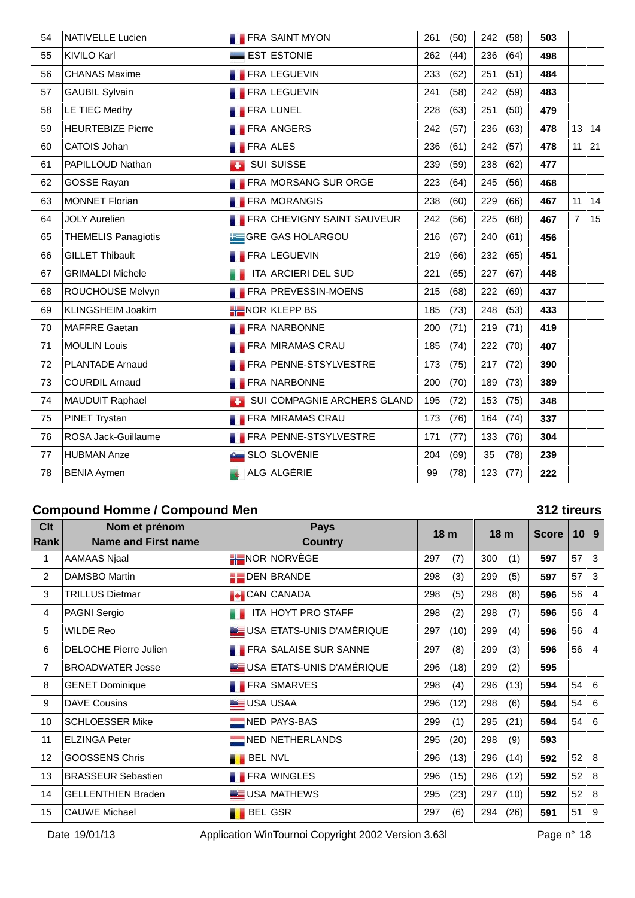| | | | | | | | | | |
|---|---|---|---|---|---|---|---|---|---|
| 54 | NATIVELLE Lucien | FRA SAINT MYON | 261 | (50) | 242 | (58) | **503** | | |
| 55 | KIVILO Karl | EST ESTONIE | 262 | (44) | 236 | (64) | **498** | | |
| 56 | CHANAS Maxime | FRA LEGUEVIN | 233 | (62) | 251 | (51) | **484** | | |
| 57 | GAUBIL Sylvain | FRA LEGUEVIN | 241 | (58) | 242 | (59) | **483** | | |
| 58 | LE TIEC Medhy | FRA LUNEL | 228 | (63) | 251 | (50) | **479** | | |
| 59 | HEURTEBIZE Pierre | FRA ANGERS | 242 | (57) | 236 | (63) | **478** | 13 | 14 |
| 60 | CATOIS Johan | FRA ALES | 236 | (61) | 242 | (57) | **478** | 11 | 21 |
| 61 | PAPILLOUD Nathan | SUI SUISSE | 239 | (59) | 238 | (62) | **477** | | |
| 62 | GOSSE Rayan | FRA MORSANG SUR ORGE | 223 | (64) | 245 | (56) | **468** | | |
| 63 | MONNET Florian | FRA MORANGIS | 238 | (60) | 229 | (66) | **467** | 11 | 14 |
| 64 | JOLY Aurelien | FRA CHEVIGNY SAINT SAUVEUR | 242 | (56) | 225 | (68) | **467** | 7 | 15 |
| 65 | THEMELIS Panagiotis | GRE GAS HOLARGOU | 216 | (67) | 240 | (61) | **456** | | |
| 66 | GILLET Thibault | FRA LEGUEVIN | 219 | (66) | 232 | (65) | **451** | | |
| 67 | GRIMALDI Michele | ITA ARCIERI DEL SUD | 221 | (65) | 227 | (67) | **448** | | |
| 68 | ROUCHOUSE Melvyn | FRA PREVESSIN-MOENS | 215 | (68) | 222 | (69) | **437** | | |
| 69 | KLINGSHEIM Joakim | NOR KLEPP BS | 185 | (73) | 248 | (53) | **433** | | |
| 70 | MAFFRE Gaetan | FRA NARBONNE | 200 | (71) | 219 | (71) | **419** | | |
| 71 | MOULIN Louis | FRA MIRAMAS CRAU | 185 | (74) | 222 | (70) | **407** | | |
| 72 | PLANTADE Arnaud | FRA PENNE-STSYLVESTRE | 173 | (75) | 217 | (72) | **390** | | |
| 73 | COURDIL Arnaud | FRA NARBONNE | 200 | (70) | 189 | (73) | **389** | | |
| 74 | MAUDUIT Raphael | SUI COMPAGNIE ARCHERS GLAND | 195 | (72) | 153 | (75) | **348** | | |
| 75 | PINET Trystan | FRA MIRAMAS CRAU | 173 | (76) | 164 | (74) | **337** | | |
| 76 | ROSA Jack-Guillaume | FRA PENNE-STSYLVESTRE | 171 | (77) | 133 | (76) | **304** | | |
| 77 | HUBMAN Anze | SLO SLOVÉNIE | 204 | (69) | 35 | (78) | **239** | | |
| 78 | BENIA Aymen | ALG ALGÉRIE | 99 | (78) | 123 | (77) | **222** | | |

## Compound Homme / Compound Men

**312 tireurs**

| Clt Rank | Nom et prénom Name and First name | Pays Country | 18 m | | 18 m | | Score | 10 | 9 |
|---|---|---|---|---|---|---|---|---|---|
| 1 | AAMAAS Njaal | NOR NORVÈGE | 297 | (7) | 300 | (1) | **597** | 57 | 3 |
| 2 | DAMSBO Martin | DEN BRANDE | 298 | (3) | 299 | (5) | **597** | 57 | 3 |
| 3 | TRILLUS Dietmar | CAN CANADA | 298 | (5) | 298 | (8) | **596** | 56 | 4 |
| 4 | PAGNI Sergio | ITA HOYT PRO STAFF | 298 | (2) | 298 | (7) | **596** | 56 | 4 |
| 5 | WILDE Reo | USA ETATS-UNIS D'AMÉRIQUE | 297 | (10) | 299 | (4) | **596** | 56 | 4 |
| 6 | DELOCHE Pierre Julien | FRA SALAISE SUR SANNE | 297 | (8) | 299 | (3) | **596** | 56 | 4 |
| 7 | BROADWATER Jesse | USA ETATS-UNIS D'AMÉRIQUE | 296 | (18) | 299 | (2) | **595** | | |
| 8 | GENET Dominique | FRA SMARVES | 298 | (4) | 296 | (13) | **594** | 54 | 6 |
| 9 | DAVE Cousins | USA USAA | 296 | (12) | 298 | (6) | **594** | 54 | 6 |
| 10 | SCHLOESSER Mike | NED PAYS-BAS | 299 | (1) | 295 | (21) | **594** | 54 | 6 |
| 11 | ELZINGA Peter | NED NETHERLANDS | 295 | (20) | 298 | (9) | **593** | | |
| 12 | GOOSSENS Chris | BEL NVL | 296 | (13) | 296 | (14) | **592** | 52 | 8 |
| 13 | BRASSEUR Sebastien | FRA WINGLES | 296 | (15) | 296 | (12) | **592** | 52 | 8 |
| 14 | GELLENTHIEN Braden | USA MATHEWS | 295 | (23) | 297 | (10) | **592** | 52 | 8 |
| 15 | CAUWE Michael | BEL GSR | 297 | (6) | 294 | (26) | **591** | 51 | 9 |

Date 19/01/13 — Application WinTournoi Copyright 2002 Version 3.63l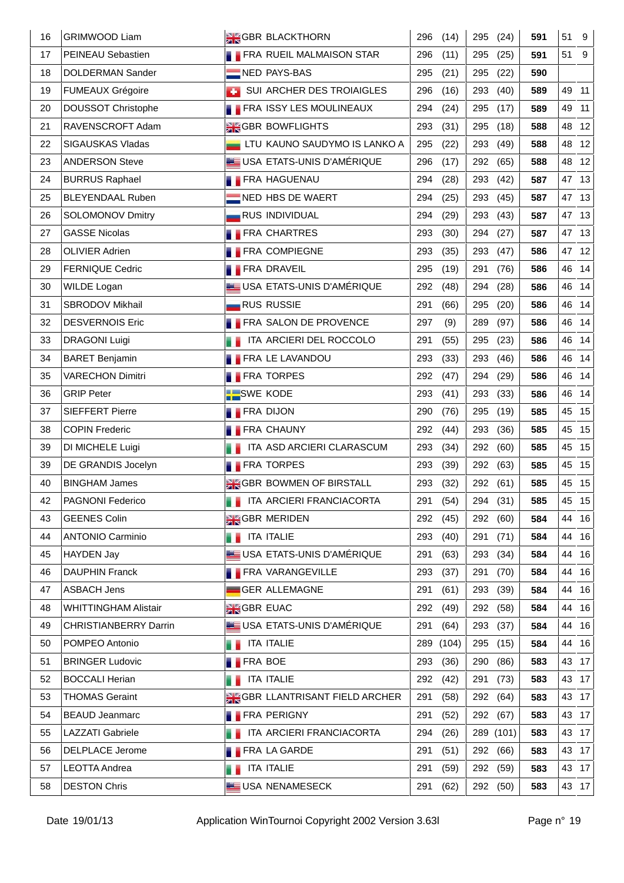| | | | | | | | | | |
|---|---|---|---|---|---|---|---|---|---|
| 16 | GRIMWOOD Liam | GBR BLACKTHORN | 296 | (14) | 295 | (24) | 591 | 51 | 9 |
| 17 | PEINEAU Sebastien | FRA RUEIL MALMAISON STAR | 296 | (11) | 295 | (25) | 591 | 51 | 9 |
| 18 | DOLDERMAN Sander | NED PAYS-BAS | 295 | (21) | 295 | (22) | 590 | | |
| 19 | FUMEAUX Grégoire | SUI ARCHER DES TROIAIGLES | 296 | (16) | 293 | (40) | 589 | 49 | 11 |
| 20 | DOUSSOT Christophe | FRA ISSY LES MOULINEAUX | 294 | (24) | 295 | (17) | 589 | 49 | 11 |
| 21 | RAVENSCROFT Adam | GBR BOWFLIGHTS | 293 | (31) | 295 | (18) | 588 | 48 | 12 |
| 22 | SIGAUSKAS Vladas | LTU KAUNO SAUDYMO IS LANKO A | 295 | (22) | 293 | (49) | 588 | 48 | 12 |
| 23 | ANDERSON Steve | USA ETATS-UNIS D'AMÉRIQUE | 296 | (17) | 292 | (65) | 588 | 48 | 12 |
| 24 | BURRUS Raphael | FRA HAGUENAU | 294 | (28) | 293 | (42) | 587 | 47 | 13 |
| 25 | BLEYENDAAL Ruben | NED HBS DE WAERT | 294 | (25) | 293 | (45) | 587 | 47 | 13 |
| 26 | SOLOMONOV Dmitry | RUS INDIVIDUAL | 294 | (29) | 293 | (43) | 587 | 47 | 13 |
| 27 | GASSE Nicolas | FRA CHARTRES | 293 | (30) | 294 | (27) | 587 | 47 | 13 |
| 28 | OLIVIER Adrien | FRA COMPIEGNE | 293 | (35) | 293 | (47) | 586 | 47 | 12 |
| 29 | FERNIQUE Cedric | FRA DRAVEIL | 295 | (19) | 291 | (76) | 586 | 46 | 14 |
| 30 | WILDE Logan | USA ETATS-UNIS D'AMÉRIQUE | 292 | (48) | 294 | (28) | 586 | 46 | 14 |
| 31 | SBRODOV Mikhail | RUS RUSSIE | 291 | (66) | 295 | (20) | 586 | 46 | 14 |
| 32 | DESVERNOIS Eric | FRA SALON DE PROVENCE | 297 | (9) | 289 | (97) | 586 | 46 | 14 |
| 33 | DRAGONI Luigi | ITA ARCIERI DEL ROCCOLO | 291 | (55) | 295 | (23) | 586 | 46 | 14 |
| 34 | BARET Benjamin | FRA LE LAVANDOU | 293 | (33) | 293 | (46) | 586 | 46 | 14 |
| 35 | VARECHON Dimitri | FRA TORPES | 292 | (47) | 294 | (29) | 586 | 46 | 14 |
| 36 | GRIP Peter | SWE KODE | 293 | (41) | 293 | (33) | 586 | 46 | 14 |
| 37 | SIEFFERT Pierre | FRA DIJON | 290 | (76) | 295 | (19) | 585 | 45 | 15 |
| 38 | COPIN Frederic | FRA CHAUNY | 292 | (44) | 293 | (36) | 585 | 45 | 15 |
| 39 | DI MICHELE Luigi | ITA ASD ARCIERI CLARASCUM | 293 | (34) | 292 | (60) | 585 | 45 | 15 |
| 39 | DE GRANDIS Jocelyn | FRA TORPES | 293 | (39) | 292 | (63) | 585 | 45 | 15 |
| 40 | BINGHAM James | GBR BOWMEN OF BIRSTALL | 293 | (32) | 292 | (61) | 585 | 45 | 15 |
| 42 | PAGNONI Federico | ITA ARCIERI FRANCIACORTA | 291 | (54) | 294 | (31) | 585 | 45 | 15 |
| 43 | GEENES Colin | GBR MERIDEN | 292 | (45) | 292 | (60) | 584 | 44 | 16 |
| 44 | ANTONIO Carminio | ITA ITALIE | 293 | (40) | 291 | (71) | 584 | 44 | 16 |
| 45 | HAYDEN Jay | USA ETATS-UNIS D'AMÉRIQUE | 291 | (63) | 293 | (34) | 584 | 44 | 16 |
| 46 | DAUPHIN Franck | FRA VARANGEVILLE | 293 | (37) | 291 | (70) | 584 | 44 | 16 |
| 47 | ASBACH Jens | GER ALLEMAGNE | 291 | (61) | 293 | (39) | 584 | 44 | 16 |
| 48 | WHITTINGHAM Alistair | GBR EUAC | 292 | (49) | 292 | (58) | 584 | 44 | 16 |
| 49 | CHRISTIANBERRY Darrin | USA ETATS-UNIS D'AMÉRIQUE | 291 | (64) | 293 | (37) | 584 | 44 | 16 |
| 50 | POMPEO Antonio | ITA ITALIE | 289 | (104) | 295 | (15) | 584 | 44 | 16 |
| 51 | BRINGER Ludovic | FRA BOE | 293 | (36) | 290 | (86) | 583 | 43 | 17 |
| 52 | BOCCALI Herian | ITA ITALIE | 292 | (42) | 291 | (73) | 583 | 43 | 17 |
| 53 | THOMAS Geraint | GBR LLANTRISANT FIELD ARCHER | 291 | (58) | 292 | (64) | 583 | 43 | 17 |
| 54 | BEAUD Jeanmarc | FRA PERIGNY | 291 | (52) | 292 | (67) | 583 | 43 | 17 |
| 55 | LAZZATI Gabriele | ITA ARCIERI FRANCIACORTA | 294 | (26) | 289 | (101) | 583 | 43 | 17 |
| 56 | DELPLACE Jerome | FRA LA GARDE | 291 | (51) | 292 | (66) | 583 | 43 | 17 |
| 57 | LEOTTA Andrea | ITA ITALIE | 291 | (59) | 292 | (59) | 583 | 43 | 17 |
| 58 | DESTON Chris | USA NENAMESECK | 291 | (62) | 292 | (50) | 583 | 43 | 17 |

Date 19/01/13 Application WinTournoi Copyright 2002 Version 3.63l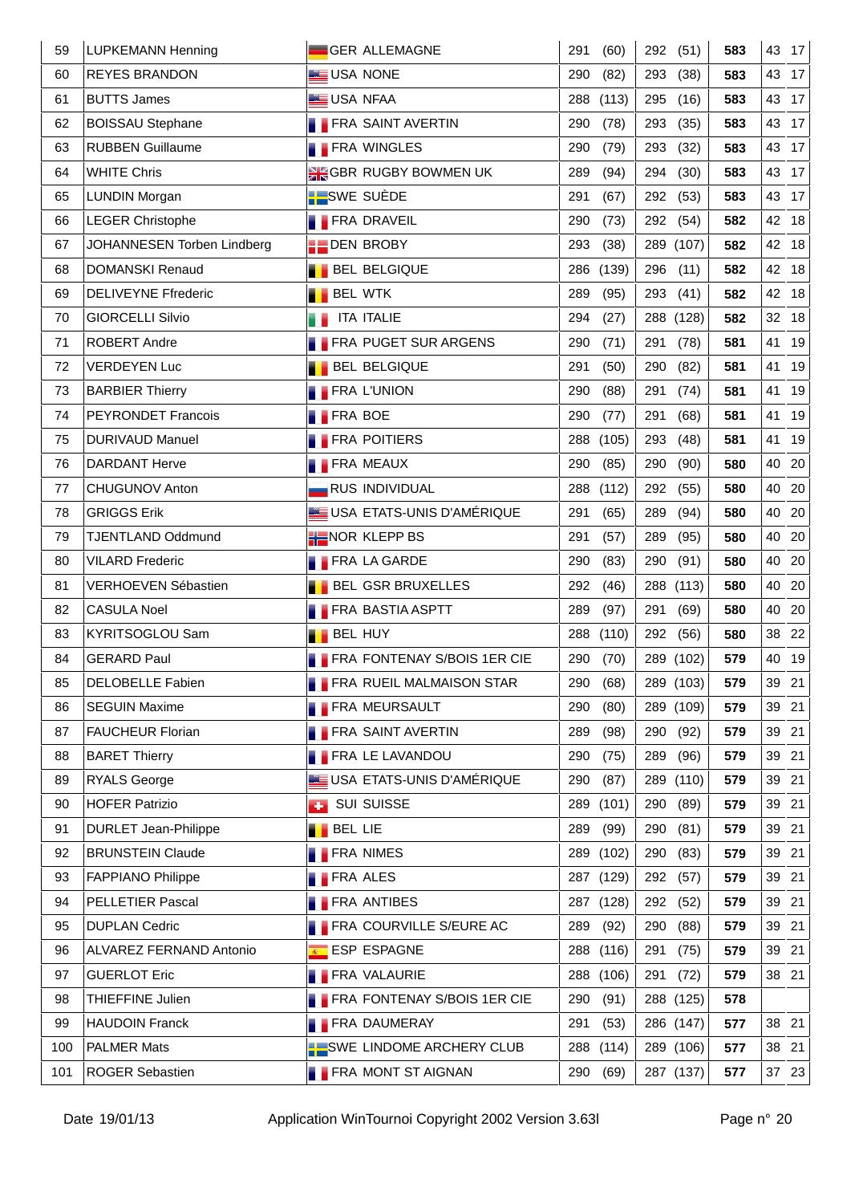| | | | | | | | | | |
|---|---|---|---|---|---|---|---|---|---|
| 59 | LUPKEMANN Henning | GER ALLEMAGNE | 291 (60) | 292 (51) | 583 | 43 | 17 |
| 60 | REYES BRANDON | USA NONE | 290 (82) | 293 (38) | 583 | 43 | 17 |
| 61 | BUTTS James | USA NFAA | 288 (113) | 295 (16) | 583 | 43 | 17 |
| 62 | BOISSAU Stephane | FRA SAINT AVERTIN | 290 (78) | 293 (35) | 583 | 43 | 17 |
| 63 | RUBBEN Guillaume | FRA WINGLES | 290 (79) | 293 (32) | 583 | 43 | 17 |
| 64 | WHITE Chris | GBR RUGBY BOWMEN UK | 289 (94) | 294 (30) | 583 | 43 | 17 |
| 65 | LUNDIN Morgan | SWE SUÈDE | 291 (67) | 292 (53) | 583 | 43 | 17 |
| 66 | LEGER Christophe | FRA DRAVEIL | 290 (73) | 292 (54) | 582 | 42 | 18 |
| 67 | JOHANNESEN Torben Lindberg | DEN BROBY | 293 (38) | 289 (107) | 582 | 42 | 18 |
| 68 | DOMANSKI Renaud | BEL BELGIQUE | 286 (139) | 296 (11) | 582 | 42 | 18 |
| 69 | DELIVEYNE Ffrederic | BEL WTK | 289 (95) | 293 (41) | 582 | 42 | 18 |
| 70 | GIORCELLI Silvio | ITA ITALIE | 294 (27) | 288 (128) | 582 | 32 | 18 |
| 71 | ROBERT Andre | FRA PUGET SUR ARGENS | 290 (71) | 291 (78) | 581 | 41 | 19 |
| 72 | VERDEYEN Luc | BEL BELGIQUE | 291 (50) | 290 (82) | 581 | 41 | 19 |
| 73 | BARBIER Thierry | FRA L'UNION | 290 (88) | 291 (74) | 581 | 41 | 19 |
| 74 | PEYRONDET Francois | FRA BOE | 290 (77) | 291 (68) | 581 | 41 | 19 |
| 75 | DURIVAUD Manuel | FRA POITIERS | 288 (105) | 293 (48) | 581 | 41 | 19 |
| 76 | DARDANT Herve | FRA MEAUX | 290 (85) | 290 (90) | 580 | 40 | 20 |
| 77 | CHUGUNOV Anton | RUS INDIVIDUAL | 288 (112) | 292 (55) | 580 | 40 | 20 |
| 78 | GRIGGS Erik | USA ETATS-UNIS D'AMÉRIQUE | 291 (65) | 289 (94) | 580 | 40 | 20 |
| 79 | TJENTLAND Oddmund | NOR KLEPP BS | 291 (57) | 289 (95) | 580 | 40 | 20 |
| 80 | VILARD Frederic | FRA LA GARDE | 290 (83) | 290 (91) | 580 | 40 | 20 |
| 81 | VERHOEVEN Sébastien | BEL GSR BRUXELLES | 292 (46) | 288 (113) | 580 | 40 | 20 |
| 82 | CASULA Noel | FRA BASTIA ASPTT | 289 (97) | 291 (69) | 580 | 40 | 20 |
| 83 | KYRITSOGLOU Sam | BEL HUY | 288 (110) | 292 (56) | 580 | 38 | 22 |
| 84 | GERARD Paul | FRA FONTENAY S/BOIS 1ER CIE | 290 (70) | 289 (102) | 579 | 40 | 19 |
| 85 | DELOBELLE Fabien | FRA RUEIL MALMAISON STAR | 290 (68) | 289 (103) | 579 | 39 | 21 |
| 86 | SEGUIN Maxime | FRA MEURSAULT | 290 (80) | 289 (109) | 579 | 39 | 21 |
| 87 | FAUCHEUR Florian | FRA SAINT AVERTIN | 289 (98) | 290 (92) | 579 | 39 | 21 |
| 88 | BARET Thierry | FRA LE LAVANDOU | 290 (75) | 289 (96) | 579 | 39 | 21 |
| 89 | RYALS George | USA ETATS-UNIS D'AMÉRIQUE | 290 (87) | 289 (110) | 579 | 39 | 21 |
| 90 | HOFER Patrizio | SUI SUISSE | 289 (101) | 290 (89) | 579 | 39 | 21 |
| 91 | DURLET Jean-Philippe | BEL LIE | 289 (99) | 290 (81) | 579 | 39 | 21 |
| 92 | BRUNSTEIN Claude | FRA NIMES | 289 (102) | 290 (83) | 579 | 39 | 21 |
| 93 | FAPPIANO Philippe | FRA ALES | 287 (129) | 292 (57) | 579 | 39 | 21 |
| 94 | PELLETIER Pascal | FRA ANTIBES | 287 (128) | 292 (52) | 579 | 39 | 21 |
| 95 | DUPLAN Cedric | FRA COURVILLE S/EURE AC | 289 (92) | 290 (88) | 579 | 39 | 21 |
| 96 | ALVAREZ FERNAND Antonio | ESP ESPAGNE | 288 (116) | 291 (75) | 579 | 39 | 21 |
| 97 | GUERLOT Eric | FRA VALAURIE | 288 (106) | 291 (72) | 579 | 38 | 21 |
| 98 | THIEFFINE Julien | FRA FONTENAY S/BOIS 1ER CIE | 290 (91) | 288 (125) | 578 | | |
| 99 | HAUDOIN Franck | FRA DAUMERAY | 291 (53) | 286 (147) | 577 | 38 | 21 |
| 100 | PALMER Mats | SWE LINDOME ARCHERY CLUB | 288 (114) | 289 (106) | 577 | 38 | 21 |
| 101 | ROGER Sebastien | FRA MONT ST AIGNAN | 290 (69) | 287 (137) | 577 | 37 | 23 |

Date 19/01/13 Application WinTournoi Copyright 2002 Version 3.63l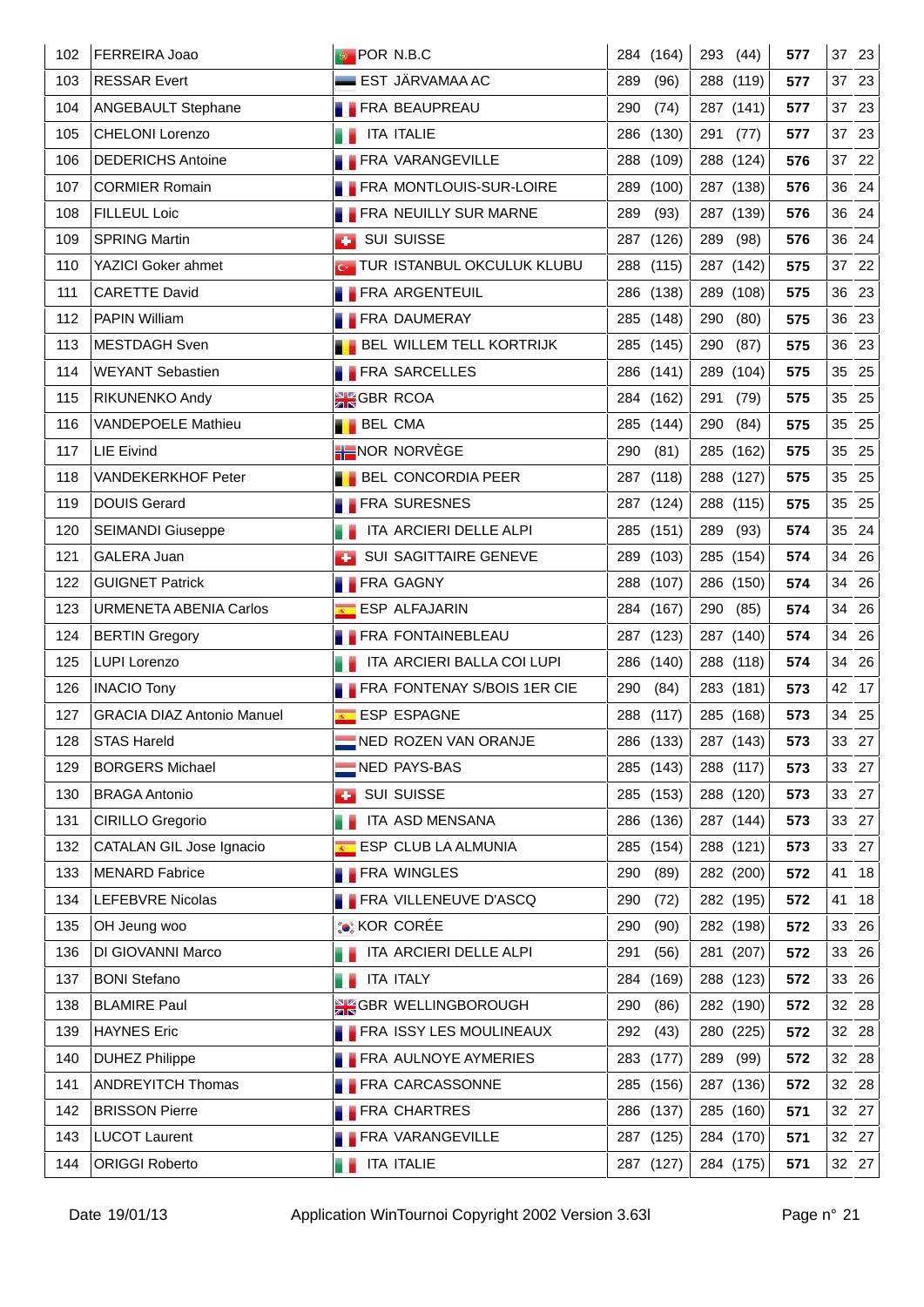| | | | | | | | | | |
|---|---|---|---|---|---|---|---|---|---|
| 102 | FERREIRA Joao | POR | N.B.C | 284 (164) | 293 (44) | 577 | 37 | 23 |
| 103 | RESSAR Evert | EST | JÄRVAMAA AC | 289 (96) | 288 (119) | 577 | 37 | 23 |
| 104 | ANGEBAULT Stephane | FRA | BEAUPREAU | 290 (74) | 287 (141) | 577 | 37 | 23 |
| 105 | CHELONI Lorenzo | ITA | ITALIE | 286 (130) | 291 (77) | 577 | 37 | 23 |
| 106 | DEDERICHS Antoine | FRA | VARANGEVILLE | 288 (109) | 288 (124) | 576 | 37 | 22 |
| 107 | CORMIER Romain | FRA | MONTLOUIS-SUR-LOIRE | 289 (100) | 287 (138) | 576 | 36 | 24 |
| 108 | FILLEUL Loic | FRA | NEUILLY SUR MARNE | 289 (93) | 287 (139) | 576 | 36 | 24 |
| 109 | SPRING Martin | SUI | SUISSE | 287 (126) | 289 (98) | 576 | 36 | 24 |
| 110 | YAZICI Goker ahmet | TUR | ISTANBUL OKCULUK KLUBU | 288 (115) | 287 (142) | 575 | 37 | 22 |
| 111 | CARETTE David | FRA | ARGENTEUIL | 286 (138) | 289 (108) | 575 | 36 | 23 |
| 112 | PAPIN William | FRA | DAUMERAY | 285 (148) | 290 (80) | 575 | 36 | 23 |
| 113 | MESTDAGH Sven | BEL | WILLEM TELL KORTRIJK | 285 (145) | 290 (87) | 575 | 36 | 23 |
| 114 | WEYANT Sebastien | FRA | SARCELLES | 286 (141) | 289 (104) | 575 | 35 | 25 |
| 115 | RIKUNENKO Andy | GBR | RCOA | 284 (162) | 291 (79) | 575 | 35 | 25 |
| 116 | VANDEPOELE Mathieu | BEL | CMA | 285 (144) | 290 (84) | 575 | 35 | 25 |
| 117 | LIE Eivind | NOR | NORVÈGE | 290 (81) | 285 (162) | 575 | 35 | 25 |
| 118 | VANDEKERKHOF Peter | BEL | CONCORDIA PEER | 287 (118) | 288 (127) | 575 | 35 | 25 |
| 119 | DOUIS Gerard | FRA | SURESNES | 287 (124) | 288 (115) | 575 | 35 | 25 |
| 120 | SEIMANDI Giuseppe | ITA | ARCIERI DELLE ALPI | 285 (151) | 289 (93) | 574 | 35 | 24 |
| 121 | GALERA Juan | SUI | SAGITTAIRE GENEVE | 289 (103) | 285 (154) | 574 | 34 | 26 |
| 122 | GUIGNET Patrick | FRA | GAGNY | 288 (107) | 286 (150) | 574 | 34 | 26 |
| 123 | URMENETA ABENIA Carlos | ESP | ALFAJARIN | 284 (167) | 290 (85) | 574 | 34 | 26 |
| 124 | BERTIN Gregory | FRA | FONTAINEBLEAU | 287 (123) | 287 (140) | 574 | 34 | 26 |
| 125 | LUPI Lorenzo | ITA | ARCIERI BALLA COI LUPI | 286 (140) | 288 (118) | 574 | 34 | 26 |
| 126 | INACIO Tony | FRA | FONTENAY S/BOIS 1ER CIE | 290 (84) | 283 (181) | 573 | 42 | 17 |
| 127 | GRACIA DIAZ Antonio Manuel | ESP | ESPAGNE | 288 (117) | 285 (168) | 573 | 34 | 25 |
| 128 | STAS Hareld | NED | ROZEN VAN ORANJE | 286 (133) | 287 (143) | 573 | 33 | 27 |
| 129 | BORGERS Michael | NED | PAYS-BAS | 285 (143) | 288 (117) | 573 | 33 | 27 |
| 130 | BRAGA Antonio | SUI | SUISSE | 285 (153) | 288 (120) | 573 | 33 | 27 |
| 131 | CIRILLO Gregorio | ITA | ASD MENSANA | 286 (136) | 287 (144) | 573 | 33 | 27 |
| 132 | CATALAN GIL Jose Ignacio | ESP | CLUB LA ALMUNIA | 285 (154) | 288 (121) | 573 | 33 | 27 |
| 133 | MENARD Fabrice | FRA | WINGLES | 290 (89) | 282 (200) | 572 | 41 | 18 |
| 134 | LEFEBVRE Nicolas | FRA | VILLENEUVE D'ASCQ | 290 (72) | 282 (195) | 572 | 41 | 18 |
| 135 | OH Jeung woo | KOR | CORÉE | 290 (90) | 282 (198) | 572 | 33 | 26 |
| 136 | DI GIOVANNI Marco | ITA | ARCIERI DELLE ALPI | 291 (56) | 281 (207) | 572 | 33 | 26 |
| 137 | BONI Stefano | ITA | ITALY | 284 (169) | 288 (123) | 572 | 33 | 26 |
| 138 | BLAMIRE Paul | GBR | WELLINGBOROUGH | 290 (86) | 282 (190) | 572 | 32 | 28 |
| 139 | HAYNES Eric | FRA | ISSY LES MOULINEAUX | 292 (43) | 280 (225) | 572 | 32 | 28 |
| 140 | DUHEZ Philippe | FRA | AULNOYE AYMERIES | 283 (177) | 289 (99) | 572 | 32 | 28 |
| 141 | ANDREYITCH Thomas | FRA | CARCASSONNE | 285 (156) | 287 (136) | 572 | 32 | 28 |
| 142 | BRISSON Pierre | FRA | CHARTRES | 286 (137) | 285 (160) | 571 | 32 | 27 |
| 143 | LUCOT Laurent | FRA | VARANGEVILLE | 287 (125) | 284 (170) | 571 | 32 | 27 |
| 144 | ORIGGI Roberto | ITA | ITALIE | 287 (127) | 284 (175) | 571 | 32 | 27 |

Date 19/01/13 Application WinTournoi Copyright 2002 Version 3.63l Page n° 21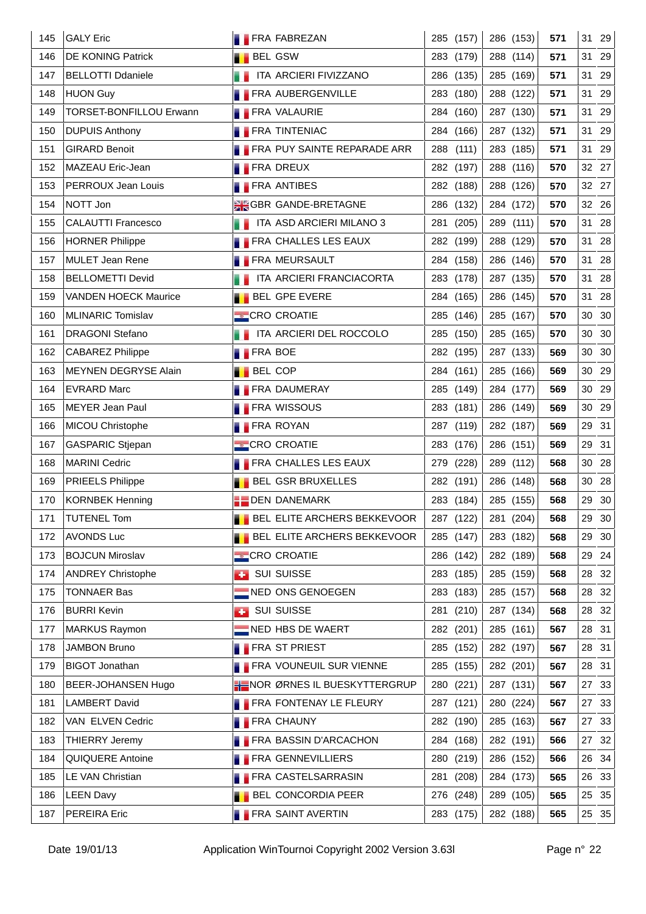| | | | | | | | |
|---|---|---|---|---|---|---|---|
| 145 | GALY Eric | FRA FABREZAN | 285 (157) | 286 (153) | **571** | 31 | 29 |
| 146 | DE KONING Patrick | BEL GSW | 283 (179) | 288 (114) | **571** | 31 | 29 |
| 147 | BELLOTTI Ddaniele | ITA ARCIERI FIVIZZANO | 286 (135) | 285 (169) | **571** | 31 | 29 |
| 148 | HUON Guy | FRA AUBERGENVILLE | 283 (180) | 288 (122) | **571** | 31 | 29 |
| 149 | TORSET-BONFILLOU Erwann | FRA VALAURIE | 284 (160) | 287 (130) | **571** | 31 | 29 |
| 150 | DUPUIS Anthony | FRA TINTENIAC | 284 (166) | 287 (132) | **571** | 31 | 29 |
| 151 | GIRARD Benoit | FRA PUY SAINTE REPARADE ARR | 288 (111) | 283 (185) | **571** | 31 | 29 |
| 152 | MAZEAU Eric-Jean | FRA DREUX | 282 (197) | 288 (116) | **570** | 32 | 27 |
| 153 | PERROUX Jean Louis | FRA ANTIBES | 282 (188) | 288 (126) | **570** | 32 | 27 |
| 154 | NOTT Jon | GBR GANDE-BRETAGNE | 286 (132) | 284 (172) | **570** | 32 | 26 |
| 155 | CALAUTTI Francesco | ITA ASD ARCIERI MILANO 3 | 281 (205) | 289 (111) | **570** | 31 | 28 |
| 156 | HORNER Philippe | FRA CHALLES LES EAUX | 282 (199) | 288 (129) | **570** | 31 | 28 |
| 157 | MULET Jean Rene | FRA MEURSAULT | 284 (158) | 286 (146) | **570** | 31 | 28 |
| 158 | BELLOMETTI Devid | ITA ARCIERI FRANCIACORTA | 283 (178) | 287 (135) | **570** | 31 | 28 |
| 159 | VANDEN HOECK Maurice | BEL GPE EVERE | 284 (165) | 286 (145) | **570** | 31 | 28 |
| 160 | MLINARIC Tomislav | CRO CROATIE | 285 (146) | 285 (167) | **570** | 30 | 30 |
| 161 | DRAGONI Stefano | ITA ARCIERI DEL ROCCOLO | 285 (150) | 285 (165) | **570** | 30 | 30 |
| 162 | CABAREZ Philippe | FRA BOE | 282 (195) | 287 (133) | **569** | 30 | 30 |
| 163 | MEYNEN DEGRYSE Alain | BEL COP | 284 (161) | 285 (166) | **569** | 30 | 29 |
| 164 | EVRARD Marc | FRA DAUMERAY | 285 (149) | 284 (177) | **569** | 30 | 29 |
| 165 | MEYER Jean Paul | FRA WISSOUS | 283 (181) | 286 (149) | **569** | 30 | 29 |
| 166 | MICOU Christophe | FRA ROYAN | 287 (119) | 282 (187) | **569** | 29 | 31 |
| 167 | GASPARIC Stjepan | CRO CROATIE | 283 (176) | 286 (151) | **569** | 29 | 31 |
| 168 | MARINI Cedric | FRA CHALLES LES EAUX | 279 (228) | 289 (112) | **568** | 30 | 28 |
| 169 | PRIEELS Philippe | BEL GSR BRUXELLES | 282 (191) | 286 (148) | **568** | 30 | 28 |
| 170 | KORNBEK Henning | DEN DANEMARK | 283 (184) | 285 (155) | **568** | 29 | 30 |
| 171 | TUTENEL Tom | BEL ELITE ARCHERS BEKKEVOOR | 287 (122) | 281 (204) | **568** | 29 | 30 |
| 172 | AVONDS Luc | BEL ELITE ARCHERS BEKKEVOOR | 285 (147) | 283 (182) | **568** | 29 | 30 |
| 173 | BOJCUN Miroslav | CRO CROATIE | 286 (142) | 282 (189) | **568** | 29 | 24 |
| 174 | ANDREY Christophe | SUI SUISSE | 283 (185) | 285 (159) | **568** | 28 | 32 |
| 175 | TONNAER Bas | NED ONS GENOEGEN | 283 (183) | 285 (157) | **568** | 28 | 32 |
| 176 | BURRI Kevin | SUI SUISSE | 281 (210) | 287 (134) | **568** | 28 | 32 |
| 177 | MARKUS Raymon | NED HBS DE WAERT | 282 (201) | 285 (161) | **567** | 28 | 31 |
| 178 | JAMBON Bruno | FRA ST PRIEST | 285 (152) | 282 (197) | **567** | 28 | 31 |
| 179 | BIGOT Jonathan | FRA VOUNEUIL SUR VIENNE | 285 (155) | 282 (201) | **567** | 28 | 31 |
| 180 | BEER-JOHANSEN Hugo | NOR ØRNES IL BUESKYTTERGRUP | 280 (221) | 287 (131) | **567** | 27 | 33 |
| 181 | LAMBERT David | FRA FONTENAY LE FLEURY | 287 (121) | 280 (224) | **567** | 27 | 33 |
| 182 | VAN ELVEN Cedric | FRA CHAUNY | 282 (190) | 285 (163) | **567** | 27 | 33 |
| 183 | THIERRY Jeremy | FRA BASSIN D'ARCACHON | 284 (168) | 282 (191) | **566** | 27 | 32 |
| 184 | QUIQUERE Antoine | FRA GENNEVILLIERS | 280 (219) | 286 (152) | **566** | 26 | 34 |
| 185 | LE VAN Christian | FRA CASTELSARRASIN | 281 (208) | 284 (173) | **565** | 26 | 33 |
| 186 | LEEN Davy | BEL CONCORDIA PEER | 276 (248) | 289 (105) | **565** | 25 | 35 |
| 187 | PEREIRA Eric | FRA SAINT AVERTIN | 283 (175) | 282 (188) | **565** | 25 | 35 |

Date 19/01/13 Application WinTournoi Copyright 2002 Version 3.63l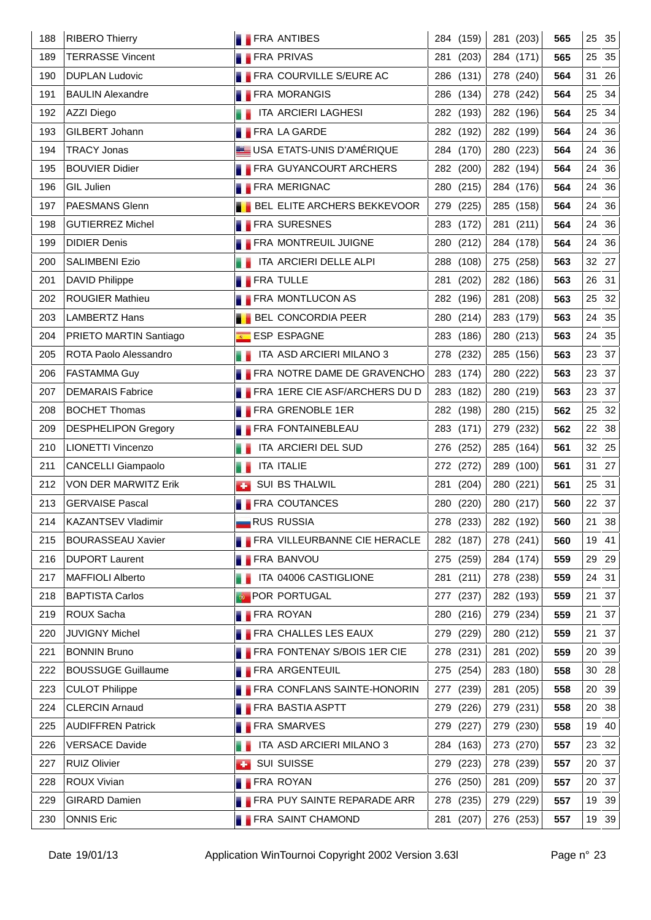| 188 | RIBERO Thierry | FRA ANTIBES | 284 (159) | 281 (203) | **565** | 25 | 35 |
|---|---|---|---|---|---|---|---|
| 189 | TERRASSE Vincent | FRA PRIVAS | 281 (203) | 284 (171) | **565** | 25 | 35 |
| 190 | DUPLAN Ludovic | FRA COURVILLE S/EURE AC | 286 (131) | 278 (240) | **564** | 31 | 26 |
| 191 | BAULIN Alexandre | FRA MORANGIS | 286 (134) | 278 (242) | **564** | 25 | 34 |
| 192 | AZZI Diego | ITA ARCIERI LAGHESI | 282 (193) | 282 (196) | **564** | 25 | 34 |
| 193 | GILBERT Johann | FRA LA GARDE | 282 (192) | 282 (199) | **564** | 24 | 36 |
| 194 | TRACY Jonas | USA ETATS-UNIS D'AMÉRIQUE | 284 (170) | 280 (223) | **564** | 24 | 36 |
| 195 | BOUVIER Didier | FRA GUYANCOURT ARCHERS | 282 (200) | 282 (194) | **564** | 24 | 36 |
| 196 | GIL Julien | FRA MERIGNAC | 280 (215) | 284 (176) | **564** | 24 | 36 |
| 197 | PAESMANS Glenn | BEL ELITE ARCHERS BEKKEVOOR | 279 (225) | 285 (158) | **564** | 24 | 36 |
| 198 | GUTIERREZ Michel | FRA SURESNES | 283 (172) | 281 (211) | **564** | 24 | 36 |
| 199 | DIDIER Denis | FRA MONTREUIL JUIGNE | 280 (212) | 284 (178) | **564** | 24 | 36 |
| 200 | SALIMBENI Ezio | ITA ARCIERI DELLE ALPI | 288 (108) | 275 (258) | **563** | 32 | 27 |
| 201 | DAVID Philippe | FRA TULLE | 281 (202) | 282 (186) | **563** | 26 | 31 |
| 202 | ROUGIER Mathieu | FRA MONTLUCON AS | 282 (196) | 281 (208) | **563** | 25 | 32 |
| 203 | LAMBERTZ Hans | BEL CONCORDIA PEER | 280 (214) | 283 (179) | **563** | 24 | 35 |
| 204 | PRIETO MARTIN Santiago | ESP ESPAGNE | 283 (186) | 280 (213) | **563** | 24 | 35 |
| 205 | ROTA Paolo Alessandro | ITA ASD ARCIERI MILANO 3 | 278 (232) | 285 (156) | **563** | 23 | 37 |
| 206 | FASTAMMA Guy | FRA NOTRE DAME DE GRAVENCHO | 283 (174) | 280 (222) | **563** | 23 | 37 |
| 207 | DEMARAIS Fabrice | FRA 1ERE CIE ASF/ARCHERS DU D | 283 (182) | 280 (219) | **563** | 23 | 37 |
| 208 | BOCHET Thomas | FRA GRENOBLE 1ER | 282 (198) | 280 (215) | **562** | 25 | 32 |
| 209 | DESPHELIPON Gregory | FRA FONTAINEBLEAU | 283 (171) | 279 (232) | **562** | 22 | 38 |
| 210 | LIONETTI Vincenzo | ITA ARCIERI DEL SUD | 276 (252) | 285 (164) | **561** | 32 | 25 |
| 211 | CANCELLI Giampaolo | ITA ITALIE | 272 (272) | 289 (100) | **561** | 31 | 27 |
| 212 | VON DER MARWITZ Erik | SUI BS THALWIL | 281 (204) | 280 (221) | **561** | 25 | 31 |
| 213 | GERVAISE Pascal | FRA COUTANCES | 280 (220) | 280 (217) | **560** | 22 | 37 |
| 214 | KAZANTSEV Vladimir | RUS RUSSIA | 278 (233) | 282 (192) | **560** | 21 | 38 |
| 215 | BOURASSEAU Xavier | FRA VILLEURBANNE CIE HERACLE | 282 (187) | 278 (241) | **560** | 19 | 41 |
| 216 | DUPORT Laurent | FRA BANVOU | 275 (259) | 284 (174) | **559** | 29 | 29 |
| 217 | MAFFIOLI Alberto | ITA 04006 CASTIGLIONE | 281 (211) | 278 (238) | **559** | 24 | 31 |
| 218 | BAPTISTA Carlos | POR PORTUGAL | 277 (237) | 282 (193) | **559** | 21 | 37 |
| 219 | ROUX Sacha | FRA ROYAN | 280 (216) | 279 (234) | **559** | 21 | 37 |
| 220 | JUVIGNY Michel | FRA CHALLES LES EAUX | 279 (229) | 280 (212) | **559** | 21 | 37 |
| 221 | BONNIN Bruno | FRA FONTENAY S/BOIS 1ER CIE | 278 (231) | 281 (202) | **559** | 20 | 39 |
| 222 | BOUSSUGE Guillaume | FRA ARGENTEUIL | 275 (254) | 283 (180) | **558** | 30 | 28 |
| 223 | CULOT Philippe | FRA CONFLANS SAINTE-HONORIN | 277 (239) | 281 (205) | **558** | 20 | 39 |
| 224 | CLERCIN Arnaud | FRA BASTIA ASPTT | 279 (226) | 279 (231) | **558** | 20 | 38 |
| 225 | AUDIFFREN Patrick | FRA SMARVES | 279 (227) | 279 (230) | **558** | 19 | 40 |
| 226 | VERSACE Davide | ITA ASD ARCIERI MILANO 3 | 284 (163) | 273 (270) | **557** | 23 | 32 |
| 227 | RUIZ Olivier | SUI SUISSE | 279 (223) | 278 (239) | **557** | 20 | 37 |
| 228 | ROUX Vivian | FRA ROYAN | 276 (250) | 281 (209) | **557** | 20 | 37 |
| 229 | GIRARD Damien | FRA PUY SAINTE REPARADE ARR | 278 (235) | 279 (229) | **557** | 19 | 39 |
| 230 | ONNIS Eric | FRA SAINT CHAMOND | 281 (207) | 276 (253) | **557** | 19 | 39 |

Date 19/01/13 Application WinTournoi Copyright 2002 Version 3.63l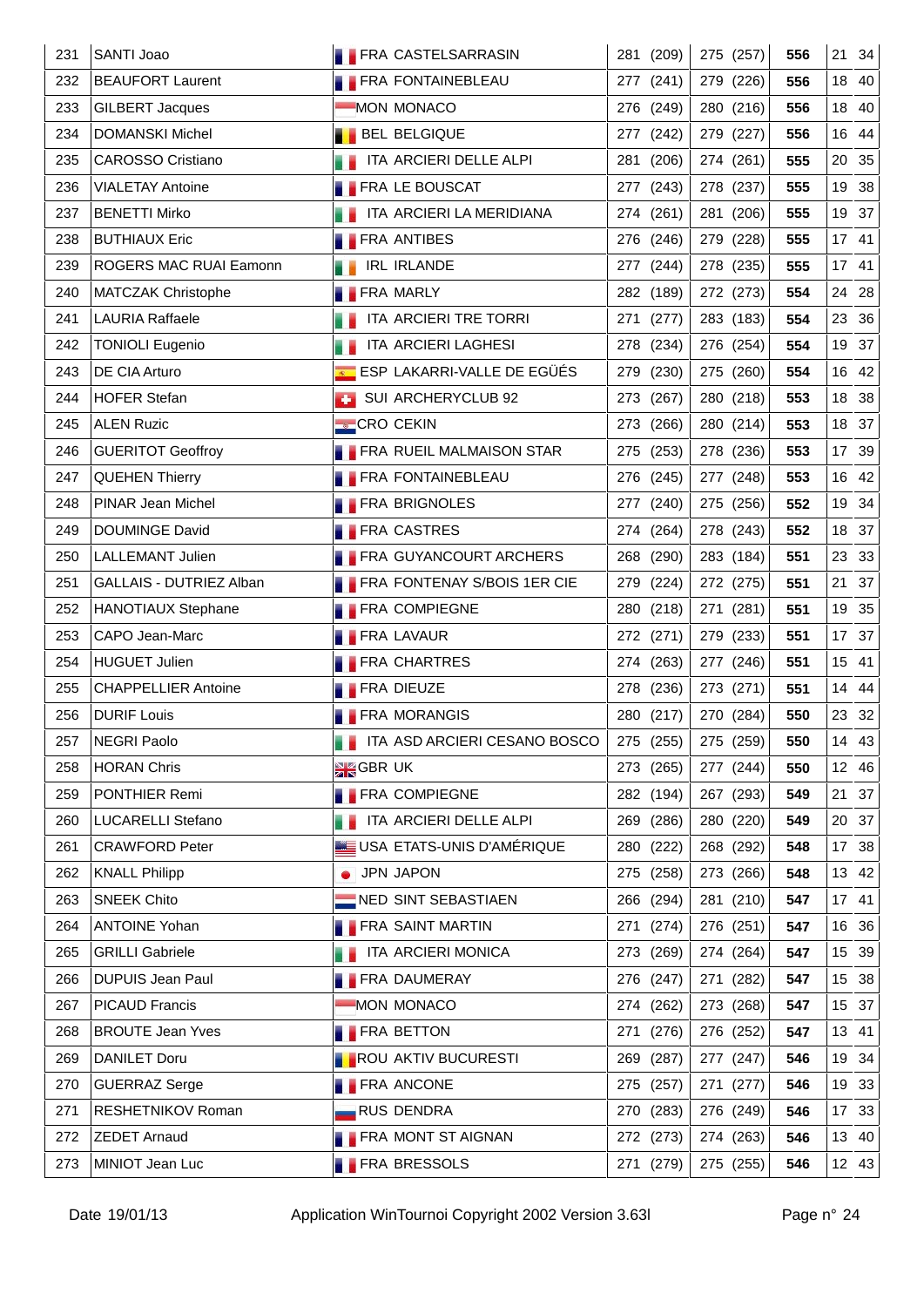| | | | | | | | |
|---|---|---|---|---|---|---|---|
| 231 | SANTI Joao | FRA CASTELSARRASIN | 281 (209) | 275 (257) | **556** | 21 | 34 |
| 232 | BEAUFORT Laurent | FRA FONTAINEBLEAU | 277 (241) | 279 (226) | **556** | 18 | 40 |
| 233 | GILBERT Jacques | MON MONACO | 276 (249) | 280 (216) | **556** | 18 | 40 |
| 234 | DOMANSKI Michel | BEL BELGIQUE | 277 (242) | 279 (227) | **556** | 16 | 44 |
| 235 | CAROSSO Cristiano | ITA ARCIERI DELLE ALPI | 281 (206) | 274 (261) | **555** | 20 | 35 |
| 236 | VIALETAY Antoine | FRA LE BOUSCAT | 277 (243) | 278 (237) | **555** | 19 | 38 |
| 237 | BENETTI Mirko | ITA ARCIERI LA MERIDIANA | 274 (261) | 281 (206) | **555** | 19 | 37 |
| 238 | BUTHIAUX Eric | FRA ANTIBES | 276 (246) | 279 (228) | **555** | 17 | 41 |
| 239 | ROGERS MAC RUAI Eamonn | IRL IRLANDE | 277 (244) | 278 (235) | **555** | 17 | 41 |
| 240 | MATCZAK Christophe | FRA MARLY | 282 (189) | 272 (273) | **554** | 24 | 28 |
| 241 | LAURIA Raffaele | ITA ARCIERI TRE TORRI | 271 (277) | 283 (183) | **554** | 23 | 36 |
| 242 | TONIOLI Eugenio | ITA ARCIERI LAGHESI | 278 (234) | 276 (254) | **554** | 19 | 37 |
| 243 | DE CIA Arturo | ESP LAKARRI-VALLE DE EGÜÉS | 279 (230) | 275 (260) | **554** | 16 | 42 |
| 244 | HOFER Stefan | SUI ARCHERYCLUB 92 | 273 (267) | 280 (218) | **553** | 18 | 38 |
| 245 | ALEN Ruzic | CRO CEKIN | 273 (266) | 280 (214) | **553** | 18 | 37 |
| 246 | GUERITOT Geoffroy | FRA RUEIL MALMAISON STAR | 275 (253) | 278 (236) | **553** | 17 | 39 |
| 247 | QUEHEN Thierry | FRA FONTAINEBLEAU | 276 (245) | 277 (248) | **553** | 16 | 42 |
| 248 | PINAR Jean Michel | FRA BRIGNOLES | 277 (240) | 275 (256) | **552** | 19 | 34 |
| 249 | DOUMINGE David | FRA CASTRES | 274 (264) | 278 (243) | **552** | 18 | 37 |
| 250 | LALLEMANT Julien | FRA GUYANCOURT ARCHERS | 268 (290) | 283 (184) | **551** | 23 | 33 |
| 251 | GALLAIS - DUTRIEZ Alban | FRA FONTENAY S/BOIS 1ER CIE | 279 (224) | 272 (275) | **551** | 21 | 37 |
| 252 | HANOTIAUX Stephane | FRA COMPIEGNE | 280 (218) | 271 (281) | **551** | 19 | 35 |
| 253 | CAPO Jean-Marc | FRA LAVAUR | 272 (271) | 279 (233) | **551** | 17 | 37 |
| 254 | HUGUET Julien | FRA CHARTRES | 274 (263) | 277 (246) | **551** | 15 | 41 |
| 255 | CHAPPELLIER Antoine | FRA DIEUZE | 278 (236) | 273 (271) | **551** | 14 | 44 |
| 256 | DURIF Louis | FRA MORANGIS | 280 (217) | 270 (284) | **550** | 23 | 32 |
| 257 | NEGRI Paolo | ITA ASD ARCIERI CESANO BOSCO | 275 (255) | 275 (259) | **550** | 14 | 43 |
| 258 | HORAN Chris | GBR UK | 273 (265) | 277 (244) | **550** | 12 | 46 |
| 259 | PONTHIER Remi | FRA COMPIEGNE | 282 (194) | 267 (293) | **549** | 21 | 37 |
| 260 | LUCARELLI Stefano | ITA ARCIERI DELLE ALPI | 269 (286) | 280 (220) | **549** | 20 | 37 |
| 261 | CRAWFORD Peter | USA ETATS-UNIS D'AMÉRIQUE | 280 (222) | 268 (292) | **548** | 17 | 38 |
| 262 | KNALL Philipp | JPN JAPON | 275 (258) | 273 (266) | **548** | 13 | 42 |
| 263 | SNEEK Chito | NED SINT SEBASTIAEN | 266 (294) | 281 (210) | **547** | 17 | 41 |
| 264 | ANTOINE Yohan | FRA SAINT MARTIN | 271 (274) | 276 (251) | **547** | 16 | 36 |
| 265 | GRILLI Gabriele | ITA ARCIERI MONICA | 273 (269) | 274 (264) | **547** | 15 | 39 |
| 266 | DUPUIS Jean Paul | FRA DAUMERAY | 276 (247) | 271 (282) | **547** | 15 | 38 |
| 267 | PICAUD Francis | MON MONACO | 274 (262) | 273 (268) | **547** | 15 | 37 |
| 268 | BROUTE Jean Yves | FRA BETTON | 271 (276) | 276 (252) | **547** | 13 | 41 |
| 269 | DANILET Doru | ROU AKTIV BUCURESTI | 269 (287) | 277 (247) | **546** | 19 | 34 |
| 270 | GUERRAZ Serge | FRA ANCONE | 275 (257) | 271 (277) | **546** | 19 | 33 |
| 271 | RESHETNIKOV Roman | RUS DENDRA | 270 (283) | 276 (249) | **546** | 17 | 33 |
| 272 | ZEDET Arnaud | FRA MONT ST AIGNAN | 272 (273) | 274 (263) | **546** | 13 | 40 |
| 273 | MINIOT Jean Luc | FRA BRESSOLS | 271 (279) | 275 (255) | **546** | 12 | 43 |

Date 19/01/13 Application WinTournoi Copyright 2002 Version 3.63l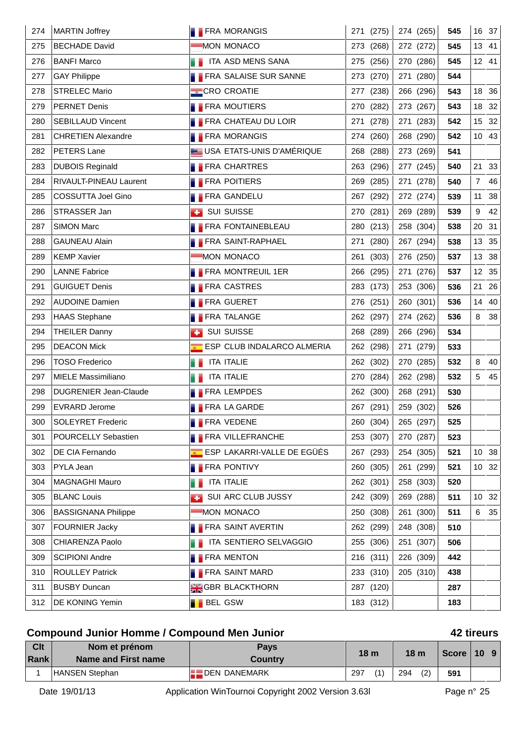| | | | | | | | |
|---|---|---|---|---|---|---|---|
| 274 | MARTIN Joffrey | FRA MORANGIS | 271 (275) | 274 (265) | **545** | 16 | 37 |
| 275 | BECHADE David | MON MONACO | 273 (268) | 272 (272) | **545** | 13 | 41 |
| 276 | BANFI Marco | ITA ASD MENS SANA | 275 (256) | 270 (286) | **545** | 12 | 41 |
| 277 | GAY Philippe | FRA SALAISE SUR SANNE | 273 (270) | 271 (280) | **544** | | |
| 278 | STRELEC Mario | CRO CROATIE | 277 (238) | 266 (296) | **543** | 18 | 36 |
| 279 | PERNET Denis | FRA MOUTIERS | 270 (282) | 273 (267) | **543** | 18 | 32 |
| 280 | SEBILLAUD Vincent | FRA CHATEAU DU LOIR | 271 (278) | 271 (283) | **542** | 15 | 32 |
| 281 | CHRETIEN Alexandre | FRA MORANGIS | 274 (260) | 268 (290) | **542** | 10 | 43 |
| 282 | PETERS Lane | USA ETATS-UNIS D'AMÉRIQUE | 268 (288) | 273 (269) | **541** | | |
| 283 | DUBOIS Reginald | FRA CHARTRES | 263 (296) | 277 (245) | **540** | 21 | 33 |
| 284 | RIVAULT-PINEAU Laurent | FRA POITIERS | 269 (285) | 271 (278) | **540** | 7 | 46 |
| 285 | COSSUTTA Joel Gino | FRA GANDELU | 267 (292) | 272 (274) | **539** | 11 | 38 |
| 286 | STRASSER Jan | SUI SUISSE | 270 (281) | 269 (289) | **539** | 9 | 42 |
| 287 | SIMON Marc | FRA FONTAINEBLEAU | 280 (213) | 258 (304) | **538** | 20 | 31 |
| 288 | GAUNEAU Alain | FRA SAINT-RAPHAEL | 271 (280) | 267 (294) | **538** | 13 | 35 |
| 289 | KEMP Xavier | MON MONACO | 261 (303) | 276 (250) | **537** | 13 | 38 |
| 290 | LANNE Fabrice | FRA MONTREUIL 1ER | 266 (295) | 271 (276) | **537** | 12 | 35 |
| 291 | GUIGUET Denis | FRA CASTRES | 283 (173) | 253 (306) | **536** | 21 | 26 |
| 292 | AUDOINE Damien | FRA GUERET | 276 (251) | 260 (301) | **536** | 14 | 40 |
| 293 | HAAS Stephane | FRA TALANGE | 262 (297) | 274 (262) | **536** | 8 | 38 |
| 294 | THEILER Danny | SUI SUISSE | 268 (289) | 266 (296) | **534** | | |
| 295 | DEACON Mick | ESP CLUB INDALARCO ALMERIA | 262 (298) | 271 (279) | **533** | | |
| 296 | TOSO Frederico | ITA ITALIE | 262 (302) | 270 (285) | **532** | 8 | 40 |
| 297 | MIELE Massimiliano | ITA ITALIE | 270 (284) | 262 (298) | **532** | 5 | 45 |
| 298 | DUGRENIER Jean-Claude | FRA LEMPDES | 262 (300) | 268 (291) | **530** | | |
| 299 | EVRARD Jerome | FRA LA GARDE | 267 (291) | 259 (302) | **526** | | |
| 300 | SOLEYRET Frederic | FRA VEDENE | 260 (304) | 265 (297) | **525** | | |
| 301 | POURCELLY Sebastien | FRA VILLEFRANCHE | 253 (307) | 270 (287) | **523** | | |
| 302 | DE CIA Fernando | ESP LAKARRI-VALLE DE EGÜÉS | 267 (293) | 254 (305) | **521** | 10 | 38 |
| 303 | PYLA Jean | FRA PONTIVY | 260 (305) | 261 (299) | **521** | 10 | 32 |
| 304 | MAGNAGHI Mauro | ITA ITALIE | 262 (301) | 258 (303) | **520** | | |
| 305 | BLANC Louis | SUI ARC CLUB JUSSY | 242 (309) | 269 (288) | **511** | 10 | 32 |
| 306 | BASSIGNANA Philippe | MON MONACO | 250 (308) | 261 (300) | **511** | 6 | 35 |
| 307 | FOURNIER Jacky | FRA SAINT AVERTIN | 262 (299) | 248 (308) | **510** | | |
| 308 | CHIARENZA Paolo | ITA SENTIERO SELVAGGIO | 255 (306) | 251 (307) | **506** | | |
| 309 | SCIPIONI Andre | FRA MENTON | 216 (311) | 226 (309) | **442** | | |
| 310 | ROULLEY Patrick | FRA SAINT MARD | 233 (310) | 205 (310) | **438** | | |
| 311 | BUSBY Duncan | GBR BLACKTHORN | 287 (120) | | **287** | | |
| 312 | DE KONING Yemin | BEL GSW | 183 (312) | | **183** | | |

## Compound Junior Homme / Compound Men Junior

**42 tireurs**

| Clt Rank | Nom et prénom Name and First name | Pays Country | 18 m | 18 m | Score | 10 | 9 |
|---|---|---|---|---|---|---|---|
| 1 | HANSEN Stephan | DEN DANEMARK | 297 (1) | 294 (2) | **591** | | |

Date 19/01/13 Application WinTournoi Copyright 2002 Version 3.63l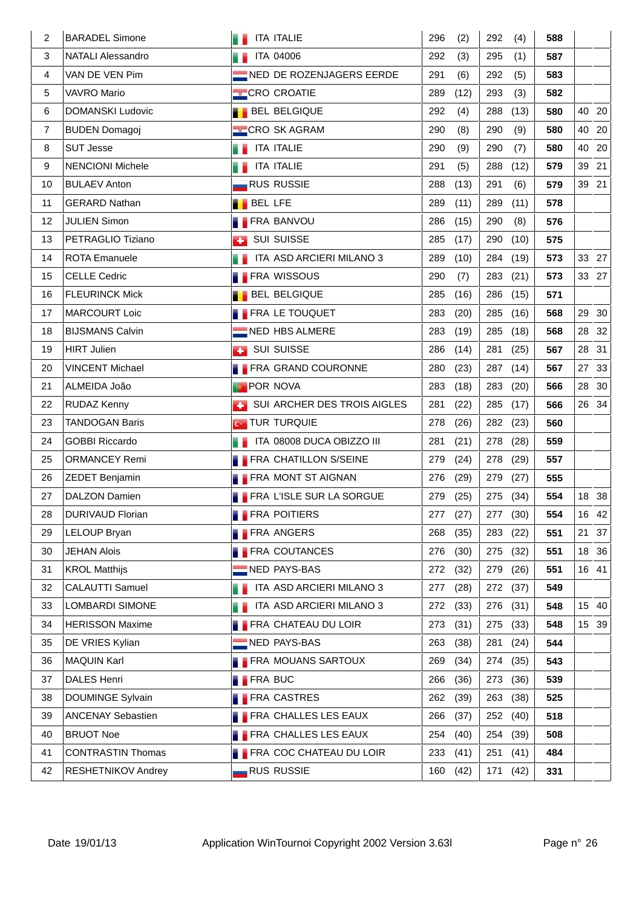| | | | | | | | | | | |
|---|---|---|---|---|---|---|---|---|---|---|
| 2 | BARADEL Simone | ITA ITALIE | 296 | (2) | 292 | (4) | **588** | | |
| 3 | NATALI Alessandro | ITA 04006 | 292 | (3) | 295 | (1) | **587** | | |
| 4 | VAN DE VEN Pim | NED DE ROZENJAGERS EERDE | 291 | (6) | 292 | (5) | **583** | | |
| 5 | VAVRO Mario | CRO CROATIE | 289 | (12) | 293 | (3) | **582** | | |
| 6 | DOMANSKI Ludovic | BEL BELGIQUE | 292 | (4) | 288 | (13) | **580** | 40 | 20 |
| 7 | BUDEN Domagoj | CRO SK AGRAM | 290 | (8) | 290 | (9) | **580** | 40 | 20 |
| 8 | SUT Jesse | ITA ITALIE | 290 | (9) | 290 | (7) | **580** | 40 | 20 |
| 9 | NENCIONI Michele | ITA ITALIE | 291 | (5) | 288 | (12) | **579** | 39 | 21 |
| 10 | BULAEV Anton | RUS RUSSIE | 288 | (13) | 291 | (6) | **579** | 39 | 21 |
| 11 | GERARD Nathan | BEL LFE | 289 | (11) | 289 | (11) | **578** | | |
| 12 | JULIEN Simon | FRA BANVOU | 286 | (15) | 290 | (8) | **576** | | |
| 13 | PETRAGLIO Tiziano | SUI SUISSE | 285 | (17) | 290 | (10) | **575** | | |
| 14 | ROTA Emanuele | ITA ASD ARCIERI MILANO 3 | 289 | (10) | 284 | (19) | **573** | 33 | 27 |
| 15 | CELLE Cedric | FRA WISSOUS | 290 | (7) | 283 | (21) | **573** | 33 | 27 |
| 16 | FLEURINCK Mick | BEL BELGIQUE | 285 | (16) | 286 | (15) | **571** | | |
| 17 | MARCOURT Loic | FRA LE TOUQUET | 283 | (20) | 285 | (16) | **568** | 29 | 30 |
| 18 | BIJSMANS Calvin | NED HBS ALMERE | 283 | (19) | 285 | (18) | **568** | 28 | 32 |
| 19 | HIRT Julien | SUI SUISSE | 286 | (14) | 281 | (25) | **567** | 28 | 31 |
| 20 | VINCENT Michael | FRA GRAND COURONNE | 280 | (23) | 287 | (14) | **567** | 27 | 33 |
| 21 | ALMEIDA João | POR NOVA | 283 | (18) | 283 | (20) | **566** | 28 | 30 |
| 22 | RUDAZ Kenny | SUI ARCHER DES TROIS AIGLES | 281 | (22) | 285 | (17) | **566** | 26 | 34 |
| 23 | TANDOGAN Baris | TUR TURQUIE | 278 | (26) | 282 | (23) | **560** | | |
| 24 | GOBBI Riccardo | ITA 08008 DUCA OBIZZO III | 281 | (21) | 278 | (28) | **559** | | |
| 25 | ORMANCEY Remi | FRA CHATILLON S/SEINE | 279 | (24) | 278 | (29) | **557** | | |
| 26 | ZEDET Benjamin | FRA MONT ST AIGNAN | 276 | (29) | 279 | (27) | **555** | | |
| 27 | DALZON Damien | FRA L'ISLE SUR LA SORGUE | 279 | (25) | 275 | (34) | **554** | 18 | 38 |
| 28 | DURIVAUD Florian | FRA POITIERS | 277 | (27) | 277 | (30) | **554** | 16 | 42 |
| 29 | LELOUP Bryan | FRA ANGERS | 268 | (35) | 283 | (22) | **551** | 21 | 37 |
| 30 | JEHAN Alois | FRA COUTANCES | 276 | (30) | 275 | (32) | **551** | 18 | 36 |
| 31 | KROL Matthijs | NED PAYS-BAS | 272 | (32) | 279 | (26) | **551** | 16 | 41 |
| 32 | CALAUTTI Samuel | ITA ASD ARCIERI MILANO 3 | 277 | (28) | 272 | (37) | **549** | | |
| 33 | LOMBARDI SIMONE | ITA ASD ARCIERI MILANO 3 | 272 | (33) | 276 | (31) | **548** | 15 | 40 |
| 34 | HERISSON Maxime | FRA CHATEAU DU LOIR | 273 | (31) | 275 | (33) | **548** | 15 | 39 |
| 35 | DE VRIES Kylian | NED PAYS-BAS | 263 | (38) | 281 | (24) | **544** | | |
| 36 | MAQUIN Karl | FRA MOUANS SARTOUX | 269 | (34) | 274 | (35) | **543** | | |
| 37 | DALES Henri | FRA BUC | 266 | (36) | 273 | (36) | **539** | | |
| 38 | DOUMINGE Sylvain | FRA CASTRES | 262 | (39) | 263 | (38) | **525** | | |
| 39 | ANCENAY Sebastien | FRA CHALLES LES EAUX | 266 | (37) | 252 | (40) | **518** | | |
| 40 | BRUOT Noe | FRA CHALLES LES EAUX | 254 | (40) | 254 | (39) | **508** | | |
| 41 | CONTRASTIN Thomas | FRA COC CHATEAU DU LOIR | 233 | (41) | 251 | (41) | **484** | | |
| 42 | RESHETNIKOV Andrey | RUS RUSSIE | 160 | (42) | 171 | (42) | **331** | | |

Date 19/01/13 Application WinTournoi Copyright 2002 Version 3.63l